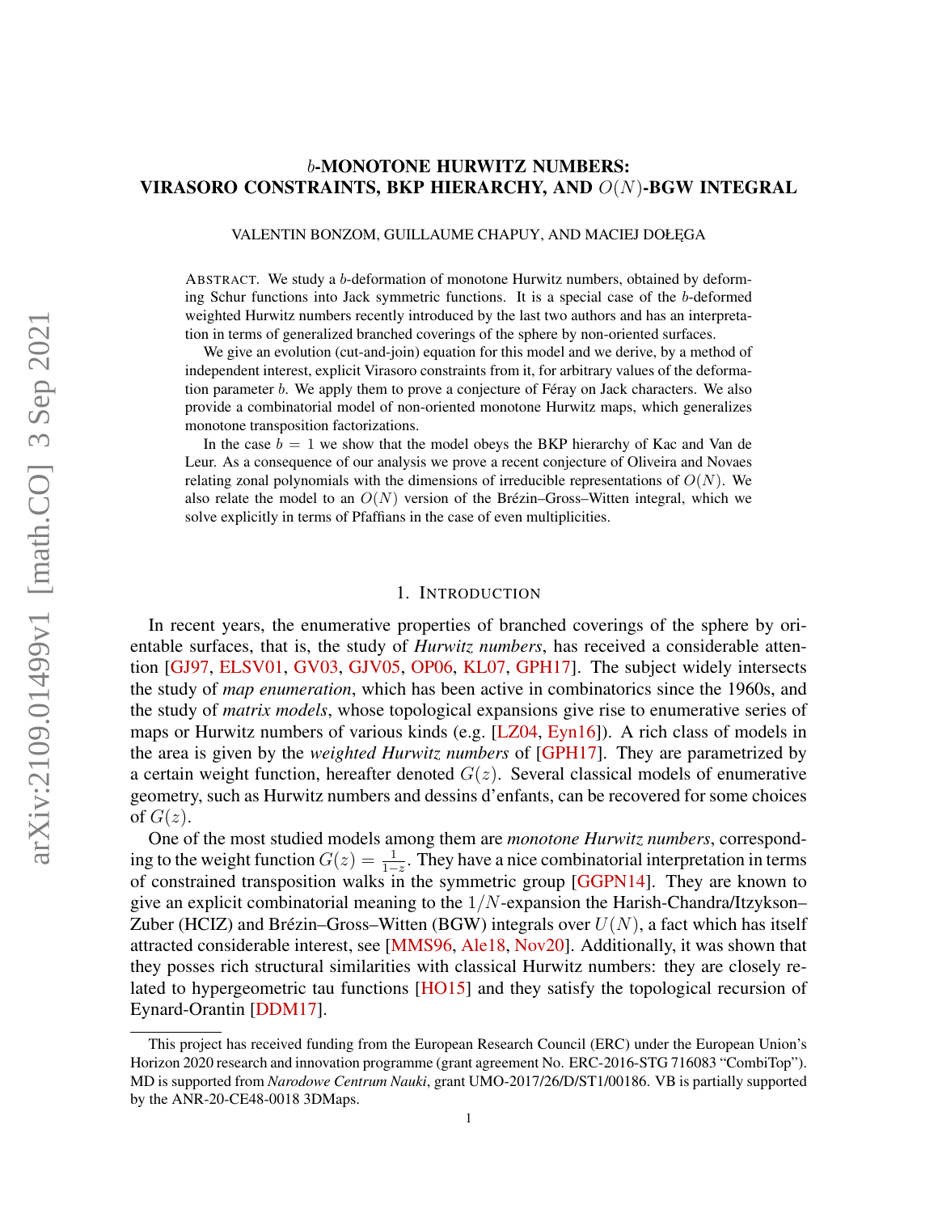# $b$-MONOTONE HURWITZ NUMBERS: VIRASORO CONSTRAINTS, BKP HIERARCHY, AND $O(N)$-BGW INTEGRAL

VALENTIN BONZOM, GUILLAUME CHAPUY, AND MACIEJ DOŁĘGA

ABSTRACT. We study a $b$-deformation of monotone Hurwitz numbers, obtained by deforming Schur functions into Jack symmetric functions. It is a special case of the $b$-deformed weighted Hurwitz numbers recently introduced by the last two authors and has an interpretation in terms of generalized branched coverings of the sphere by non-oriented surfaces.

We give an evolution (cut-and-join) equation for this model and we derive, by a method of independent interest, explicit Virasoro constraints from it, for arbitrary values of the deformation parameter $b$. We apply them to prove a conjecture of Féray on Jack characters. We also provide a combinatorial model of non-oriented monotone Hurwitz maps, which generalizes monotone transposition factorizations.

In the case $b = 1$ we show that the model obeys the BKP hierarchy of Kac and Van de Leur. As a consequence of our analysis we prove a recent conjecture of Oliveira and Novaes relating zonal polynomials with the dimensions of irreducible representations of $O(N)$. We also relate the model to an $O(N)$ version of the Brézin–Gross–Witten integral, which we solve explicitly in terms of Pfaffians in the case of even multiplicities.

## 1. INTRODUCTION

In recent years, the enumerative properties of branched coverings of the sphere by orientable surfaces, that is, the study of *Hurwitz numbers*, has received a considerable attention [GJ97, ELSV01, GV03, GJV05, OP06, KL07, GPH17]. The subject widely intersects the study of *map enumeration*, which has been active in combinatorics since the 1960s, and the study of *matrix models*, whose topological expansions give rise to enumerative series of maps or Hurwitz numbers of various kinds (e.g. [LZ04, Eyn16]). A rich class of models in the area is given by the *weighted Hurwitz numbers* of [GPH17]. They are parametrized by a certain weight function, hereafter denoted $G(z)$. Several classical models of enumerative geometry, such as Hurwitz numbers and dessins d'enfants, can be recovered for some choices of $G(z)$.

One of the most studied models among them are *monotone Hurwitz numbers*, corresponding to the weight function $G(z) = \frac{1}{1-z}$. They have a nice combinatorial interpretation in terms of constrained transposition walks in the symmetric group [GGPN14]. They are known to give an explicit combinatorial meaning to the $1/N$-expansion the Harish-Chandra/Itzykson–Zuber (HCIZ) and Brézin–Gross–Witten (BGW) integrals over $U(N)$, a fact which has itself attracted considerable interest, see [MMS96, Ale18, Nov20]. Additionally, it was shown that they posses rich structural similarities with classical Hurwitz numbers: they are closely related to hypergeometric tau functions [HO15] and they satisfy the topological recursion of Eynard-Orantin [DDM17].

This project has received funding from the European Research Council (ERC) under the European Union's Horizon 2020 research and innovation programme (grant agreement No. ERC-2016-STG 716083 "CombiTop"). MD is supported from *Narodowe Centrum Nauki*, grant UMO-2017/26/D/ST1/00186. VB is partially supported by the ANR-20-CE48-0018 3DMaps.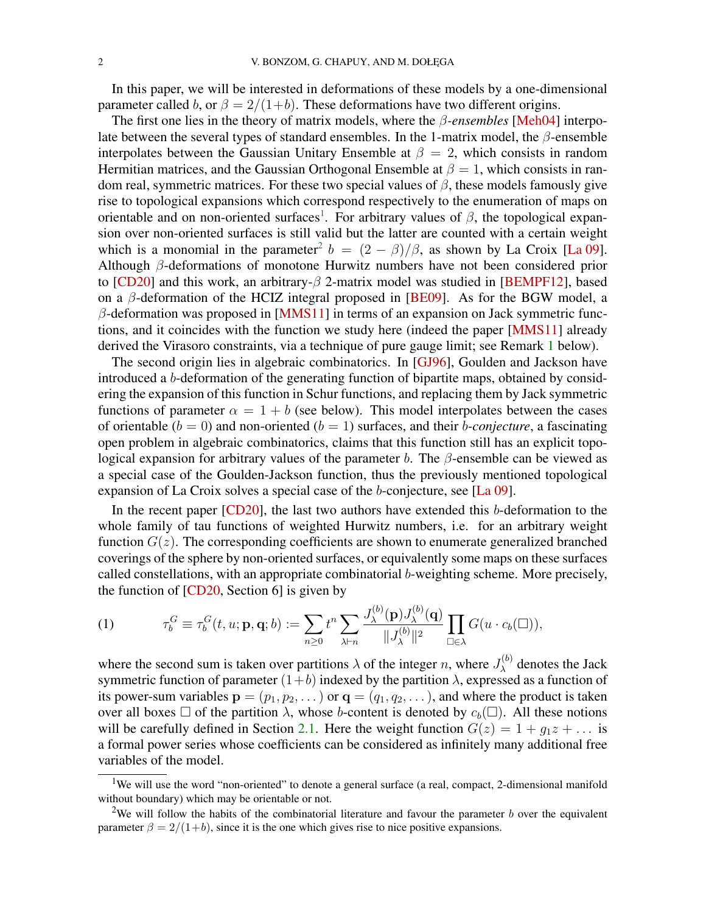In this paper, we will be interested in deformations of these models by a one-dimensional parameter called $b$, or $\beta = 2/(1+b)$. These deformations have two different origins.

The first one lies in the theory of matrix models, where the $\beta$-*ensembles* [Meh04] interpolate between the several types of standard ensembles. In the 1-matrix model, the $\beta$-ensemble interpolates between the Gaussian Unitary Ensemble at $\beta = 2$, which consists in random Hermitian matrices, and the Gaussian Orthogonal Ensemble at $\beta = 1$, which consists in random real, symmetric matrices. For these two special values of $\beta$, these models famously give rise to topological expansions which correspond respectively to the enumeration of maps on orientable and on non-oriented surfaces[1]. For arbitrary values of $\beta$, the topological expansion over non-oriented surfaces is still valid but the latter are counted with a certain weight which is a monomial in the parameter[2] $b = (2-\beta)/\beta$, as shown by La Croix [La 09]. Although $\beta$-deformations of monotone Hurwitz numbers have not been considered prior to [CD20] and this work, an arbitrary-$\beta$ 2-matrix model was studied in [BEMPF12], based on a $\beta$-deformation of the HCIZ integral proposed in [BE09]. As for the BGW model, a $\beta$-deformation was proposed in [MMS11] in terms of an expansion on Jack symmetric functions, and it coincides with the function we study here (indeed the paper [MMS11] already derived the Virasoro constraints, via a technique of pure gauge limit; see Remark 1 below).

The second origin lies in algebraic combinatorics. In [GJ96], Goulden and Jackson have introduced a $b$-deformation of the generating function of bipartite maps, obtained by considering the expansion of this function in Schur functions, and replacing them by Jack symmetric functions of parameter $\alpha = 1 + b$ (see below). This model interpolates between the cases of orientable ($b = 0$) and non-oriented ($b = 1$) surfaces, and their $b$-*conjecture*, a fascinating open problem in algebraic combinatorics, claims that this function still has an explicit topological expansion for arbitrary values of the parameter $b$. The $\beta$-ensemble can be viewed as a special case of the Goulden-Jackson function, thus the previously mentioned topological expansion of La Croix solves a special case of the $b$-conjecture, see [La 09].

In the recent paper [CD20], the last two authors have extended this $b$-deformation to the whole family of tau functions of weighted Hurwitz numbers, i.e. for an arbitrary weight function $G(z)$. The corresponding coefficients are shown to enumerate generalized branched coverings of the sphere by non-oriented surfaces, or equivalently some maps on these surfaces called constellations, with an appropriate combinatorial $b$-weighting scheme. More precisely, the function of [CD20, Section 6] is given by

$$\tau_b^G \equiv \tau_b^G(t, u; \mathbf{p}, \mathbf{q}; b) := \sum_{n \geq 0} t^n \sum_{\lambda \vdash n} \frac{J_\lambda^{(b)}(\mathbf{p}) J_\lambda^{(b)}(\mathbf{q})}{\| J_\lambda^{(b)} \|^2} \prod_{\square \in \lambda} G(u \cdot c_b(\square)), \tag{1}$$

where the second sum is taken over partitions $\lambda$ of the integer $n$, where $J_\lambda^{(b)}$ denotes the Jack symmetric function of parameter $(1+b)$ indexed by the partition $\lambda$, expressed as a function of its power-sum variables $\mathbf{p} = (p_1, p_2, \dots)$ or $\mathbf{q} = (q_1, q_2, \dots)$, and where the product is taken over all boxes $\square$ of the partition $\lambda$, whose $b$-content is denoted by $c_b(\square)$. All these notions will be carefully defined in Section 2.1. Here the weight function $G(z) = 1 + g_1 z + \dots$ is a formal power series whose coefficients can be considered as infinitely many additional free variables of the model.

[1] We will use the word "non-oriented" to denote a general surface (a real, compact, 2-dimensional manifold without boundary) which may be orientable or not.

[2] We will follow the habits of the combinatorial literature and favour the parameter $b$ over the equivalent parameter $\beta = 2/(1+b)$, since it is the one which gives rise to nice positive expansions.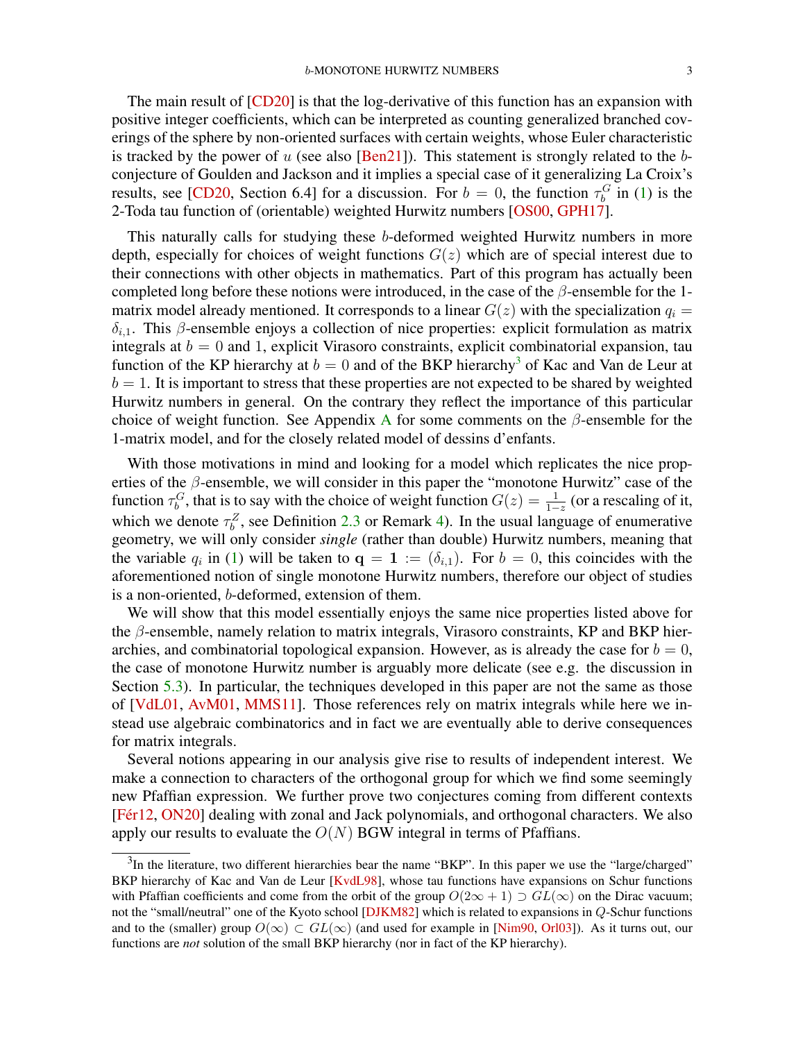The main result of [CD20] is that the log-derivative of this function has an expansion with positive integer coefficients, which can be interpreted as counting generalized branched coverings of the sphere by non-oriented surfaces with certain weights, whose Euler characteristic is tracked by the power of $u$ (see also [Ben21]). This statement is strongly related to the $b$-conjecture of Goulden and Jackson and it implies a special case of it generalizing La Croix's results, see [CD20, Section 6.4] for a discussion. For $b = 0$, the function $\tau_b^G$ in (1) is the 2-Toda tau function of (orientable) weighted Hurwitz numbers [OS00, GPH17].

This naturally calls for studying these $b$-deformed weighted Hurwitz numbers in more depth, especially for choices of weight functions $G(z)$ which are of special interest due to their connections with other objects in mathematics. Part of this program has actually been completed long before these notions were introduced, in the case of the $\beta$-ensemble for the 1-matrix model already mentioned. It corresponds to a linear $G(z)$ with the specialization $q_i = \delta_{i,1}$. This $\beta$-ensemble enjoys a collection of nice properties: explicit formulation as matrix integrals at $b = 0$ and 1, explicit Virasoro constraints, explicit combinatorial expansion, tau function of the KP hierarchy at $b = 0$ and of the BKP hierarchy[3] of Kac and Van de Leur at $b = 1$. It is important to stress that these properties are not expected to be shared by weighted Hurwitz numbers in general. On the contrary they reflect the importance of this particular choice of weight function. See Appendix A for some comments on the $\beta$-ensemble for the 1-matrix model, and for the closely related model of dessins d'enfants.

With those motivations in mind and looking for a model which replicates the nice properties of the $\beta$-ensemble, we will consider in this paper the "monotone Hurwitz" case of the function $\tau_b^G$, that is to say with the choice of weight function $G(z) = \frac{1}{1-z}$ (or a rescaling of it, which we denote $\tau_b^Z$, see Definition 2.3 or Remark 4). In the usual language of enumerative geometry, we will only consider *single* (rather than double) Hurwitz numbers, meaning that the variable $q_i$ in (1) will be taken to $\mathbf{q} = \mathbf{1} := (\delta_{i,1})$. For $b = 0$, this coincides with the aforementioned notion of single monotone Hurwitz numbers, therefore our object of studies is a non-oriented, $b$-deformed, extension of them.

We will show that this model essentially enjoys the same nice properties listed above for the $\beta$-ensemble, namely relation to matrix integrals, Virasoro constraints, KP and BKP hierarchies, and combinatorial topological expansion. However, as is already the case for $b = 0$, the case of monotone Hurwitz number is arguably more delicate (see e.g. the discussion in Section 5.3). In particular, the techniques developed in this paper are not the same as those of [VdL01, AvM01, MMS11]. Those references rely on matrix integrals while here we instead use algebraic combinatorics and in fact we are eventually able to derive consequences for matrix integrals.

Several notions appearing in our analysis give rise to results of independent interest. We make a connection to characters of the orthogonal group for which we find some seemingly new Pfaffian expression. We further prove two conjectures coming from different contexts [Fér12, ON20] dealing with zonal and Jack polynomials, and orthogonal characters. We also apply our results to evaluate the $O(N)$ BGW integral in terms of Pfaffians.

---

[3] In the literature, two different hierarchies bear the name "BKP". In this paper we use the "large/charged" BKP hierarchy of Kac and Van de Leur [KvdL98], whose tau functions have expansions on Schur functions with Pfaffian coefficients and come from the orbit of the group $O(2\infty + 1) \supset GL(\infty)$ on the Dirac vacuum; not the "small/neutral" one of the Kyoto school [DJKM82] which is related to expansions in $Q$-Schur functions and to the (smaller) group $O(\infty) \subset GL(\infty)$ (and used for example in [Nim90, Orl03]). As it turns out, our functions are *not* solution of the small BKP hierarchy (nor in fact of the KP hierarchy).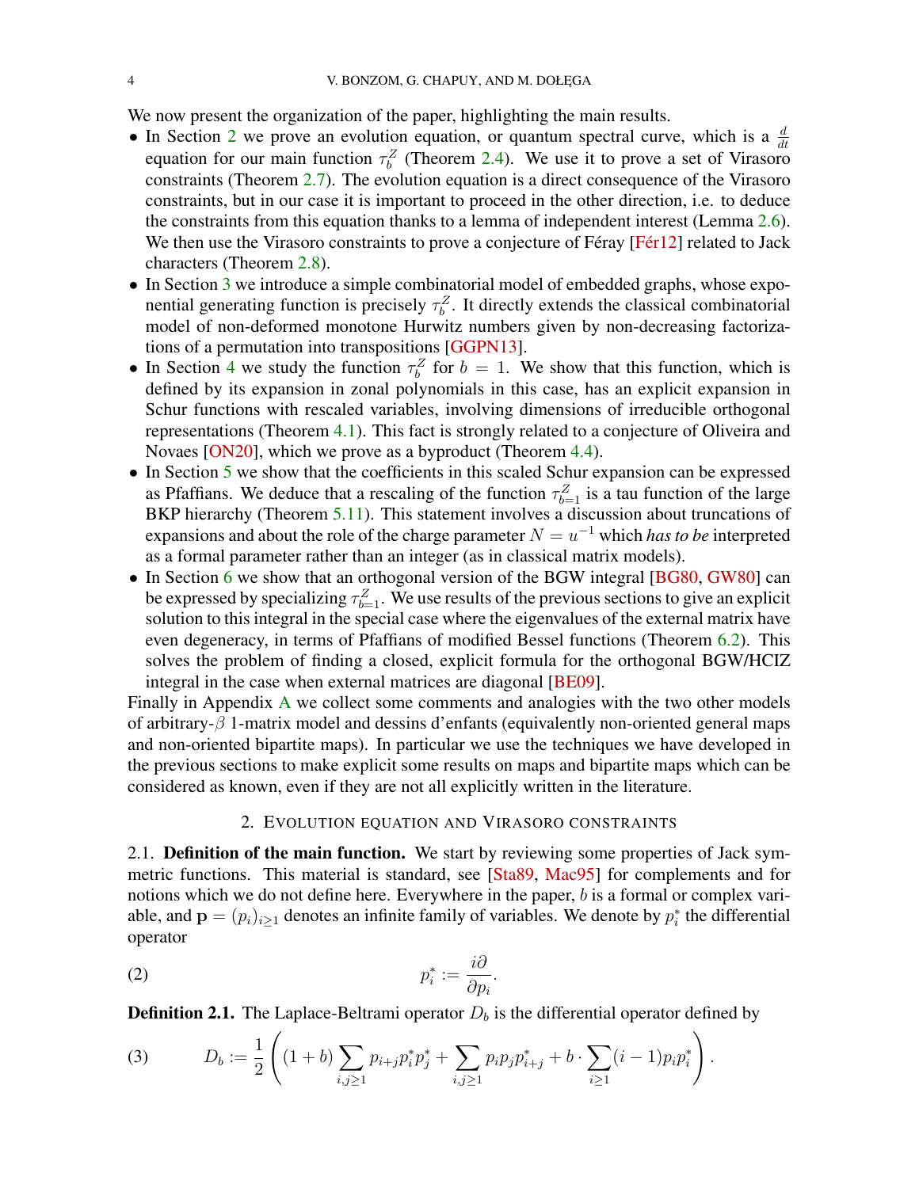We now present the organization of the paper, highlighting the main results.

- In Section 2 we prove an evolution equation, or quantum spectral curve, which is a $\frac{d}{dt}$ equation for our main function $\tau_b^Z$ (Theorem 2.4). We use it to prove a set of Virasoro constraints (Theorem 2.7). The evolution equation is a direct consequence of the Virasoro constraints, but in our case it is important to proceed in the other direction, i.e. to deduce the constraints from this equation thanks to a lemma of independent interest (Lemma 2.6). We then use the Virasoro constraints to prove a conjecture of Féray [Fér12] related to Jack characters (Theorem 2.8).
- In Section 3 we introduce a simple combinatorial model of embedded graphs, whose exponential generating function is precisely $\tau_b^Z$. It directly extends the classical combinatorial model of non-deformed monotone Hurwitz numbers given by non-decreasing factorizations of a permutation into transpositions [GGPN13].
- In Section 4 we study the function $\tau_b^Z$ for $b = 1$. We show that this function, which is defined by its expansion in zonal polynomials in this case, has an explicit expansion in Schur functions with rescaled variables, involving dimensions of irreducible orthogonal representations (Theorem 4.1). This fact is strongly related to a conjecture of Oliveira and Novaes [ON20], which we prove as a byproduct (Theorem 4.4).
- In Section 5 we show that the coefficients in this scaled Schur expansion can be expressed as Pfaffians. We deduce that a rescaling of the function $\tau_{b=1}^Z$ is a tau function of the large BKP hierarchy (Theorem 5.11). This statement involves a discussion about truncations of expansions and about the role of the charge parameter $N = u^{-1}$ which *has to be* interpreted as a formal parameter rather than an integer (as in classical matrix models).
- In Section 6 we show that an orthogonal version of the BGW integral [BG80, GW80] can be expressed by specializing $\tau_{b=1}^Z$. We use results of the previous sections to give an explicit solution to this integral in the special case where the eigenvalues of the external matrix have even degeneracy, in terms of Pfaffians of modified Bessel functions (Theorem 6.2). This solves the problem of finding a closed, explicit formula for the orthogonal BGW/HCIZ integral in the case when external matrices are diagonal [BE09].

Finally in Appendix A we collect some comments and analogies with the two other models of arbitrary-$\beta$ 1-matrix model and dessins d'enfants (equivalently non-oriented general maps and non-oriented bipartite maps). In particular we use the techniques we have developed in the previous sections to make explicit some results on maps and bipartite maps which can be considered as known, even if they are not all explicitly written in the literature.

## 2. Evolution equation and Virasoro constraints

2.1. **Definition of the main function.** We start by reviewing some properties of Jack symmetric functions. This material is standard, see [Sta89, Mac95] for complements and for notions which we do not define here. Everywhere in the paper, $b$ is a formal or complex variable, and $\mathbf{p} = (p_i)_{i\geq 1}$ denotes an infinite family of variables. We denote by $p_i^*$ the differential operator

$$p_i^* := \frac{i\partial}{\partial p_i}. \tag{2}$$

**Definition 2.1.** The Laplace-Beltrami operator $D_b$ is the differential operator defined by

$$D_b := \frac{1}{2}\left((1+b)\sum_{i,j\geq 1} p_{i+j}p_i^*p_j^* + \sum_{i,j\geq 1} p_ip_jp_{i+j}^* + b\cdot\sum_{i\geq 1}(i-1)p_ip_i^*\right). \tag{3}$$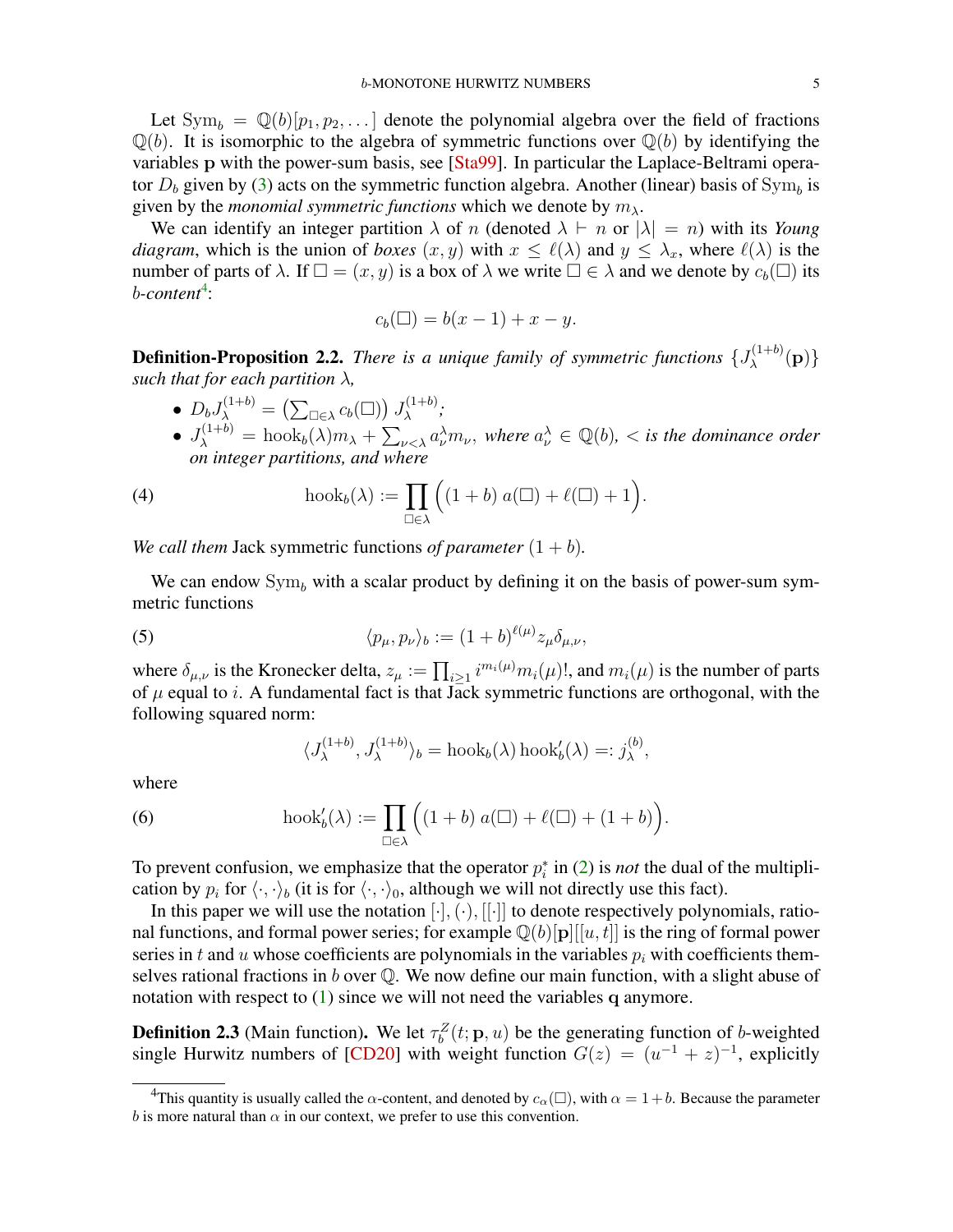Let $\mathrm{Sym}_b = \mathbb{Q}(b)[p_1, p_2, \dots]$ denote the polynomial algebra over the field of fractions $\mathbb{Q}(b)$. It is isomorphic to the algebra of symmetric functions over $\mathbb{Q}(b)$ by identifying the variables $\mathbf{p}$ with the power-sum basis, see [Sta99]. In particular the Laplace-Beltrami operator $D_b$ given by (3) acts on the symmetric function algebra. Another (linear) basis of $\mathrm{Sym}_b$ is given by the *monomial symmetric functions* which we denote by $m_\lambda$.

We can identify an integer partition $\lambda$ of $n$ (denoted $\lambda \vdash n$ or $|\lambda| = n$) with its *Young diagram*, which is the union of *boxes* $(x, y)$ with $x \leq \ell(\lambda)$ and $y \leq \lambda_x$, where $\ell(\lambda)$ is the number of parts of $\lambda$. If $\square = (x, y)$ is a box of $\lambda$ we write $\square \in \lambda$ and we denote by $c_b(\square)$ its $b$-*content*[4]:

$$c_b(\square) = b(x-1) + x - y.$$

**Definition-Proposition 2.2.** *There is a unique family of symmetric functions $\{J_\lambda^{(1+b)}(\mathbf{p})\}$ such that for each partition $\lambda$,*

- $D_b J_\lambda^{(1+b)} = \left(\sum_{\square \in \lambda} c_b(\square)\right) J_\lambda^{(1+b)}$;
- $J_\lambda^{(1+b)} = \mathrm{hook}_b(\lambda) m_\lambda + \sum_{\nu < \lambda} a_\nu^\lambda m_\nu$, *where $a_\nu^\lambda \in \mathbb{Q}(b)$, $<$ is the dominance order on integer partitions, and where*

$$\mathrm{hook}_b(\lambda) := \prod_{\square \in \lambda} \Big( (1+b)\, a(\square) + \ell(\square) + 1 \Big). \tag{4}$$

*We call them* Jack symmetric functions *of parameter* $(1+b)$.

We can endow $\mathrm{Sym}_b$ with a scalar product by defining it on the basis of power-sum symmetric functions

$$\langle p_\mu, p_\nu \rangle_b := (1+b)^{\ell(\mu)} z_\mu \delta_{\mu,\nu}, \tag{5}$$

where $\delta_{\mu,\nu}$ is the Kronecker delta, $z_\mu := \prod_{i \geq 1} i^{m_i(\mu)} m_i(\mu)!$, and $m_i(\mu)$ is the number of parts of $\mu$ equal to $i$. A fundamental fact is that Jack symmetric functions are orthogonal, with the following squared norm:

$$\langle J_\lambda^{(1+b)}, J_\lambda^{(1+b)} \rangle_b = \mathrm{hook}_b(\lambda)\, \mathrm{hook}'_b(\lambda) =: j_\lambda^{(b)},$$

where

$$\mathrm{hook}'_b(\lambda) := \prod_{\square \in \lambda} \Big( (1+b)\, a(\square) + \ell(\square) + (1+b) \Big). \tag{6}$$

To prevent confusion, we emphasize that the operator $p_i^*$ in (2) is *not* the dual of the multiplication by $p_i$ for $\langle \cdot, \cdot \rangle_b$ (it is for $\langle \cdot, \cdot \rangle_0$, although we will not directly use this fact).

In this paper we will use the notation $[\cdot]$, $(\cdot)$, $[[\cdot]]$ to denote respectively polynomials, rational functions, and formal power series; for example $\mathbb{Q}(b)[\mathbf{p}][[u, t]]$ is the ring of formal power series in $t$ and $u$ whose coefficients are polynomials in the variables $p_i$ with coefficients themselves rational fractions in $b$ over $\mathbb{Q}$. We now define our main function, with a slight abuse of notation with respect to (1) since we will not need the variables $\mathbf{q}$ anymore.

**Definition 2.3** (Main function). We let $\tau_b^Z(t; \mathbf{p}, u)$ be the generating function of $b$-weighted single Hurwitz numbers of [CD20] with weight function $G(z) = (u^{-1} + z)^{-1}$, explicitly

[4] This quantity is usually called the $\alpha$-content, and denoted by $c_\alpha(\square)$, with $\alpha = 1 + b$. Because the parameter $b$ is more natural than $\alpha$ in our context, we prefer to use this convention.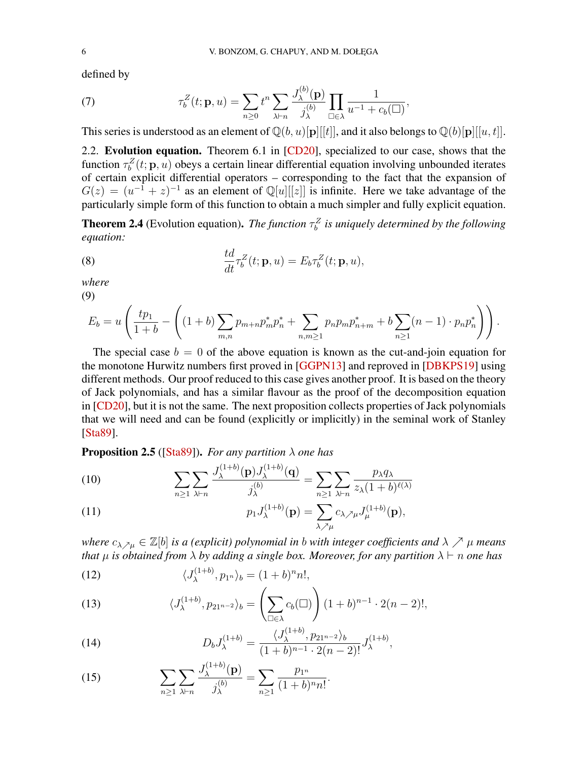defined by

$$\tau_b^Z(t;\mathbf{p},u) = \sum_{n\geq 0} t^n \sum_{\lambda\vdash n} \frac{J_\lambda^{(b)}(\mathbf{p})}{j_\lambda^{(b)}} \prod_{\square\in\lambda} \frac{1}{u^{-1}+c_b(\square)}, \tag{7}$$

This series is understood as an element of $\mathbb{Q}(b,u)[\mathbf{p}][[t]]$, and it also belongs to $\mathbb{Q}(b)[\mathbf{p}][[u,t]]$.

### 2.2. Evolution equation.

**2.2. Evolution equation.** Theorem 6.1 in [CD20], specialized to our case, shows that the function $\tau_b^Z(t;\mathbf{p},u)$ obeys a certain linear differential equation involving unbounded iterates of certain explicit differential operators – corresponding to the fact that the expansion of $G(z) = (u^{-1}+z)^{-1}$ as an element of $\mathbb{Q}[u][[z]]$ is infinite. Here we take advantage of the particularly simple form of this function to obtain a much simpler and fully explicit equation.

**Theorem 2.4** (Evolution equation)**.** *The function $\tau_b^Z$ is uniquely determined by the following equation:*

$$\frac{td}{dt}\tau_b^Z(t;\mathbf{p},u) = E_b \tau_b^Z(t;\mathbf{p},u), \tag{8}$$

*where*

$$E_b = u\left(\frac{tp_1}{1+b} - \left((1+b)\sum_{m,n} p_{m+n}p_m^*p_n^* + \sum_{n,m\geq 1} p_np_mp_{n+m}^* + b\sum_{n\geq 1}(n-1)\cdot p_np_n^*\right)\right). \tag{9}$$

The special case $b=0$ of the above equation is known as the cut-and-join equation for the monotone Hurwitz numbers first proved in [GGPN13] and reproved in [DBKPS19] using different methods. Our proof reduced to this case gives another proof. It is based on the theory of Jack polynomials, and has a similar flavour as the proof of the decomposition equation in [CD20], but it is not the same. The next proposition collects properties of Jack polynomials that we will need and can be found (explicitly or implicitly) in the seminal work of Stanley [Sta89].

**Proposition 2.5** ([Sta89])**.** *For any partition $\lambda$ one has*

$$\sum_{n\geq 1}\sum_{\lambda\vdash n} \frac{J_\lambda^{(1+b)}(\mathbf{p})J_\lambda^{(1+b)}(\mathbf{q})}{j_\lambda^{(b)}} = \sum_{n\geq 1}\sum_{\lambda\vdash n} \frac{p_\lambda q_\lambda}{z_\lambda (1+b)^{\ell(\lambda)}} \tag{10}$$

$$p_1 J_\lambda^{(1+b)}(\mathbf{p}) = \sum_{\lambda\nearrow\mu} c_{\lambda\nearrow\mu} J_\mu^{(1+b)}(\mathbf{p}), \tag{11}$$

*where $c_{\lambda\nearrow\mu}\in\mathbb{Z}[b]$ is a (explicit) polynomial in $b$ with integer coefficients and $\lambda\nearrow\mu$ means that $\mu$ is obtained from $\lambda$ by adding a single box. Moreover, for any partition $\lambda\vdash n$ one has*

$$\langle J_\lambda^{(1+b)}, p_{1^n}\rangle_b = (1+b)^n n!, \tag{12}$$

$$\langle J_\lambda^{(1+b)}, p_{21^{n-2}}\rangle_b = \left(\sum_{\square\in\lambda} c_b(\square)\right)(1+b)^{n-1}\cdot 2(n-2)!, \tag{13}$$

$$D_b J_\lambda^{(1+b)} = \frac{\langle J_\lambda^{(1+b)}, p_{21^{n-2}}\rangle_b}{(1+b)^{n-1}\cdot 2(n-2)!} J_\lambda^{(1+b)}, \tag{14}$$

$$\sum_{n\geq 1}\sum_{\lambda\vdash n} \frac{J_\lambda^{(1+b)}(\mathbf{p})}{j_\lambda^{(b)}} = \sum_{n\geq 1} \frac{p_{1^n}}{(1+b)^n n!}. \tag{15}$$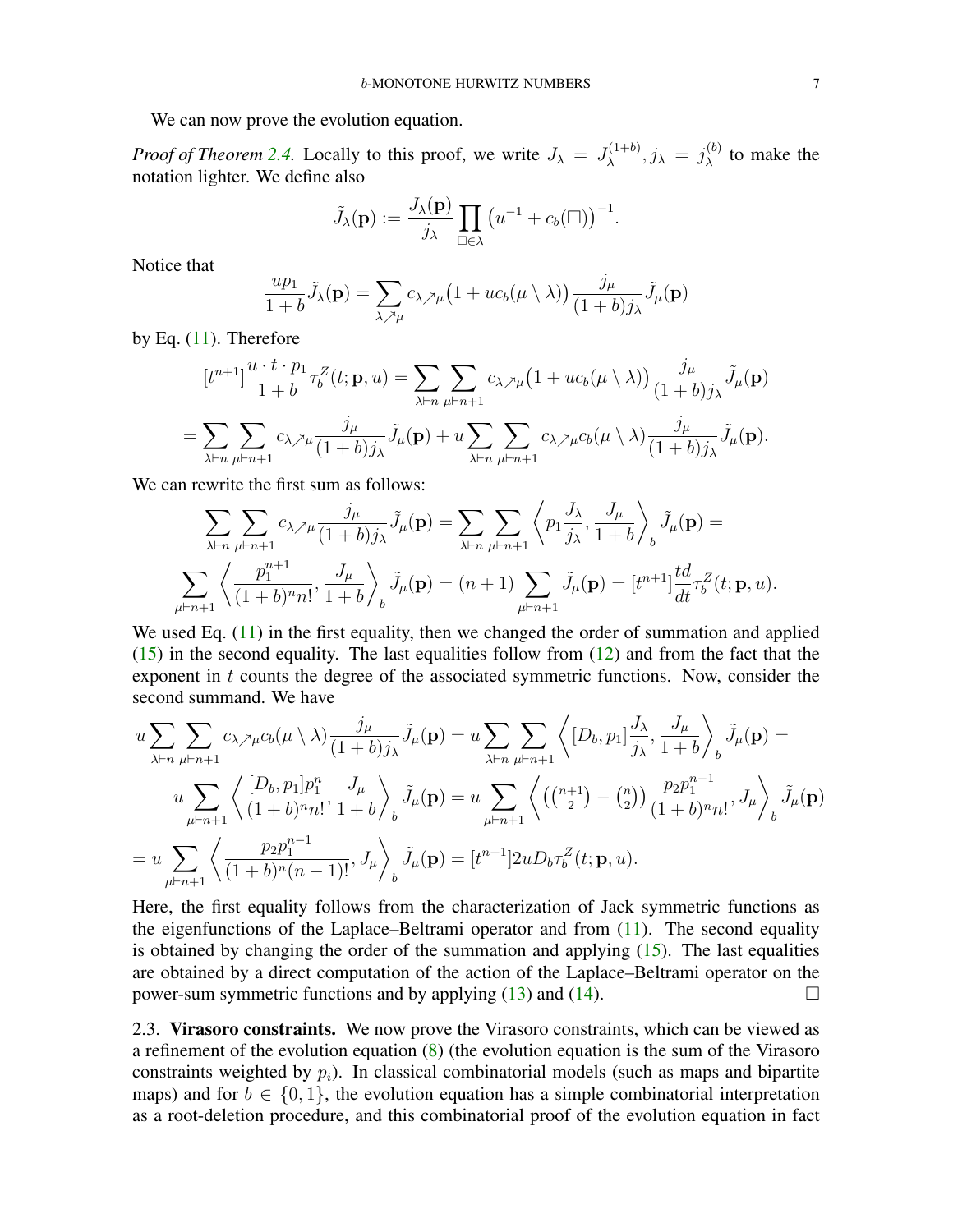We can now prove the evolution equation.

*Proof of Theorem 2.4.* Locally to this proof, we write $J_\lambda = J_\lambda^{(1+b)}, j_\lambda = j_\lambda^{(b)}$ to make the notation lighter. We define also

$$\tilde{J}_\lambda(\mathbf{p}) := \frac{J_\lambda(\mathbf{p})}{j_\lambda} \prod_{\square \in \lambda} \left(u^{-1} + c_b(\square)\right)^{-1}.$$

Notice that

$$\frac{up_1}{1+b}\tilde{J}_\lambda(\mathbf{p}) = \sum_{\lambda \nearrow \mu} c_{\lambda \nearrow \mu}\big(1 + uc_b(\mu \setminus \lambda)\big)\frac{j_\mu}{(1+b)j_\lambda}\tilde{J}_\mu(\mathbf{p})$$

by Eq. (11). Therefore

$$[t^{n+1}]\frac{u \cdot t \cdot p_1}{1+b}\tau_b^Z(t;\mathbf{p},u) = \sum_{\lambda \vdash n}\sum_{\mu \vdash n+1} c_{\lambda \nearrow \mu}\big(1 + uc_b(\mu \setminus \lambda)\big)\frac{j_\mu}{(1+b)j_\lambda}\tilde{J}_\mu(\mathbf{p})$$

$$= \sum_{\lambda \vdash n}\sum_{\mu \vdash n+1} c_{\lambda \nearrow \mu}\frac{j_\mu}{(1+b)j_\lambda}\tilde{J}_\mu(\mathbf{p}) + u\sum_{\lambda \vdash n}\sum_{\mu \vdash n+1} c_{\lambda \nearrow \mu}c_b(\mu \setminus \lambda)\frac{j_\mu}{(1+b)j_\lambda}\tilde{J}_\mu(\mathbf{p}).$$

We can rewrite the first sum as follows:

$$\sum_{\lambda \vdash n}\sum_{\mu \vdash n+1} c_{\lambda \nearrow \mu}\frac{j_\mu}{(1+b)j_\lambda}\tilde{J}_\mu(\mathbf{p}) = \sum_{\lambda \vdash n}\sum_{\mu \vdash n+1}\left\langle p_1\frac{J_\lambda}{j_\lambda}, \frac{J_\mu}{1+b}\right\rangle_b \tilde{J}_\mu(\mathbf{p}) =$$

$$\sum_{\mu \vdash n+1}\left\langle \frac{p_1^{n+1}}{(1+b)^n n!}, \frac{J_\mu}{1+b}\right\rangle_b \tilde{J}_\mu(\mathbf{p}) = (n+1)\sum_{\mu \vdash n+1}\tilde{J}_\mu(\mathbf{p}) = [t^{n+1}]\frac{td}{dt}\tau_b^Z(t;\mathbf{p},u).$$

We used Eq. (11) in the first equality, then we changed the order of summation and applied (15) in the second equality. The last equalities follow from (12) and from the fact that the exponent in $t$ counts the degree of the associated symmetric functions. Now, consider the second summand. We have

$$u\sum_{\lambda \vdash n}\sum_{\mu \vdash n+1} c_{\lambda \nearrow \mu}c_b(\mu \setminus \lambda)\frac{j_\mu}{(1+b)j_\lambda}\tilde{J}_\mu(\mathbf{p}) = u\sum_{\lambda \vdash n}\sum_{\mu \vdash n+1}\left\langle [D_b, p_1]\frac{J_\lambda}{j_\lambda}, \frac{J_\mu}{1+b}\right\rangle_b \tilde{J}_\mu(\mathbf{p}) =$$

$$u\sum_{\mu \vdash n+1}\left\langle \frac{[D_b, p_1]p_1^n}{(1+b)^n n!}, \frac{J_\mu}{1+b}\right\rangle_b \tilde{J}_\mu(\mathbf{p}) = u\sum_{\mu \vdash n+1}\left\langle \left(\tbinom{n+1}{2} - \tbinom{n}{2}\right)\frac{p_2 p_1^{n-1}}{(1+b)^n n!}, J_\mu\right\rangle_b \tilde{J}_\mu(\mathbf{p})$$

$$= u\sum_{\mu \vdash n+1}\left\langle \frac{p_2 p_1^{n-1}}{(1+b)^n (n-1)!}, J_\mu\right\rangle_b \tilde{J}_\mu(\mathbf{p}) = [t^{n+1}]2uD_b\tau_b^Z(t;\mathbf{p},u).$$

Here, the first equality follows from the characterization of Jack symmetric functions as the eigenfunctions of the Laplace–Beltrami operator and from (11). The second equality is obtained by changing the order of the summation and applying (15). The last equalities are obtained by a direct computation of the action of the Laplace–Beltrami operator on the power-sum symmetric functions and by applying (13) and (14). □

2.3. **Virasoro constraints.** We now prove the Virasoro constraints, which can be viewed as a refinement of the evolution equation (8) (the evolution equation is the sum of the Virasoro constraints weighted by $p_i$). In classical combinatorial models (such as maps and bipartite maps) and for $b \in \{0, 1\}$, the evolution equation has a simple combinatorial interpretation as a root-deletion procedure, and this combinatorial proof of the evolution equation in fact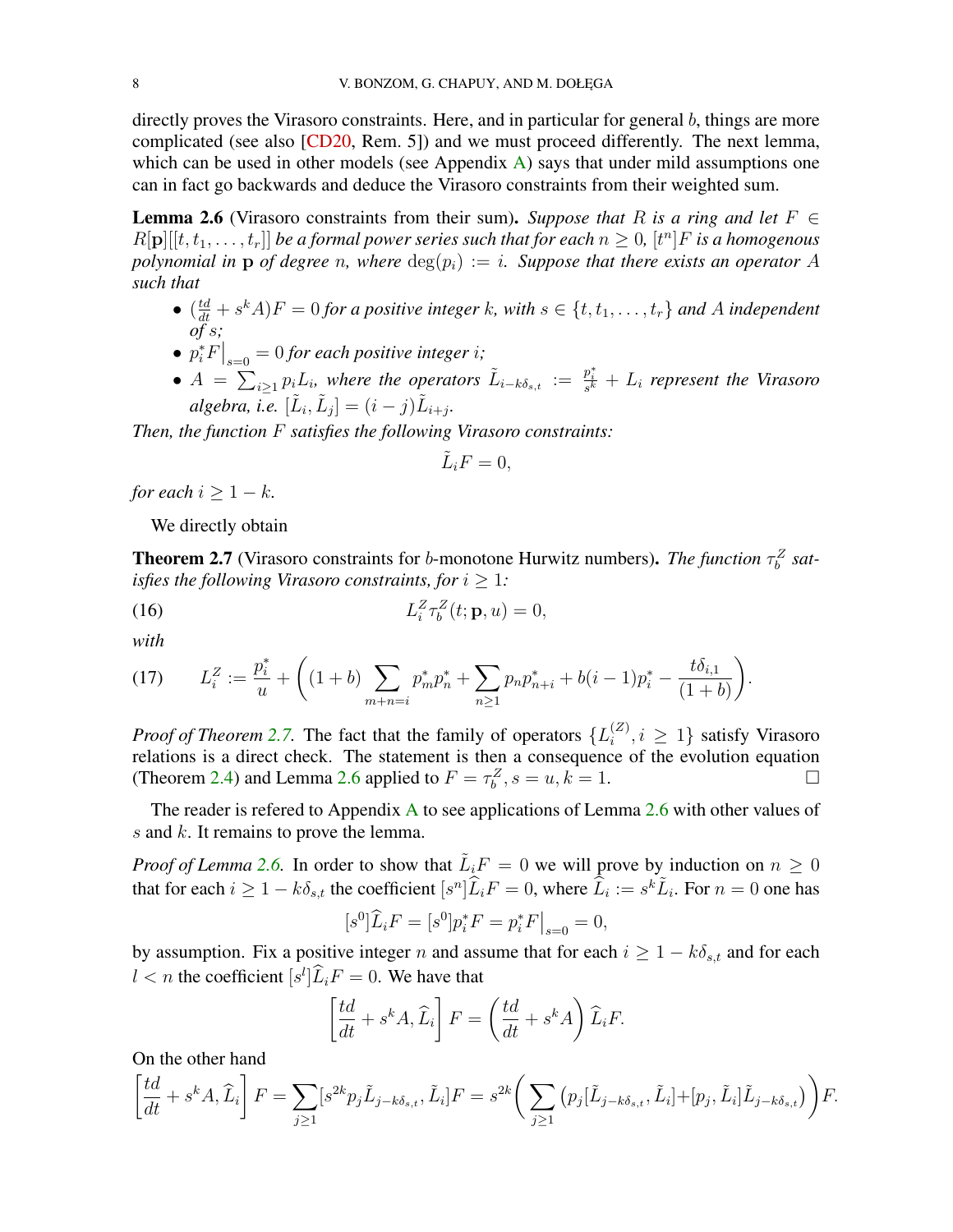directly proves the Virasoro constraints. Here, and in particular for general $b$, things are more complicated (see also [CD20, Rem. 5]) and we must proceed differently. The next lemma, which can be used in other models (see Appendix A) says that under mild assumptions one can in fact go backwards and deduce the Virasoro constraints from their weighted sum.

**Lemma 2.6** (Virasoro constraints from their sum). *Suppose that $R$ is a ring and let $F \in R[\mathbf{p}][[t, t_1, \dots, t_r]]$ be a formal power series such that for each $n \geq 0$, $[t^n]F$ is a homogenous polynomial in $\mathbf{p}$ of degree $n$, where $\deg(p_i) := i$. Suppose that there exists an operator $A$ such that*

- *$(\frac{td}{dt} + s^k A)F = 0$ for a positive integer $k$, with $s \in \{t, t_1, \dots, t_r\}$ and $A$ independent of $s$;*
- *$p_i^* F\big|_{s=0} = 0$ for each positive integer $i$;*
- *$A = \sum_{i \geq 1} p_i L_i$, where the operators $\tilde{L}_{i-k\delta_{s,t}} := \frac{p_i^*}{s^k} + L_i$ represent the Virasoro algebra, i.e. $[\tilde{L}_i, \tilde{L}_j] = (i-j)\tilde{L}_{i+j}$.*

*Then, the function $F$ satisfies the following Virasoro constraints:*

$$\tilde{L}_i F = 0,$$

*for each $i \geq 1 - k$.*

We directly obtain

**Theorem 2.7** (Virasoro constraints for $b$-monotone Hurwitz numbers). *The function $\tau_b^Z$ satisfies the following Virasoro constraints, for $i \geq 1$:*

$$L_i^Z \tau_b^Z(t; \mathbf{p}, u) = 0, \tag{16}$$

*with*

$$L_i^Z := \frac{p_i^*}{u} + \left( (1+b) \sum_{m+n=i} p_m^* p_n^* + \sum_{n \geq 1} p_n p_{n+i}^* + b(i-1)p_i^* - \frac{t\delta_{i,1}}{(1+b)} \right). \tag{17}$$

*Proof of Theorem 2.7.* The fact that the family of operators $\{L_i^{(Z)}, i \geq 1\}$ satisfy Virasoro relations is a direct check. The statement is then a consequence of the evolution equation (Theorem 2.4) and Lemma 2.6 applied to $F = \tau_b^Z, s = u, k = 1$. $\square$

The reader is refered to Appendix A to see applications of Lemma 2.6 with other values of $s$ and $k$. It remains to prove the lemma.

*Proof of Lemma 2.6.* In order to show that $\tilde{L}_i F = 0$ we will prove by induction on $n \geq 0$ that for each $i \geq 1 - k\delta_{s,t}$ the coefficient $[s^n]\widehat{L}_i F = 0$, where $\widehat{L}_i := s^k \tilde{L}_i$. For $n = 0$ one has

$$[s^0]\widehat{L}_i F = [s^0] p_i^* F = p_i^* F\big|_{s=0} = 0,$$

by assumption. Fix a positive integer $n$ and assume that for each $i \geq 1 - k\delta_{s,t}$ and for each $l < n$ the coefficient $[s^l]\widehat{L}_i F = 0$. We have that

$$\left[\frac{td}{dt} + s^k A, \widehat{L}_i\right] F = \left(\frac{td}{dt} + s^k A\right) \widehat{L}_i F.$$

On the other hand

$$\left[\frac{td}{dt} + s^k A, \widehat{L}_i\right] F = \sum_{j \geq 1} [s^{2k} p_j \tilde{L}_{j-k\delta_{s,t}}, \tilde{L}_i] F = s^{2k} \left( \sum_{j \geq 1} \left( p_j [\tilde{L}_{j-k\delta_{s,t}}, \tilde{L}_i] + [p_j, \tilde{L}_i] \tilde{L}_{j-k\delta_{s,t}} \right) \right) F.$$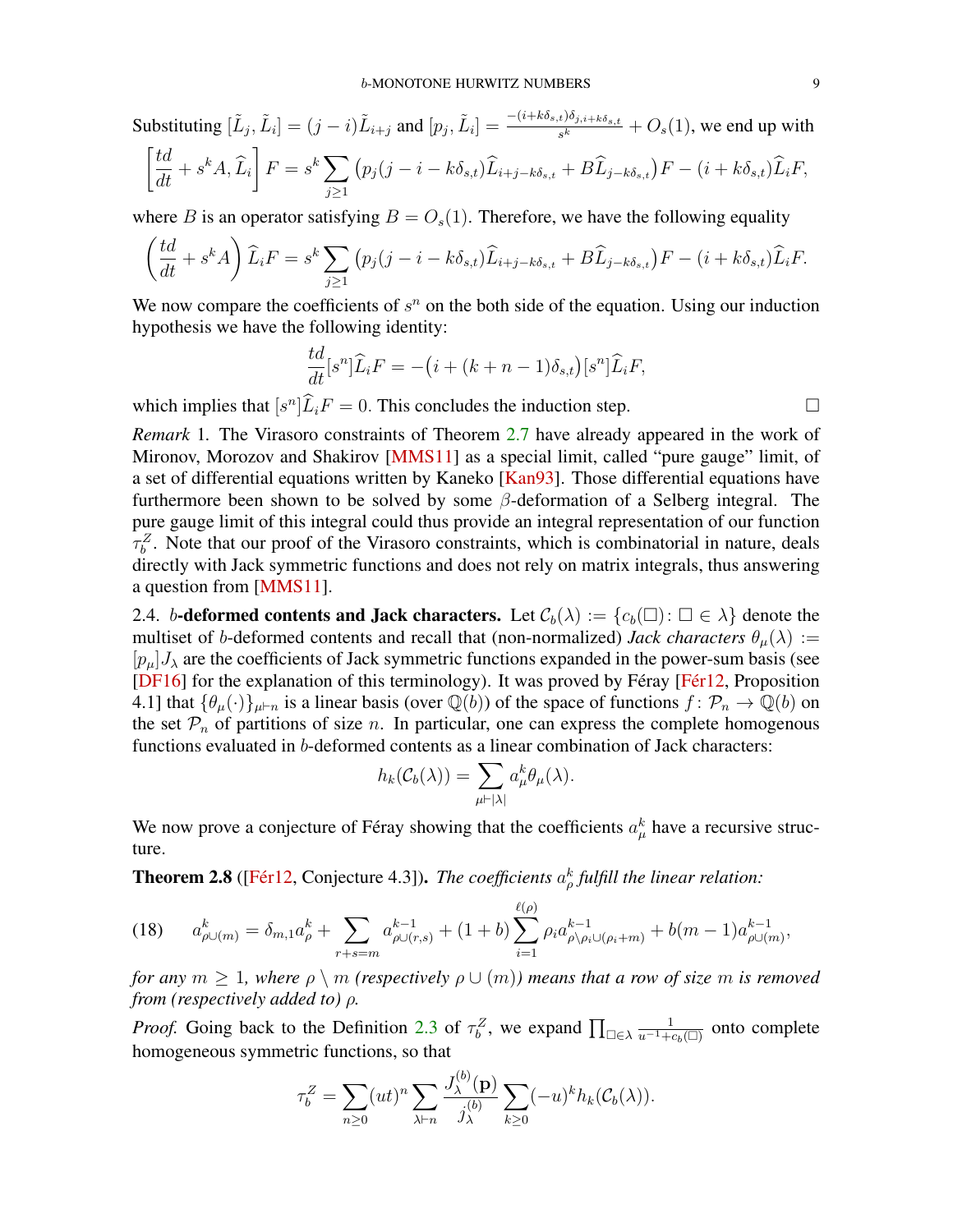Substituting $[\tilde{L}_j, \tilde{L}_i] = (j-i)\tilde{L}_{i+j}$ and $[p_j, \tilde{L}_i] = \frac{-(i+k\delta_{s,t})\delta_{j,i+k\delta_{s,t}}}{s^k} + O_s(1)$, we end up with

$$\left[\frac{td}{dt} + s^k A, \widehat{L}_i\right] F = s^k \sum_{j\geq 1} \left(p_j(j-i-k\delta_{s,t})\widehat{L}_{i+j-k\delta_{s,t}} + B\widehat{L}_{j-k\delta_{s,t}}\right)F - (i+k\delta_{s,t})\widehat{L}_i F,$$

where $B$ is an operator satisfying $B = O_s(1)$. Therefore, we have the following equality

$$\left(\frac{td}{dt} + s^k A\right)\widehat{L}_i F = s^k \sum_{j\geq 1} \left(p_j(j-i-k\delta_{s,t})\widehat{L}_{i+j-k\delta_{s,t}} + B\widehat{L}_{j-k\delta_{s,t}}\right)F - (i+k\delta_{s,t})\widehat{L}_i F.$$

We now compare the coefficients of $s^n$ on the both side of the equation. Using our induction hypothesis we have the following identity:

$$\frac{td}{dt}[s^n]\widehat{L}_i F = -\big(i+(k+n-1)\delta_{s,t}\big)[s^n]\widehat{L}_i F,$$

which implies that $[s^n]\widehat{L}_i F = 0$. This concludes the induction step. □

*Remark* 1. The Virasoro constraints of Theorem 2.7 have already appeared in the work of Mironov, Morozov and Shakirov [MMS11] as a special limit, called "pure gauge" limit, of a set of differential equations written by Kaneko [Kan93]. Those differential equations have furthermore been shown to be solved by some $\beta$-deformation of a Selberg integral. The pure gauge limit of this integral could thus provide an integral representation of our function $\tau_b^Z$. Note that our proof of the Virasoro constraints, which is combinatorial in nature, deals directly with Jack symmetric functions and does not rely on matrix integrals, thus answering a question from [MMS11].

2.4. **$b$-deformed contents and Jack characters.** Let $\mathcal{C}_b(\lambda) := \{c_b(\square) : \square \in \lambda\}$ denote the multiset of $b$-deformed contents and recall that (non-normalized) *Jack characters* $\theta_\mu(\lambda) := [p_\mu]J_\lambda$ are the coefficients of Jack symmetric functions expanded in the power-sum basis (see [DF16] for the explanation of this terminology). It was proved by Féray [Fér12, Proposition 4.1] that $\{\theta_\mu(\cdot)\}_{\mu\vdash n}$ is a linear basis (over $\mathbb{Q}(b)$) of the space of functions $f : \mathcal{P}_n \to \mathbb{Q}(b)$ on the set $\mathcal{P}_n$ of partitions of size $n$. In particular, one can express the complete homogenous functions evaluated in $b$-deformed contents as a linear combination of Jack characters:

$$h_k(\mathcal{C}_b(\lambda)) = \sum_{\mu\vdash|\lambda|} a_\mu^k \theta_\mu(\lambda).$$

We now prove a conjecture of Féray showing that the coefficients $a_\mu^k$ have a recursive structure.

**Theorem 2.8** ([Fér12, Conjecture 4.3]). *The coefficients $a_\rho^k$ fulfill the linear relation:*

$$a^k_{\rho\cup(m)} = \delta_{m,1}a^k_\rho + \sum_{r+s=m} a^{k-1}_{\rho\cup(r,s)} + (1+b)\sum_{i=1}^{\ell(\rho)} \rho_i a^{k-1}_{\rho\setminus\rho_i\cup(\rho_i+m)} + b(m-1)a^{k-1}_{\rho\cup(m)}, \tag{18}$$

*for any $m \geq 1$, where $\rho \setminus m$ (respectively $\rho \cup (m)$) means that a row of size $m$ is removed from (respectively added to) $\rho$.*

*Proof.* Going back to the Definition 2.3 of $\tau_b^Z$, we expand $\prod_{\square\in\lambda}\frac{1}{u^{-1}+c_b(\square)}$ onto complete homogeneous symmetric functions, so that

$$\tau_b^Z = \sum_{n\geq 0}(ut)^n \sum_{\lambda\vdash n}\frac{J_\lambda^{(b)}(\mathbf{p})}{j_\lambda^{(b)}}\sum_{k\geq 0}(-u)^k h_k(\mathcal{C}_b(\lambda)).$$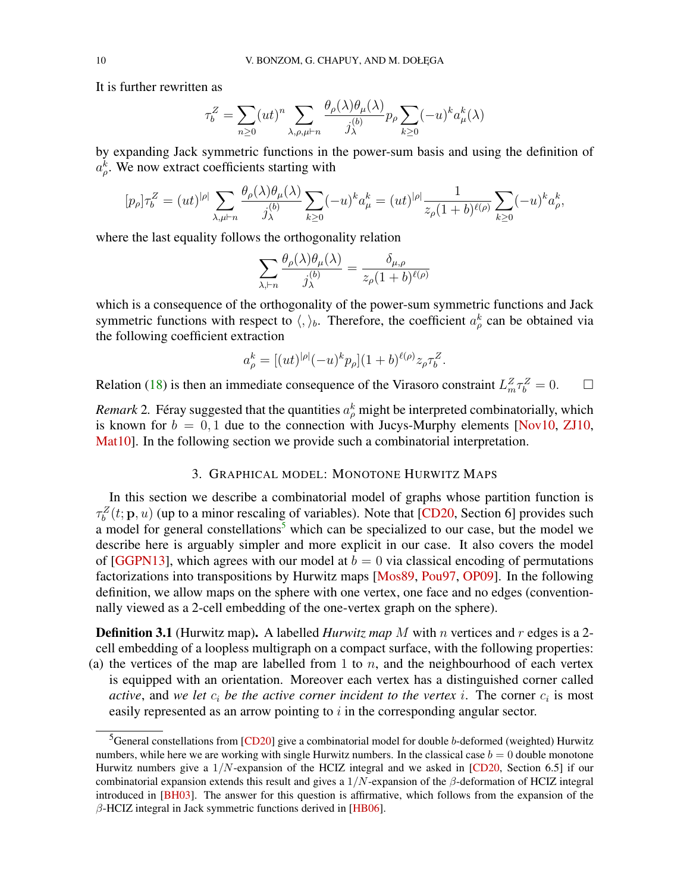It is further rewritten as

$$\tau_b^Z = \sum_{n\geq 0}(ut)^n \sum_{\lambda,\rho,\mu\vdash n} \frac{\theta_\rho(\lambda)\theta_\mu(\lambda)}{j_\lambda^{(b)}} p_\rho \sum_{k\geq 0}(-u)^k a_\mu^k(\lambda)$$

by expanding Jack symmetric functions in the power-sum basis and using the definition of $a_\rho^k$. We now extract coefficients starting with

$$[p_\rho]\tau_b^Z = (ut)^{|\rho|} \sum_{\lambda,\mu\vdash n} \frac{\theta_\rho(\lambda)\theta_\mu(\lambda)}{j_\lambda^{(b)}} \sum_{k\geq 0}(-u)^k a_\mu^k = (ut)^{|\rho|} \frac{1}{z_\rho(1+b)^{\ell(\rho)}} \sum_{k\geq 0}(-u)^k a_\rho^k,$$

where the last equality follows the orthogonality relation

$$\sum_{\lambda,\vdash n} \frac{\theta_\rho(\lambda)\theta_\mu(\lambda)}{j_\lambda^{(b)}} = \frac{\delta_{\mu,\rho}}{z_\rho(1+b)^{\ell(\rho)}}$$

which is a consequence of the orthogonality of the power-sum symmetric functions and Jack symmetric functions with respect to $\langle,\rangle_b$. Therefore, the coefficient $a_\rho^k$ can be obtained via the following coefficient extraction

$$a_\rho^k = [(ut)^{|\rho|}(-u)^k p_\rho](1+b)^{\ell(\rho)} z_\rho \tau_b^Z.$$

Relation (18) is then an immediate consequence of the Virasoro constraint $L_m^Z \tau_b^Z = 0$. □

*Remark* 2. Féray suggested that the quantities $a_\rho^k$ might be interpreted combinatorially, which is known for $b = 0, 1$ due to the connection with Jucys-Murphy elements [Nov10, ZJ10, Mat10]. In the following section we provide such a combinatorial interpretation.

## 3. Graphical model: Monotone Hurwitz Maps

In this section we describe a combinatorial model of graphs whose partition function is $\tau_b^Z(t;\mathbf{p},u)$ (up to a minor rescaling of variables). Note that [CD20, Section 6] provides such a model for general constellations[5] which can be specialized to our case, but the model we describe here is arguably simpler and more explicit in our case. It also covers the model of [GGPN13], which agrees with our model at $b = 0$ via classical encoding of permutations factorizations into transpositions by Hurwitz maps [Mos89, Pou97, OP09]. In the following definition, we allow maps on the sphere with one vertex, one face and no edges (conventionally viewed as a 2-cell embedding of the one-vertex graph on the sphere).

**Definition 3.1** (Hurwitz map)**.** A labelled *Hurwitz map* $M$ with $n$ vertices and $r$ edges is a 2-cell embedding of a loopless multigraph on a compact surface, with the following properties:

(a) the vertices of the map are labelled from 1 to $n$, and the neighbourhood of each vertex is equipped with an orientation. Moreover each vertex has a distinguished corner called *active*, and *we let $c_i$ be the active corner incident to the vertex $i$*. The corner $c_i$ is most easily represented as an arrow pointing to $i$ in the corresponding angular sector.

[5] General constellations from [CD20] give a combinatorial model for double $b$-deformed (weighted) Hurwitz numbers, while here we are working with single Hurwitz numbers. In the classical case $b = 0$ double monotone Hurwitz numbers give a $1/N$-expansion of the HCIZ integral and we asked in [CD20, Section 6.5] if our combinatorial expansion extends this result and gives a $1/N$-expansion of the $\beta$-deformation of HCIZ integral introduced in [BH03]. The answer for this question is affirmative, which follows from the expansion of the $\beta$-HCIZ integral in Jack symmetric functions derived in [HB06].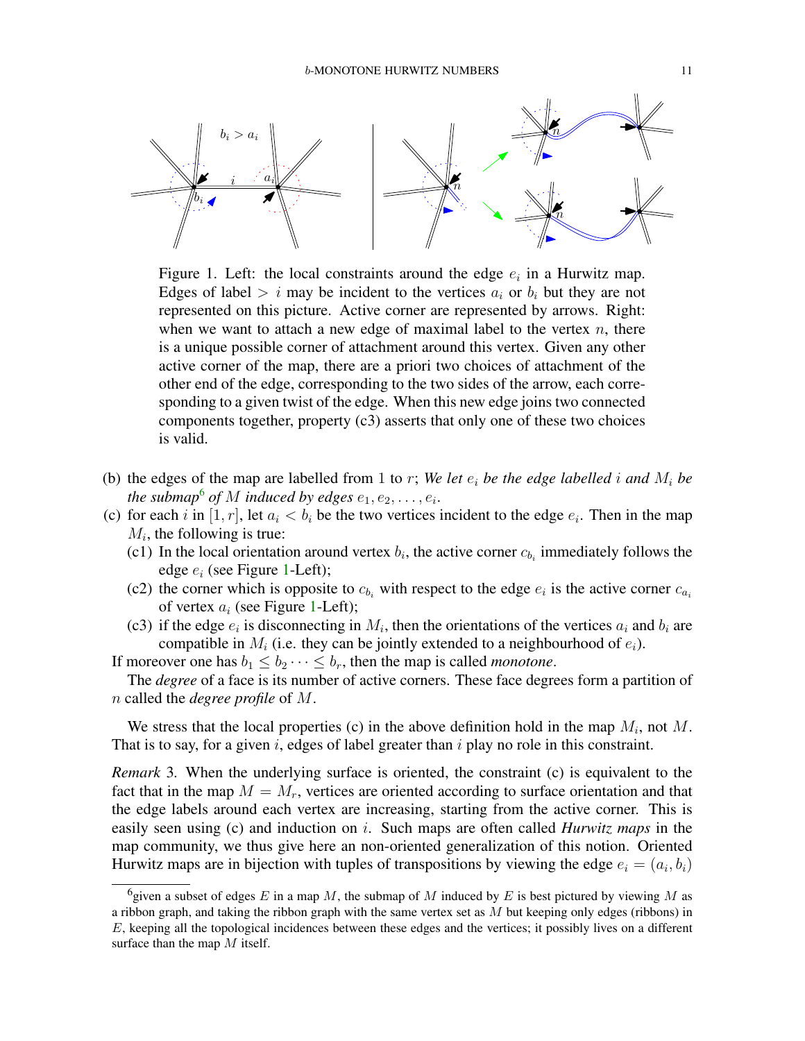Figure 1. Left: the local constraints around the edge $e_i$ in a Hurwitz map. Edges of label $> i$ may be incident to the vertices $a_i$ or $b_i$ but they are not represented on this picture. Active corner are represented by arrows. Right: when we want to attach a new edge of maximal label to the vertex $n$, there is a unique possible corner of attachment around this vertex. Given any other active corner of the map, there are a priori two choices of attachment of the other end of the edge, corresponding to the two sides of the arrow, each corresponding to a given twist of the edge. When this new edge joins two connected components together, property (c3) asserts that only one of these two choices is valid.

(b) the edges of the map are labelled from 1 to $r$; *We let $e_i$ be the edge labelled $i$ and $M_i$ be the submap*[6] *of $M$ induced by edges $e_1, e_2, \dots, e_i$.*

(c) for each $i$ in $[1, r]$, let $a_i < b_i$ be the two vertices incident to the edge $e_i$. Then in the map $M_i$, the following is true:
   - (c1) In the local orientation around vertex $b_i$, the active corner $c_{b_i}$ immediately follows the edge $e_i$ (see Figure 1-Left);
   - (c2) the corner which is opposite to $c_{b_i}$ with respect to the edge $e_i$ is the active corner $c_{a_i}$ of vertex $a_i$ (see Figure 1-Left);
   - (c3) if the edge $e_i$ is disconnecting in $M_i$, then the orientations of the vertices $a_i$ and $b_i$ are compatible in $M_i$ (i.e. they can be jointly extended to a neighbourhood of $e_i$).

If moreover one has $b_1 \leq b_2 \cdots \leq b_r$, then the map is called *monotone*.

The *degree* of a face is its number of active corners. These face degrees form a partition of $n$ called the *degree profile* of $M$.

We stress that the local properties (c) in the above definition hold in the map $M_i$, not $M$. That is to say, for a given $i$, edges of label greater than $i$ play no role in this constraint.

*Remark* 3. When the underlying surface is oriented, the constraint (c) is equivalent to the fact that in the map $M = M_r$, vertices are oriented according to surface orientation and that the edge labels around each vertex are increasing, starting from the active corner. This is easily seen using (c) and induction on $i$. Such maps are often called *Hurwitz maps* in the map community, we thus give here an non-oriented generalization of this notion. Oriented Hurwitz maps are in bijection with tuples of transpositions by viewing the edge $e_i = (a_i, b_i)$

[6] given a subset of edges $E$ in a map $M$, the submap of $M$ induced by $E$ is best pictured by viewing $M$ as a ribbon graph, and taking the ribbon graph with the same vertex set as $M$ but keeping only edges (ribbons) in $E$, keeping all the topological incidences between these edges and the vertices; it possibly lives on a different surface than the map $M$ itself.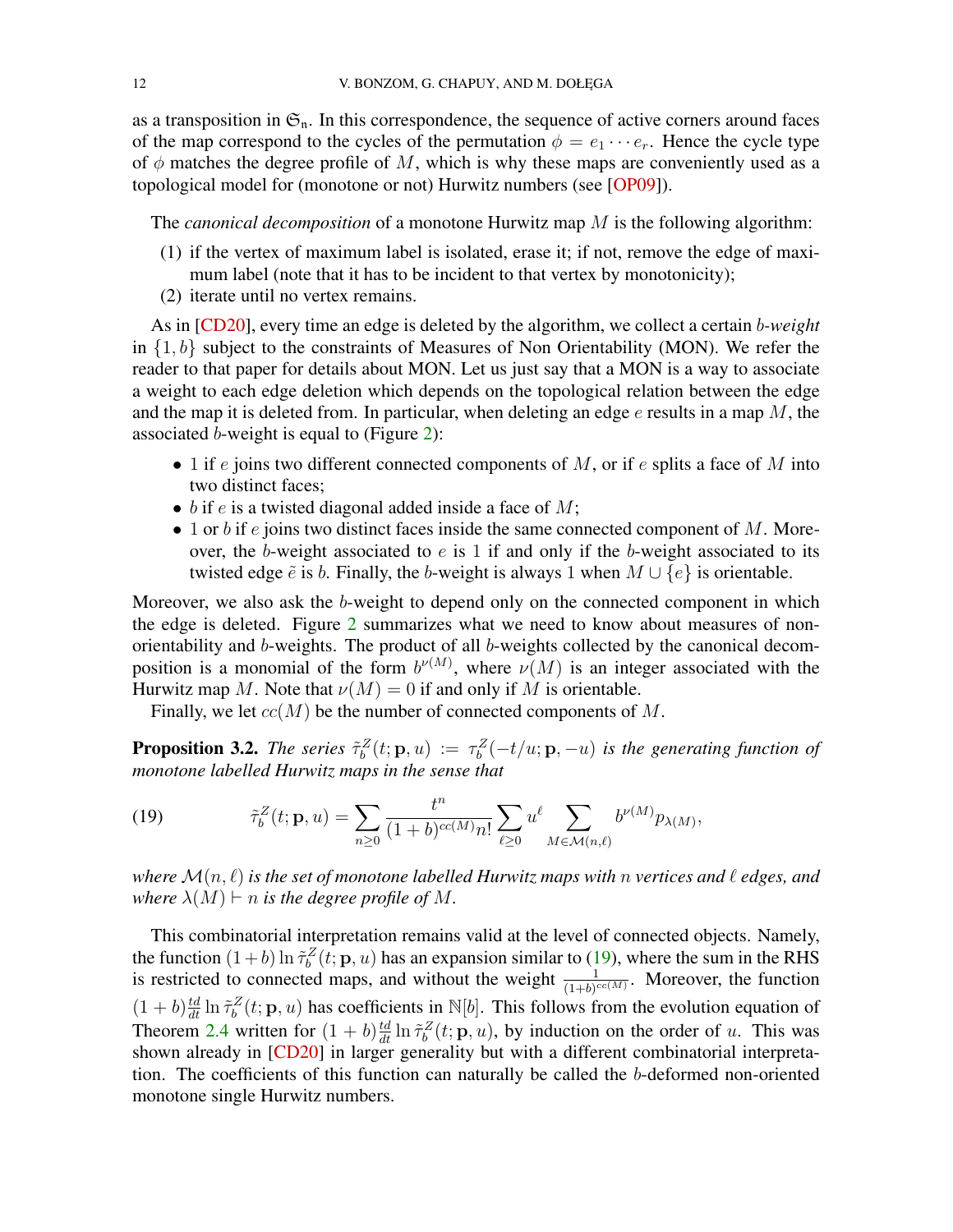as a transposition in $\mathfrak{S}_n$. In this correspondence, the sequence of active corners around faces of the map correspond to the cycles of the permutation $\phi = e_1 \cdots e_r$. Hence the cycle type of $\phi$ matches the degree profile of $M$, which is why these maps are conveniently used as a topological model for (monotone or not) Hurwitz numbers (see [OP09]).

The *canonical decomposition* of a monotone Hurwitz map $M$ is the following algorithm:

1. if the vertex of maximum label is isolated, erase it; if not, remove the edge of maximum label (note that it has to be incident to that vertex by monotonicity);
2. iterate until no vertex remains.

As in [CD20], every time an edge is deleted by the algorithm, we collect a certain *b-weight* in $\{1, b\}$ subject to the constraints of Measures of Non Orientability (MON). We refer the reader to that paper for details about MON. Let us just say that a MON is a way to associate a weight to each edge deletion which depends on the topological relation between the edge and the map it is deleted from. In particular, when deleting an edge $e$ results in a map $M$, the associated $b$-weight is equal to (Figure 2):

- $1$ if $e$ joins two different connected components of $M$, or if $e$ splits a face of $M$ into two distinct faces;
- $b$ if $e$ is a twisted diagonal added inside a face of $M$;
- $1$ or $b$ if $e$ joins two distinct faces inside the same connected component of $M$. Moreover, the $b$-weight associated to $e$ is $1$ if and only if the $b$-weight associated to its twisted edge $\tilde{e}$ is $b$. Finally, the $b$-weight is always $1$ when $M \cup \{e\}$ is orientable.

Moreover, we also ask the $b$-weight to depend only on the connected component in which the edge is deleted. Figure 2 summarizes what we need to know about measures of non-orientability and $b$-weights. The product of all $b$-weights collected by the canonical decomposition is a monomial of the form $b^{\nu(M)}$, where $\nu(M)$ is an integer associated with the Hurwitz map $M$. Note that $\nu(M) = 0$ if and only if $M$ is orientable.

Finally, we let $cc(M)$ be the number of connected components of $M$.

**Proposition 3.2.** *The series $\tilde{\tau}_b^Z(t; \mathbf{p}, u) := \tau_b^Z(-t/u; \mathbf{p}, -u)$ is the generating function of monotone labelled Hurwitz maps in the sense that*

$$\tilde{\tau}_b^Z(t; \mathbf{p}, u) = \sum_{n \geq 0} \frac{t^n}{(1+b)^{cc(M)} n!} \sum_{\ell \geq 0} u^\ell \sum_{M \in \mathcal{M}(n,\ell)} b^{\nu(M)} p_{\lambda(M)}, \tag{19}$$

*where $\mathcal{M}(n, \ell)$ is the set of monotone labelled Hurwitz maps with $n$ vertices and $\ell$ edges, and where $\lambda(M) \vdash n$ is the degree profile of $M$.*

This combinatorial interpretation remains valid at the level of connected objects. Namely, the function $(1+b)\ln \tilde{\tau}_b^Z(t; \mathbf{p}, u)$ has an expansion similar to (19), where the sum in the RHS is restricted to connected maps, and without the weight $\frac{1}{(1+b)^{cc(M)}}$. Moreover, the function $(1+b)\frac{td}{dt} \ln \tilde{\tau}_b^Z(t; \mathbf{p}, u)$ has coefficients in $\mathbb{N}[b]$. This follows from the evolution equation of Theorem 2.4 written for $(1+b)\frac{td}{dt} \ln \tilde{\tau}_b^Z(t; \mathbf{p}, u)$, by induction on the order of $u$. This was shown already in [CD20] in larger generality but with a different combinatorial interpretation. The coefficients of this function can naturally be called the $b$-deformed non-oriented monotone single Hurwitz numbers.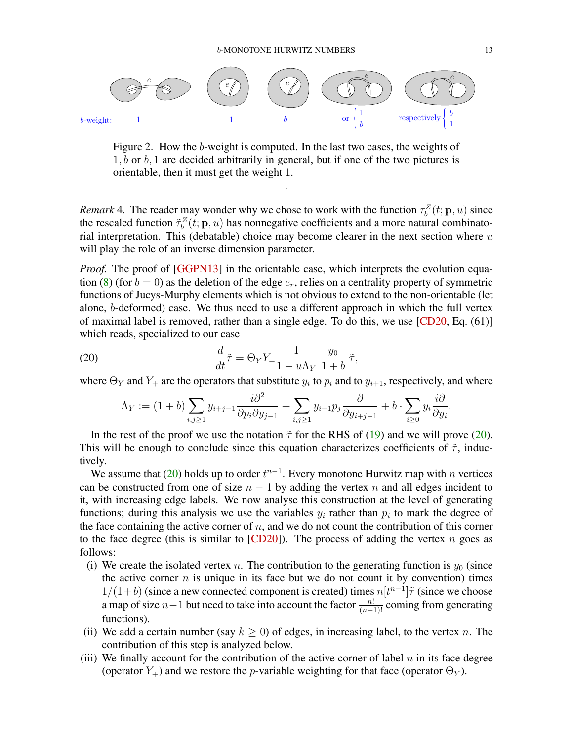b-weight: 1 &nbsp;&nbsp; 1 &nbsp;&nbsp; $b$ &nbsp;&nbsp; or $\begin{cases} 1 \\ b \end{cases}$ &nbsp;&nbsp; respectively $\begin{cases} b \\ 1 \end{cases}$

Figure 2. How the $b$-weight is computed. In the last two cases, the weights of $1, b$ or $b, 1$ are decided arbitrarily in general, but if one of the two pictures is orientable, then it must get the weight $1$.

*Remark* 4. The reader may wonder why we chose to work with the function $\tau_b^Z(t; \mathbf{p}, u)$ since the rescaled function $\tilde{\tau}_b^Z(t; \mathbf{p}, u)$ has nonnegative coefficients and a more natural combinatorial interpretation. This (debatable) choice may become clearer in the next section where $u$ will play the role of an inverse dimension parameter.

*Proof.* The proof of [GGPN13] in the orientable case, which interprets the evolution equation (8) (for $b = 0$) as the deletion of the edge $e_r$, relies on a centrality property of symmetric functions of Jucys-Murphy elements which is not obvious to extend to the non-orientable (let alone, $b$-deformed) case. We thus need to use a different approach in which the full vertex of maximal label is removed, rather than a single edge. To do this, we use [CD20, Eq. (61)] which reads, specialized to our case

$$\frac{d}{dt}\tilde{\tau} = \Theta_Y Y_+ \frac{1}{1 - u\Lambda_Y} \frac{y_0}{1+b}\,\tilde{\tau}, \tag{20}$$

where $\Theta_Y$ and $Y_+$ are the operators that substitute $y_i$ to $p_i$ and to $y_{i+1}$, respectively, and where

$$\Lambda_Y := (1+b)\sum_{i,j\geq 1} y_{i+j-1}\frac{i\partial^2}{\partial p_i \partial y_{j-1}} + \sum_{i,j\geq 1} y_{i-1}p_j \frac{\partial}{\partial y_{i+j-1}} + b\cdot \sum_{i\geq 0} y_i \frac{i\partial}{\partial y_i}.$$

In the rest of the proof we use the notation $\tilde{\tau}$ for the RHS of (19) and we will prove (20). This will be enough to conclude since this equation characterizes coefficients of $\tilde{\tau}$, inductively.

We assume that (20) holds up to order $t^{n-1}$. Every monotone Hurwitz map with $n$ vertices can be constructed from one of size $n-1$ by adding the vertex $n$ and all edges incident to it, with increasing edge labels. We now analyse this construction at the level of generating functions; during this analysis we use the variables $y_i$ rather than $p_i$ to mark the degree of the face containing the active corner of $n$, and we do not count the contribution of this corner to the face degree (this is similar to [CD20]). The process of adding the vertex $n$ goes as follows:

(i) We create the isolated vertex $n$. The contribution to the generating function is $y_0$ (since the active corner $n$ is unique in its face but we do not count it by convention) times $1/(1+b)$ (since a new connected component is created) times $n[t^{n-1}]\tilde{\tau}$ (since we choose a map of size $n-1$ but need to take into account the factor $\frac{n!}{(n-1)!}$ coming from generating functions).

(ii) We add a certain number (say $k \geq 0$) of edges, in increasing label, to the vertex $n$. The contribution of this step is analyzed below.

(iii) We finally account for the contribution of the active corner of label $n$ in its face degree (operator $Y_+$) and we restore the $p$-variable weighting for that face (operator $\Theta_Y$).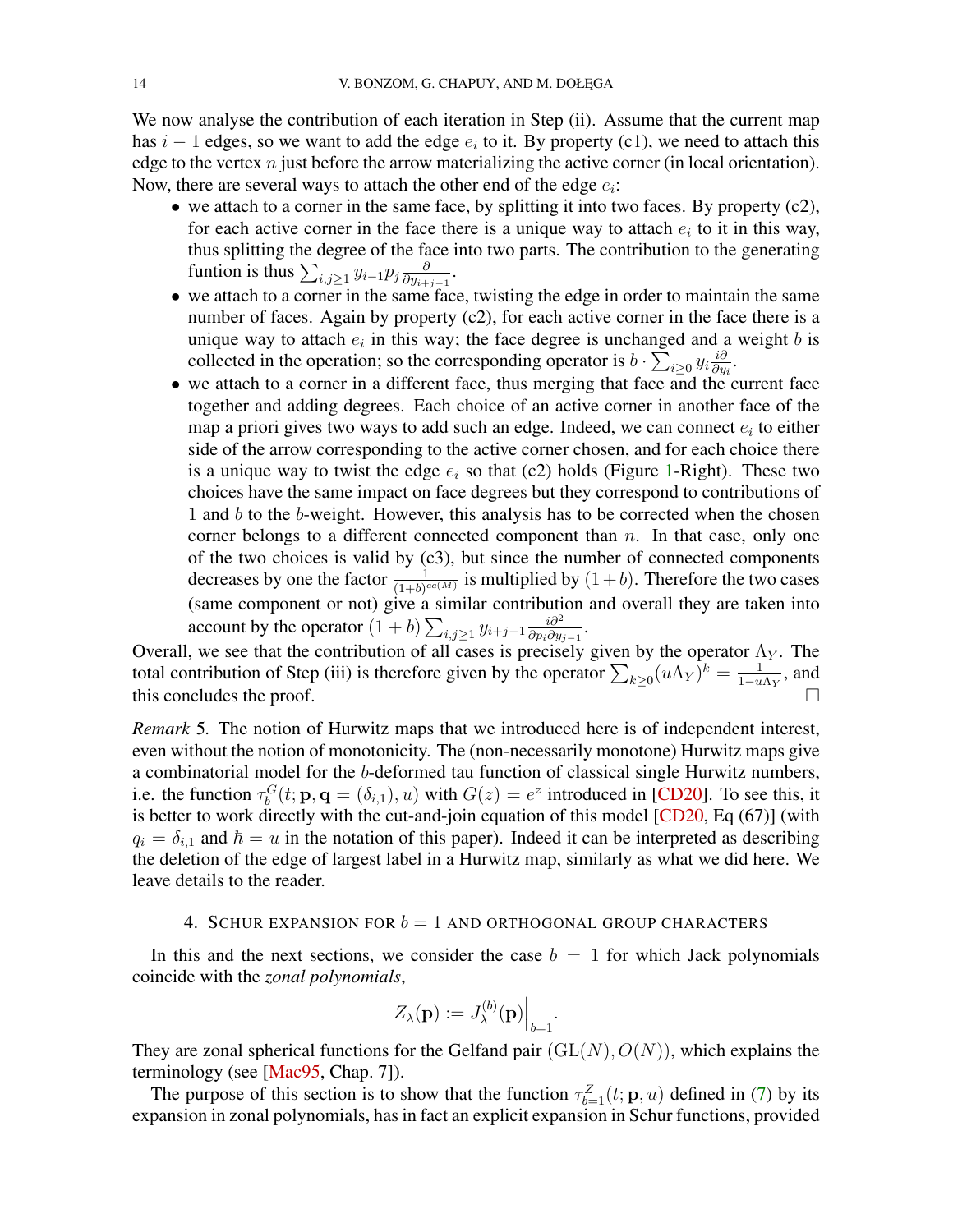We now analyse the contribution of each iteration in Step (ii). Assume that the current map has $i-1$ edges, so we want to add the edge $e_i$ to it. By property (c1), we need to attach this edge to the vertex $n$ just before the arrow materializing the active corner (in local orientation). Now, there are several ways to attach the other end of the edge $e_i$:

- we attach to a corner in the same face, by splitting it into two faces. By property (c2), for each active corner in the face there is a unique way to attach $e_i$ to it in this way, thus splitting the degree of the face into two parts. The contribution to the generating funtion is thus $\sum_{i,j\geq 1} y_{i-1}p_j \frac{\partial}{\partial y_{i+j-1}}$.
- we attach to a corner in the same face, twisting the edge in order to maintain the same number of faces. Again by property (c2), for each active corner in the face there is a unique way to attach $e_i$ in this way; the face degree is unchanged and a weight $b$ is collected in the operation; so the corresponding operator is $b \cdot \sum_{i\geq 0} y_i \frac{i\partial}{\partial y_i}$.
- we attach to a corner in a different face, thus merging that face and the current face together and adding degrees. Each choice of an active corner in another face of the map a priori gives two ways to add such an edge. Indeed, we can connect $e_i$ to either side of the arrow corresponding to the active corner chosen, and for each choice there is a unique way to twist the edge $e_i$ so that (c2) holds (Figure 1-Right). These two choices have the same impact on face degrees but they correspond to contributions of $1$ and $b$ to the $b$-weight. However, this analysis has to be corrected when the chosen corner belongs to a different connected component than $n$. In that case, only one of the two choices is valid by (c3), but since the number of connected components decreases by one the factor $\frac{1}{(1+b)^{cc(M)}}$ is multiplied by $(1+b)$. Therefore the two cases (same component or not) give a similar contribution and overall they are taken into account by the operator $(1+b)\sum_{i,j\geq 1} y_{i+j-1} \frac{i\partial^2}{\partial p_i \partial y_{j-1}}$.

Overall, we see that the contribution of all cases is precisely given by the operator $\Lambda_Y$. The total contribution of Step (iii) is therefore given by the operator $\sum_{k\geq 0}(u\Lambda_Y)^k = \frac{1}{1-u\Lambda_Y}$, and this concludes the proof. □

*Remark* 5. The notion of Hurwitz maps that we introduced here is of independent interest, even without the notion of monotonicity. The (non-necessarily monotone) Hurwitz maps give a combinatorial model for the $b$-deformed tau function of classical single Hurwitz numbers, i.e. the function $\tau_b^G(t; \mathbf{p}, \mathbf{q} = (\delta_{i,1}), u)$ with $G(z) = e^z$ introduced in [CD20]. To see this, it is better to work directly with the cut-and-join equation of this model [CD20, Eq (67)] (with $q_i = \delta_{i,1}$ and $\hbar = u$ in the notation of this paper). Indeed it can be interpreted as describing the deletion of the edge of largest label in a Hurwitz map, similarly as what we did here. We leave details to the reader.

## 4. Schur expansion for $b = 1$ and orthogonal group characters

In this and the next sections, we consider the case $b = 1$ for which Jack polynomials coincide with the *zonal polynomials*,

$$Z_\lambda(\mathbf{p}) := J_\lambda^{(b)}(\mathbf{p})\Big|_{b=1}.$$

They are zonal spherical functions for the Gelfand pair $(\mathrm{GL}(N), O(N))$, which explains the terminology (see [Mac95, Chap. 7]).

The purpose of this section is to show that the function $\tau_{b=1}^Z(t; \mathbf{p}, u)$ defined in (7) by its expansion in zonal polynomials, has in fact an explicit expansion in Schur functions, provided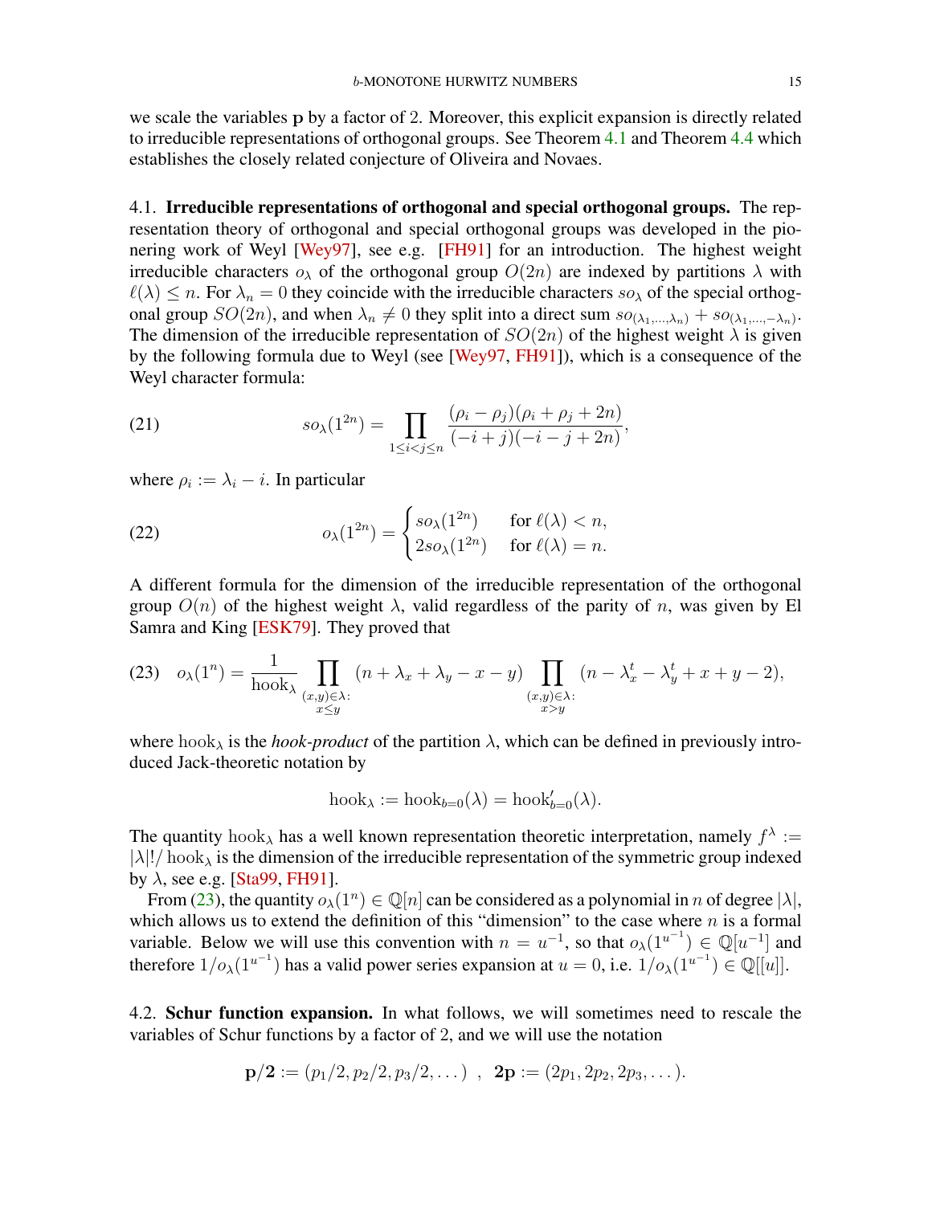we scale the variables $\mathbf{p}$ by a factor of 2. Moreover, this explicit expansion is directly related to irreducible representations of orthogonal groups. See Theorem 4.1 and Theorem 4.4 which establishes the closely related conjecture of Oliveira and Novaes.

### 4.1. Irreducible representations of orthogonal and special orthogonal groups.

The representation theory of orthogonal and special orthogonal groups was developed in the pionering work of Weyl [Wey97], see e.g. [FH91] for an introduction. The highest weight irreducible characters $o_\lambda$ of the orthogonal group $O(2n)$ are indexed by partitions $\lambda$ with $\ell(\lambda) \leq n$. For $\lambda_n = 0$ they coincide with the irreducible characters $so_\lambda$ of the special orthogonal group $SO(2n)$, and when $\lambda_n \neq 0$ they split into a direct sum $so_{(\lambda_1,\dots,\lambda_n)} + so_{(\lambda_1,\dots,-\lambda_n)}$. The dimension of the irreducible representation of $SO(2n)$ of the highest weight $\lambda$ is given by the following formula due to Weyl (see [Wey97, FH91]), which is a consequence of the Weyl character formula:

$$so_\lambda(1^{2n}) = \prod_{1\leq i<j\leq n} \frac{(\rho_i - \rho_j)(\rho_i+\rho_j+2n)}{(-i+j)(-i-j+2n)}, \tag{21}$$

where $\rho_i := \lambda_i - i$. In particular

$$o_\lambda(1^{2n}) = \begin{cases} so_\lambda(1^{2n}) & \text{for } \ell(\lambda) < n, \\ 2so_\lambda(1^{2n}) & \text{for } \ell(\lambda) = n. \end{cases} \tag{22}$$

A different formula for the dimension of the irreducible representation of the orthogonal group $O(n)$ of the highest weight $\lambda$, valid regardless of the parity of $n$, was given by El Samra and King [ESK79]. They proved that

$$o_\lambda(1^n) = \frac{1}{\operatorname{hook}_\lambda} \prod_{\substack{(x,y)\in\lambda:\\ x\leq y}} (n+\lambda_x+\lambda_y - x - y) \prod_{\substack{(x,y)\in\lambda:\\ x> y}} (n-\lambda^t_x-\lambda^t_y+x+y-2), \tag{23}$$

where $\operatorname{hook}_\lambda$ is the *hook-product* of the partition $\lambda$, which can be defined in previously introduced Jack-theoretic notation by

$$\operatorname{hook}_\lambda := \operatorname{hook}_{b=0}(\lambda) = \operatorname{hook}'_{b=0}(\lambda).$$

The quantity $\operatorname{hook}_\lambda$ has a well known representation theoretic interpretation, namely $f^\lambda := |\lambda|!/\operatorname{hook}_\lambda$ is the dimension of the irreducible representation of the symmetric group indexed by $\lambda$, see e.g. [Sta99, FH91].

From (23), the quantity $o_\lambda(1^n) \in \mathbb{Q}[n]$ can be considered as a polynomial in $n$ of degree $|\lambda|$, which allows us to extend the definition of this "dimension" to the case where $n$ is a formal variable. Below we will use this convention with $n = u^{-1}$, so that $o_\lambda(1^{u^{-1}}) \in \mathbb{Q}[u^{-1}]$ and therefore $1/o_\lambda(1^{u^{-1}})$ has a valid power series expansion at $u = 0$, i.e. $1/o_\lambda(1^{u^{-1}}) \in \mathbb{Q}[[u]]$.

### 4.2. Schur function expansion.

In what follows, we will sometimes need to rescale the variables of Schur functions by a factor of 2, and we will use the notation

$$\mathbf{p/2} := (p_1/2, p_2/2, p_3/2, \dots) \;\; , \;\; \mathbf{2p} := (2p_1, 2p_2, 2p_3, \dots).$$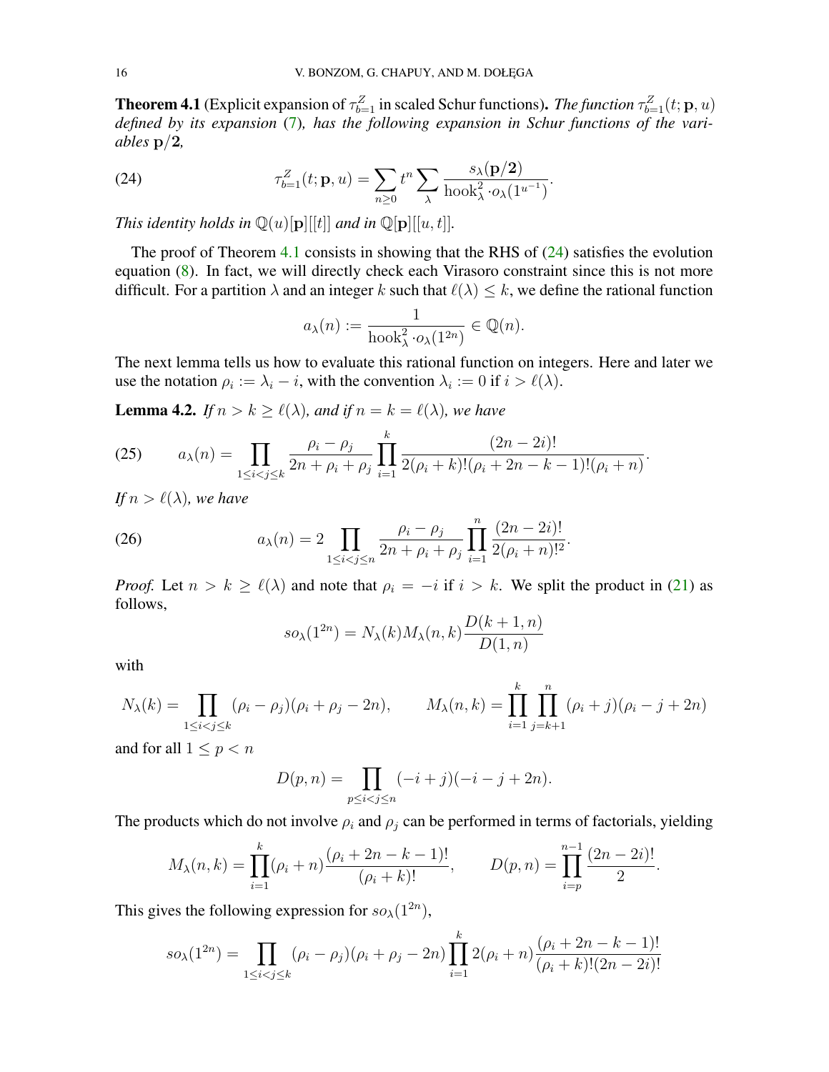**Theorem 4.1** (Explicit expansion of $\tau^Z_{b=1}$ in scaled Schur functions)**.** *The function $\tau^Z_{b=1}(t;\mathbf{p},u)$ defined by its expansion* (7)*, has the following expansion in Schur functions of the variables $\mathbf{p}/\mathbf{2}$,*

$$\tau^Z_{b=1}(t;\mathbf{p},u) = \sum_{n\geq 0} t^n \sum_{\lambda} \frac{s_\lambda(\mathbf{p}/\mathbf{2})}{\mathrm{hook}^2_\lambda \cdot o_\lambda(1^{u^{-1}})}. \tag{24}$$

*This identity holds in $\mathbb{Q}(u)[\mathbf{p}][[t]]$ and in $\mathbb{Q}[\mathbf{p}][[u,t]]$.*

The proof of Theorem 4.1 consists in showing that the RHS of (24) satisfies the evolution equation (8). In fact, we will directly check each Virasoro constraint since this is not more difficult. For a partition $\lambda$ and an integer $k$ such that $\ell(\lambda) \leq k$, we define the rational function

$$a_\lambda(n) := \frac{1}{\mathrm{hook}^2_\lambda \cdot o_\lambda(1^{2n})} \in \mathbb{Q}(n).$$

The next lemma tells us how to evaluate this rational function on integers. Here and later we use the notation $\rho_i := \lambda_i - i$, with the convention $\lambda_i := 0$ if $i > \ell(\lambda)$.

**Lemma 4.2.** *If $n > k \geq \ell(\lambda)$, and if $n = k = \ell(\lambda)$, we have*

$$a_\lambda(n) = \prod_{1\leq i<j\leq k} \frac{\rho_i - \rho_j}{2n + \rho_i + \rho_j} \prod_{i=1}^{k} \frac{(2n-2i)!}{2(\rho_i+k)!(\rho_i+2n-k-1)!(\rho_i+n)}. \tag{25}$$

*If $n > \ell(\lambda)$, we have*

$$a_\lambda(n) = 2 \prod_{1\leq i<j\leq n} \frac{\rho_i - \rho_j}{2n + \rho_i + \rho_j} \prod_{i=1}^{n} \frac{(2n-2i)!}{2(\rho_i+n)!^2}. \tag{26}$$

*Proof.* Let $n > k \geq \ell(\lambda)$ and note that $\rho_i = -i$ if $i > k$. We split the product in (21) as follows,

$$so_\lambda(1^{2n}) = N_\lambda(k) M_\lambda(n,k) \frac{D(k+1,n)}{D(1,n)}$$

with

$$N_\lambda(k) = \prod_{1\leq i<j\leq k} (\rho_i - \rho_j)(\rho_i + \rho_j - 2n), \qquad M_\lambda(n,k) = \prod_{i=1}^{k} \prod_{j=k+1}^{n} (\rho_i + j)(\rho_i - j + 2n)$$

and for all $1 \leq p < n$

$$D(p,n) = \prod_{p\leq i<j\leq n} (-i+j)(-i-j+2n).$$

The products which do not involve $\rho_i$ and $\rho_j$ can be performed in terms of factorials, yielding

$$M_\lambda(n,k) = \prod_{i=1}^{k} (\rho_i + n) \frac{(\rho_i + 2n - k - 1)!}{(\rho_i + k)!}, \qquad D(p,n) = \prod_{i=p}^{n-1} \frac{(2n-2i)!}{2}.$$

This gives the following expression for $so_\lambda(1^{2n})$,

$$so_\lambda(1^{2n}) = \prod_{1\leq i<j\leq k} (\rho_i - \rho_j)(\rho_i + \rho_j - 2n) \prod_{i=1}^{k} 2(\rho_i + n) \frac{(\rho_i + 2n - k - 1)!}{(\rho_i + k)!(2n-2i)!}$$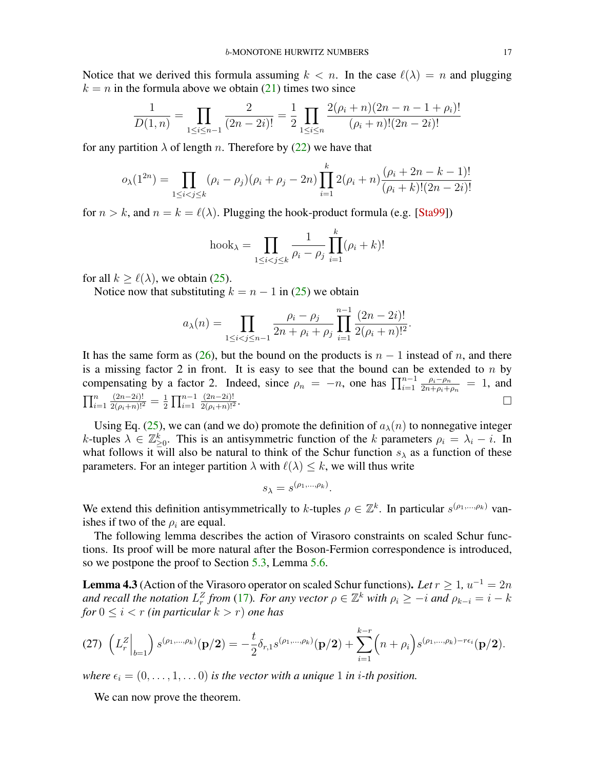Notice that we derived this formula assuming $k < n$. In the case $\ell(\lambda) = n$ and plugging $k = n$ in the formula above we obtain (21) times two since

$$\frac{1}{D(1,n)} = \prod_{1 \leq i \leq n-1} \frac{2}{(2n-2i)!} = \frac{1}{2} \prod_{1 \leq i \leq n} \frac{2(\rho_i + n)(2n - n - 1 + \rho_i)!}{(\rho_i + n)!(2n-2i)!}$$

for any partition $\lambda$ of length $n$. Therefore by (22) we have that

$$o_\lambda(1^{2n}) = \prod_{1 \leq i < j \leq k} (\rho_i - \rho_j)(\rho_i + \rho_j - 2n) \prod_{i=1}^{k} 2(\rho_i + n) \frac{(\rho_i + 2n - k - 1)!}{(\rho_i + k)!(2n-2i)!}$$

for $n > k$, and $n = k = \ell(\lambda)$. Plugging the hook-product formula (e.g. [Sta99])

$$\text{hook}_\lambda = \prod_{1 \leq i < j \leq k} \frac{1}{\rho_i - \rho_j} \prod_{i=1}^{k} (\rho_i + k)!$$

for all $k \geq \ell(\lambda)$, we obtain (25).

Notice now that substituting $k = n - 1$ in (25) we obtain

$$a_\lambda(n) = \prod_{1 \leq i < j \leq n-1} \frac{\rho_i - \rho_j}{2n + \rho_i + \rho_j} \prod_{i=1}^{n-1} \frac{(2n-2i)!}{2(\rho_i + n)!^2}.$$

It has the same form as (26), but the bound on the products is $n - 1$ instead of $n$, and there is a missing factor 2 in front. It is easy to see that the bound can be extended to $n$ by compensating by a factor 2. Indeed, since $\rho_n = -n$, one has $\prod_{i=1}^{n-1} \frac{\rho_i - \rho_n}{2n + \rho_i + \rho_n} = 1$, and $\prod_{i=1}^{n} \frac{(2n-2i)!}{2(\rho_i + n)!^2} = \frac{1}{2} \prod_{i=1}^{n-1} \frac{(2n-2i)!}{2(\rho_i + n)!^2}$. □

Using Eq. (25), we can (and we do) promote the definition of $a_\lambda(n)$ to nonnegative integer $k$-tuples $\lambda \in \mathbb{Z}_{\geq 0}^k$. This is an antisymmetric function of the $k$ parameters $\rho_i = \lambda_i - i$. In what follows it will also be natural to think of the Schur function $s_\lambda$ as a function of these parameters. For an integer partition $\lambda$ with $\ell(\lambda) \leq k$, we will thus write

$$s_\lambda = s^{(\rho_1, \ldots, \rho_k)}.$$

We extend this definition antisymmetrically to $k$-tuples $\rho \in \mathbb{Z}^k$. In particular $s^{(\rho_1, \ldots, \rho_k)}$ vanishes if two of the $\rho_i$ are equal.

The following lemma describes the action of Virasoro constraints on scaled Schur functions. Its proof will be more natural after the Boson-Fermion correspondence is introduced, so we postpone the proof to Section 5.3, Lemma 5.6.

**Lemma 4.3** (Action of the Virasoro operator on scaled Schur functions)**.** *Let $r \geq 1$, $u^{-1} = 2n$ and recall the notation $L_r^Z$ from (17). For any vector $\rho \in \mathbb{Z}^k$ with $\rho_i \geq -i$ and $\rho_{k-i} = i - k$ for $0 \leq i < r$ (in particular $k > r$) one has*

$$\text{(27)} \quad \left( L_r^Z \Big|_{b=1} \right) s^{(\rho_1, \ldots, \rho_k)}(\mathbf{p}/\mathbf{2}) = -\frac{t}{2} \delta_{r,1} s^{(\rho_1, \ldots, \rho_k)}(\mathbf{p}/\mathbf{2}) + \sum_{i=1}^{k-r} \Big( n + \rho_i \Big) s^{(\rho_1, \ldots, \rho_k) - r\epsilon_i}(\mathbf{p}/\mathbf{2}).$$

*where $\epsilon_i = (0, \ldots, 1, \ldots 0)$ is the vector with a unique 1 in $i$-th position.*

We can now prove the theorem.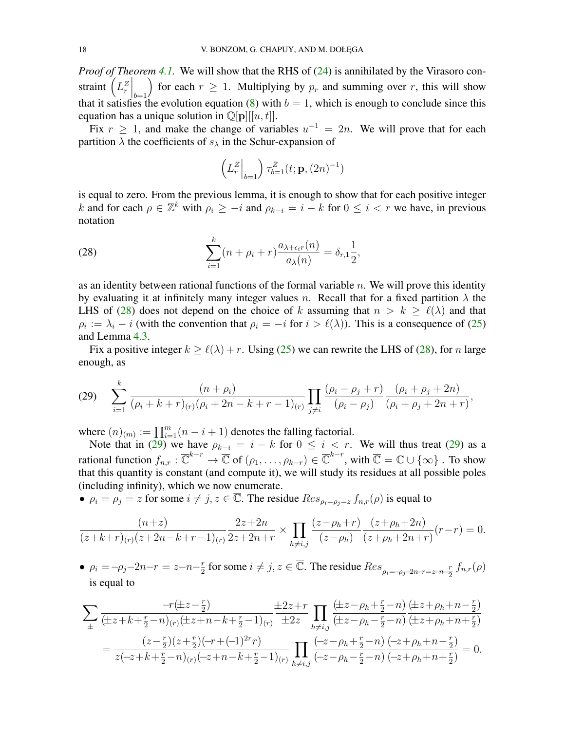*Proof of Theorem 4.1.* We will show that the RHS of (24) is annihilated by the Virasoro constraint $\left(L^Z_r\Big|_{b=1}\right)$ for each $r \geq 1$. Multiplying by $p_r$ and summing over $r$, this will show that it satisfies the evolution equation (8) with $b = 1$, which is enough to conclude since this equation has a unique solution in $\mathbb{Q}[\mathbf{p}][[u, t]]$.

Fix $r \geq 1$, and make the change of variables $u^{-1} = 2n$. We will prove that for each partition $\lambda$ the coefficients of $s_\lambda$ in the Schur-expansion of

$$\left(L^Z_r\Big|_{b=1}\right) \tau^Z_{b=1}(t; \mathbf{p}, (2n)^{-1})$$

is equal to zero. From the previous lemma, it is enough to show that for each positive integer $k$ and for each $\rho \in \mathbb{Z}^k$ with $\rho_i \geq -i$ and $\rho_{k-i} = i - k$ for $0 \leq i < r$ we have, in previous notation

$$\sum_{i=1}^{k} (n + \rho_i + r) \frac{a_{\lambda+\epsilon_i r}(n)}{a_\lambda(n)} = \delta_{r,1} \frac{1}{2}, \tag{28}$$

as an identity between rational functions of the formal variable $n$. We will prove this identity by evaluating it at infinitely many integer values $n$. Recall that for a fixed partition $\lambda$ the LHS of (28) does not depend on the choice of $k$ assuming that $n > k \geq \ell(\lambda)$ and that $\rho_i := \lambda_i - i$ (with the convention that $\rho_i = -i$ for $i > \ell(\lambda)$). This is a consequence of (25) and Lemma 4.3.

Fix a positive integer $k \geq \ell(\lambda) + r$. Using (25) we can rewrite the LHS of (28), for $n$ large enough, as

$$\sum_{i=1}^{k} \frac{(n + \rho_i)}{(\rho_i + k + r)_{(r)} (\rho_i + 2n - k + r - 1)_{(r)}} \prod_{j \neq i} \frac{(\rho_i - \rho_j + r)}{(\rho_i - \rho_j)} \frac{(\rho_i + \rho_j + 2n)}{(\rho_i + \rho_j + 2n + r)}, \tag{29}$$

where $(n)_{(m)} := \prod_{i=1}^{m} (n - i + 1)$ denotes the falling factorial.

Note that in (29) we have $\rho_{k-i} = i - k$ for $0 \leq i < r$. We will thus treat (29) as a rational function $f_{n,r} : \overline{\mathbb{C}}^{k-r} \to \overline{\mathbb{C}}$ of $(\rho_1, \ldots, \rho_{k-r}) \in \overline{\mathbb{C}}^{k-r}$, with $\overline{\mathbb{C}} = \mathbb{C} \cup \{\infty\}$. To show that this quantity is constant (and compute it), we will study its residues at all possible poles (including infinity), which we now enumerate.

- $\rho_i = \rho_j = z$ for some $i \neq j, z \in \overline{\mathbb{C}}$. The residue $Res_{\rho_i = \rho_j = z} f_{n,r}(\rho)$ is equal to

$$\frac{(n+z)}{(z+k+r)_{(r)}(z+2n-k+r-1)_{(r)}} \frac{2z+2n}{2z+2n+r} \times \prod_{h \neq i,j} \frac{(z-\rho_h+r)}{(z-\rho_h)} \frac{(z+\rho_h+2n)}{(z+\rho_h+2n+r)} (r-r) = 0.$$

- $\rho_i = -\rho_j - 2n - r = z - n - \frac{r}{2}$ for some $i \neq j, z \in \overline{\mathbb{C}}$. The residue $Res_{\rho_i = -\rho_j - 2n - r = z - n - \frac{r}{2}} f_{n,r}(\rho)$ is equal to

$$\begin{aligned}
&\sum_{\pm} \frac{-r(\pm z - \frac{r}{2})}{(\pm z + k + \frac{r}{2} - n)_{(r)} (\pm z + n - k + \frac{r}{2} - 1)_{(r)}} \frac{\pm 2z + r}{\pm 2z} \prod_{h \neq i,j} \frac{(\pm z - \rho_h + \frac{r}{2} - n)}{(\pm z - \rho_h - \frac{r}{2} - n)} \frac{(\pm z + \rho_h + n - \frac{r}{2})}{(\pm z + \rho_h + n + \frac{r}{2})} \\
&= \frac{(z - \frac{r}{2})(z + \frac{r}{2})(-r + (-1)^{2r} r)}{z(-z + k + \frac{r}{2} - n)_{(r)} (-z + n - k + \frac{r}{2} - 1)_{(r)}} \prod_{h \neq i,j} \frac{(-z - \rho_h + \frac{r}{2} - n)}{(-z - \rho_h - \frac{r}{2} - n)} \frac{(-z + \rho_h + n - \frac{r}{2})}{(-z + \rho_h + n + \frac{r}{2})} = 0.
\end{aligned}$$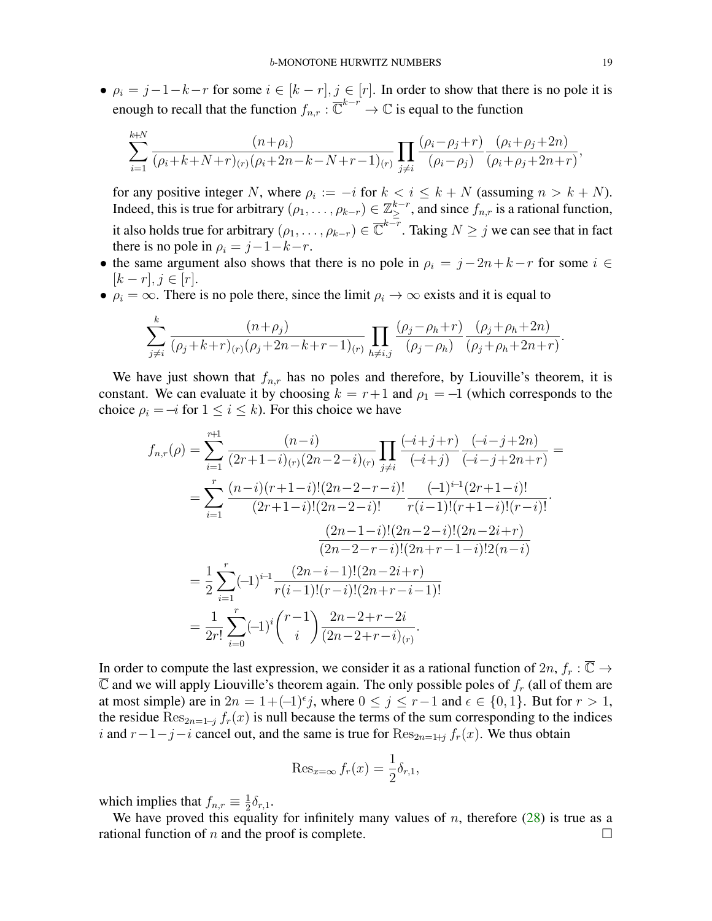- $\rho_i = j-1-k-r$ for some $i \in [k-r], j \in [r]$. In order to show that there is no pole it is enough to recall that the function $f_{n,r} : \overline{\mathbb{C}}^{k-r} \to \mathbb{C}$ is equal to the function

$$\sum_{i=1}^{k+N} \frac{(n+\rho_i)}{(\rho_i+k+N+r)_{(r)}(\rho_i+2n-k-N+r-1)_{(r)}} \prod_{j\neq i} \frac{(\rho_i-\rho_j+r)}{(\rho_i-\rho_j)} \frac{(\rho_i+\rho_j+2n)}{(\rho_i+\rho_j+2n+r)},$$

for any positive integer $N$, where $\rho_i := -i$ for $k < i \leq k+N$ (assuming $n > k+N$). Indeed, this is true for arbitrary $(\rho_1, \dots, \rho_{k-r}) \in \mathbb{Z}_{\geq}^{k-r}$, and since $f_{n,r}$ is a rational function, it also holds true for arbitrary $(\rho_1, \dots, \rho_{k-r}) \in \overline{\mathbb{C}}^{k-r}$. Taking $N \geq j$ we can see that in fact there is no pole in $\rho_i = j-1-k-r$.
- the same argument also shows that there is no pole in $\rho_i = j-2n+k-r$ for some $i \in [k-r], j \in [r]$.
- $\rho_i = \infty$. There is no pole there, since the limit $\rho_i \to \infty$ exists and it is equal to

$$\sum_{j\neq i}^{k} \frac{(n+\rho_j)}{(\rho_j+k+r)_{(r)}(\rho_j+2n-k+r-1)_{(r)}} \prod_{h\neq i,j} \frac{(\rho_j-\rho_h+r)}{(\rho_j-\rho_h)} \frac{(\rho_j+\rho_h+2n)}{(\rho_j+\rho_h+2n+r)}.$$

We have just shown that $f_{n,r}$ has no poles and therefore, by Liouville's theorem, it is constant. We can evaluate it by choosing $k = r+1$ and $\rho_1 = -1$ (which corresponds to the choice $\rho_i = -i$ for $1 \leq i \leq k$). For this choice we have

$$\begin{aligned}
f_{n,r}(\rho) &= \sum_{i=1}^{r+1} \frac{(n-i)}{(2r+1-i)_{(r)}(2n-2-i)_{(r)}} \prod_{j\neq i} \frac{(-i+j+r)}{(-i+j)} \frac{(-i-j+2n)}{(-i-j+2n+r)} = \\
&= \sum_{i=1}^{r} \frac{(n-i)(r+1-i)!(2n-2-r-i)!}{(2r+1-i)!(2n-2-i)!} \frac{(-1)^{i-1}(2r+1-i)!}{r(i-1)!(r+1-i)!(r-i)!} \cdot \\
&\qquad\qquad \frac{(2n-1-i)!(2n-2-i)!(2n-2i+r)}{(2n-2-r-i)!(2n+r-1-i)!2(n-i)} \\
&= \frac{1}{2}\sum_{i=1}^{r} (-1)^{i-1} \frac{(2n-i-1)!(2n-2i+r)}{r(i-1)!(r-i)!(2n+r-i-1)!} \\
&= \frac{1}{2r!}\sum_{i=0}^{r} (-1)^{i} \binom{r-1}{i} \frac{2n-2+r-2i}{(2n-2+r-i)_{(r)}}.
\end{aligned}$$

In order to compute the last expression, we consider it as a rational function of $2n$, $f_r : \overline{\mathbb{C}} \to \overline{\mathbb{C}}$ and we will apply Liouville's theorem again. The only possible poles of $f_r$ (all of them are at most simple) are in $2n = 1+(-1)^\epsilon j$, where $0 \leq j \leq r-1$ and $\epsilon \in \{0,1\}$. But for $r > 1$, the residue $\mathrm{Res}_{2n=1-j} f_r(x)$ is null because the terms of the sum corresponding to the indices $i$ and $r-1-j-i$ cancel out, and the same is true for $\mathrm{Res}_{2n=1+j} f_r(x)$. We thus obtain

$$\mathrm{Res}_{x=\infty} f_r(x) = \frac{1}{2}\delta_{r,1},$$

which implies that $f_{n,r} \equiv \frac{1}{2}\delta_{r,1}$.

We have proved this equality for infinitely many values of $n$, therefore (28) is true as a rational function of $n$ and the proof is complete. □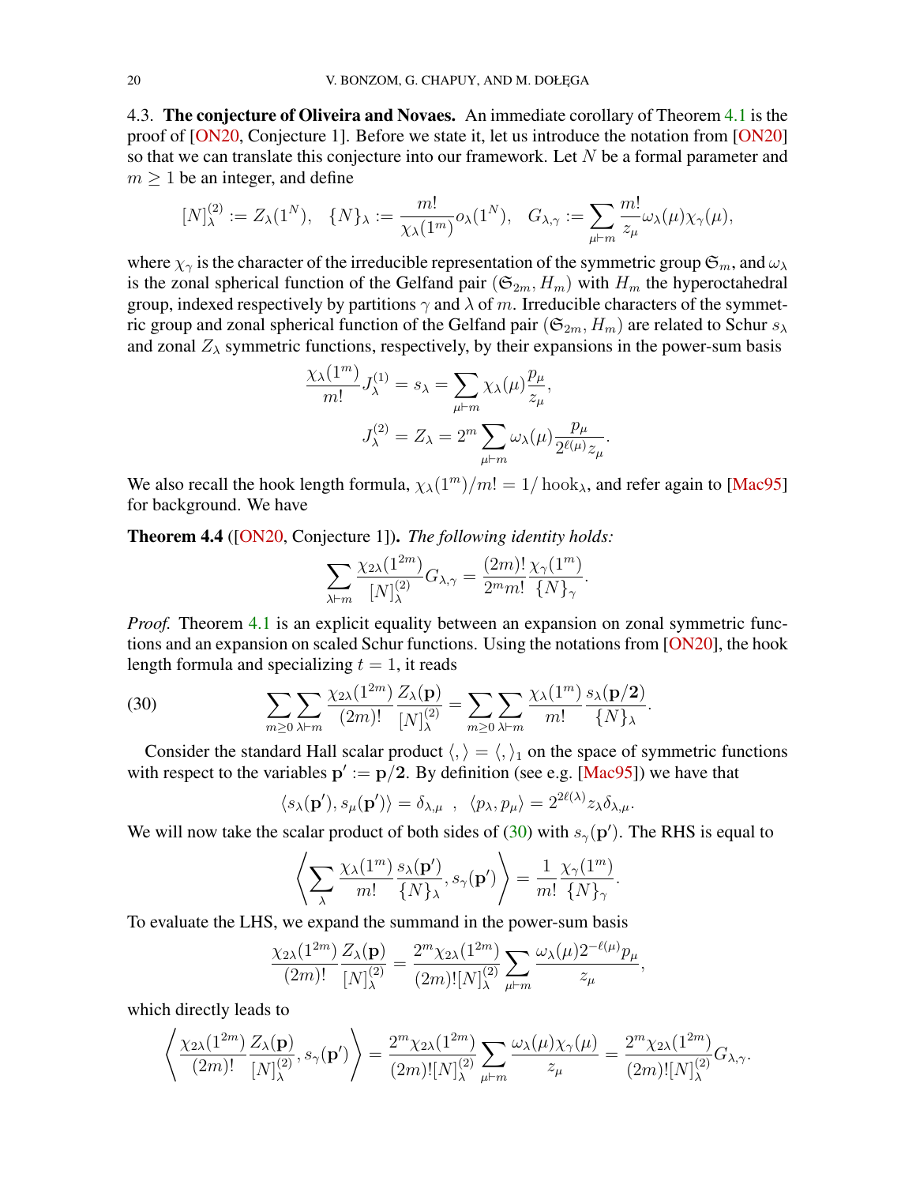### 4.3. **The conjecture of Oliveira and Novaes.**

An immediate corollary of Theorem 4.1 is the proof of [ON20, Conjecture 1]. Before we state it, let us introduce the notation from [ON20] so that we can translate this conjecture into our framework. Let $N$ be a formal parameter and $m \geq 1$ be an integer, and define

$$[N]^{(2)}_\lambda := Z_\lambda(1^N), \quad \{N\}_\lambda := \frac{m!}{\chi_\lambda(1^m)} o_\lambda(1^N), \quad G_{\lambda,\gamma} := \sum_{\mu \vdash m} \frac{m!}{z_\mu} \omega_\lambda(\mu)\chi_\gamma(\mu),$$

where $\chi_\gamma$ is the character of the irreducible representation of the symmetric group $\mathfrak{S}_m$, and $\omega_\lambda$ is the zonal spherical function of the Gelfand pair $(\mathfrak{S}_{2m}, H_m)$ with $H_m$ the hyperoctahedral group, indexed respectively by partitions $\gamma$ and $\lambda$ of $m$. Irreducible characters of the symmetric group and zonal spherical function of the Gelfand pair $(\mathfrak{S}_{2m}, H_m)$ are related to Schur $s_\lambda$ and zonal $Z_\lambda$ symmetric functions, respectively, by their expansions in the power-sum basis

$$\frac{\chi_\lambda(1^m)}{m!} J^{(1)}_\lambda = s_\lambda = \sum_{\mu \vdash m} \chi_\lambda(\mu)\frac{p_\mu}{z_\mu},$$
$$J^{(2)}_\lambda = Z_\lambda = 2^m \sum_{\mu \vdash m} \omega_\lambda(\mu)\frac{p_\mu}{2^{\ell(\mu)} z_\mu}.$$

We also recall the hook length formula, $\chi_\lambda(1^m)/m! = 1/\operatorname{hook}_\lambda$, and refer again to [Mac95] for background. We have

**Theorem 4.4** ([ON20, Conjecture 1])**.** *The following identity holds:*

$$\sum_{\lambda \vdash m} \frac{\chi_{2\lambda}(1^{2m})}{[N]^{(2)}_\lambda} G_{\lambda,\gamma} = \frac{(2m)!}{2^m m!}\frac{\chi_\gamma(1^m)}{\{N\}_\gamma}.$$

*Proof.* Theorem 4.1 is an explicit equality between an expansion on zonal symmetric functions and an expansion on scaled Schur functions. Using the notations from [ON20], the hook length formula and specializing $t = 1$, it reads

$$\sum_{m \geq 0}\sum_{\lambda \vdash m} \frac{\chi_{2\lambda}(1^{2m})}{(2m)!}\frac{Z_\lambda(\mathbf{p})}{[N]^{(2)}_\lambda} = \sum_{m \geq 0}\sum_{\lambda \vdash m} \frac{\chi_\lambda(1^m)}{m!}\frac{s_\lambda(\mathbf{p}/\mathbf{2})}{\{N\}_\lambda}. \tag{30}$$

Consider the standard Hall scalar product $\langle , \rangle = \langle , \rangle_1$ on the space of symmetric functions with respect to the variables $\mathbf{p}' := \mathbf{p}/\mathbf{2}$. By definition (see e.g. [Mac95]) we have that

$$\langle s_\lambda(\mathbf{p}'), s_\mu(\mathbf{p}')\rangle = \delta_{\lambda,\mu} \;\; , \;\; \langle p_\lambda, p_\mu\rangle = 2^{2\ell(\lambda)} z_\lambda \delta_{\lambda,\mu}.$$

We will now take the scalar product of both sides of (30) with $s_\gamma(\mathbf{p}')$. The RHS is equal to

$$\left\langle \sum_\lambda \frac{\chi_\lambda(1^m)}{m!}\frac{s_\lambda(\mathbf{p}')}{\{N\}_\lambda}, s_\gamma(\mathbf{p}')\right\rangle = \frac{1}{m!}\frac{\chi_\gamma(1^m)}{\{N\}_\gamma}.$$

To evaluate the LHS, we expand the summand in the power-sum basis

$$\frac{\chi_{2\lambda}(1^{2m})}{(2m)!}\frac{Z_\lambda(\mathbf{p})}{[N]^{(2)}_\lambda} = \frac{2^m \chi_{2\lambda}(1^{2m})}{(2m)![N]^{(2)}_\lambda}\sum_{\mu \vdash m}\frac{\omega_\lambda(\mu)2^{-\ell(\mu)}p_\mu}{z_\mu},$$

which directly leads to

$$\left\langle \frac{\chi_{2\lambda}(1^{2m})}{(2m)!}\frac{Z_\lambda(\mathbf{p})}{[N]^{(2)}_\lambda}, s_\gamma(\mathbf{p}')\right\rangle = \frac{2^m \chi_{2\lambda}(1^{2m})}{(2m)![N]^{(2)}_\lambda}\sum_{\mu \vdash m}\frac{\omega_\lambda(\mu)\chi_\gamma(\mu)}{z_\mu} = \frac{2^m \chi_{2\lambda}(1^{2m})}{(2m)![N]^{(2)}_\lambda} G_{\lambda,\gamma}.$$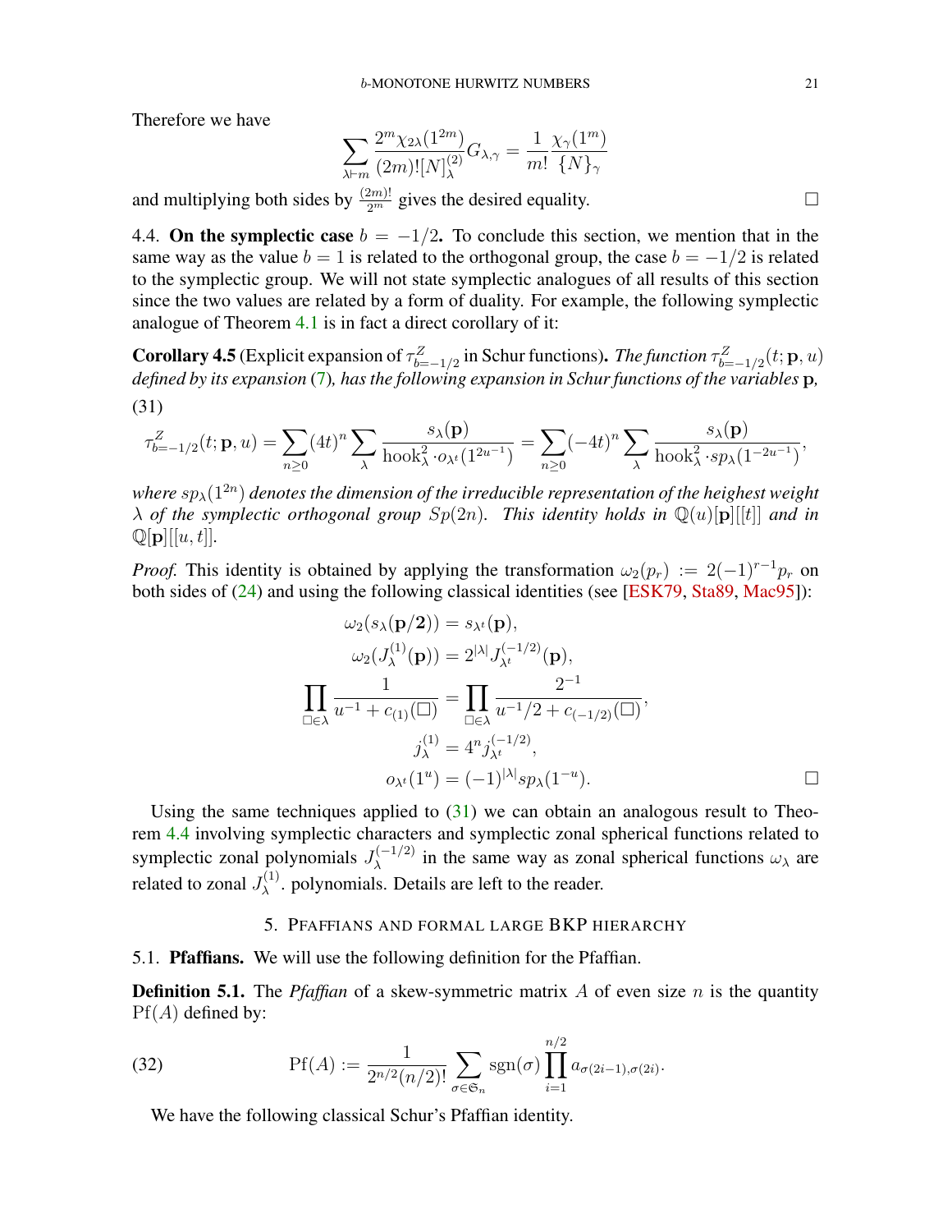Therefore we have

$$\sum_{\lambda\vdash m}\frac{2^m\chi_{2\lambda}(1^{2m})}{(2m)![N]^{(2)}_\lambda}G_{\lambda,\gamma}=\frac{1}{m!}\frac{\chi_\gamma(1^m)}{\{N\}_\gamma}$$

and multiplying both sides by $\frac{(2m)!}{2^m}$ gives the desired equality. □

4.4. **On the symplectic case** $b=-1/2$. To conclude this section, we mention that in the same way as the value $b=1$ is related to the orthogonal group, the case $b=-1/2$ is related to the symplectic group. We will not state symplectic analogues of all results of this section since the two values are related by a form of duality. For example, the following symplectic analogue of Theorem 4.1 is in fact a direct corollary of it:

**Corollary 4.5** (Explicit expansion of $\tau^Z_{b=-1/2}$ in Schur functions)**.** *The function $\tau^Z_{b=-1/2}(t;\mathbf{p},u)$ defined by its expansion (7), has the following expansion in Schur functions of the variables* $\mathbf{p}$*,*

(31)
$$\tau^Z_{b=-1/2}(t;\mathbf{p},u)=\sum_{n\geq 0}(4t)^n\sum_\lambda\frac{s_\lambda(\mathbf{p})}{\mathrm{hook}^2_\lambda\cdot o_{\lambda^t}(1^{2u^{-1}})}=\sum_{n\geq 0}(-4t)^n\sum_\lambda\frac{s_\lambda(\mathbf{p})}{\mathrm{hook}^2_\lambda\cdot sp_\lambda(1^{-2u^{-1}})},$$

*where $sp_\lambda(1^{2n})$ denotes the dimension of the irreducible representation of the heighest weight $\lambda$ of the symplectic orthogonal group $Sp(2n)$. This identity holds in $\mathbb{Q}(u)[\mathbf{p}][[t]]$ and in $\mathbb{Q}[\mathbf{p}][[u,t]]$.*

*Proof.* This identity is obtained by applying the transformation $\omega_2(p_r):=2(-1)^{r-1}p_r$ on both sides of (24) and using the following classical identities (see [ESK79, Sta89, Mac95]):

$$\omega_2(s_\lambda(\mathbf{p}/\mathbf{2}))=s_{\lambda^t}(\mathbf{p}),$$
$$\omega_2(J^{(1)}_\lambda(\mathbf{p}))=2^{|\lambda|}J^{(-1/2)}_{\lambda^t}(\mathbf{p}),$$
$$\prod_{\square\in\lambda}\frac{1}{u^{-1}+c_{(1)}(\square)}=\prod_{\square\in\lambda}\frac{2^{-1}}{u^{-1}/2+c_{(-1/2)}(\square)},$$
$$j^{(1)}_\lambda=4^n j^{(-1/2)}_{\lambda^t},$$
$$o_{\lambda^t}(1^u)=(-1)^{|\lambda|}sp_\lambda(1^{-u}).$$
□

Using the same techniques applied to (31) we can obtain an analogous result to Theorem 4.4 involving symplectic characters and symplectic zonal spherical functions related to symplectic zonal polynomials $J^{(-1/2)}_\lambda$ in the same way as zonal spherical functions $\omega_\lambda$ are related to zonal $J^{(1)}_\lambda$. polynomials. Details are left to the reader.

## 5. Pfaffians and formal large BKP hierarchy

5.1. **Pfaffians.** We will use the following definition for the Pfaffian.

**Definition 5.1.** The *Pfaffian* of a skew-symmetric matrix $A$ of even size $n$ is the quantity $\mathrm{Pf}(A)$ defined by:

(32)
$$\mathrm{Pf}(A):=\frac{1}{2^{n/2}(n/2)!}\sum_{\sigma\in\mathfrak{S}_n}\mathrm{sgn}(\sigma)\prod_{i=1}^{n/2}a_{\sigma(2i-1),\sigma(2i)}.$$

We have the following classical Schur's Pfaffian identity.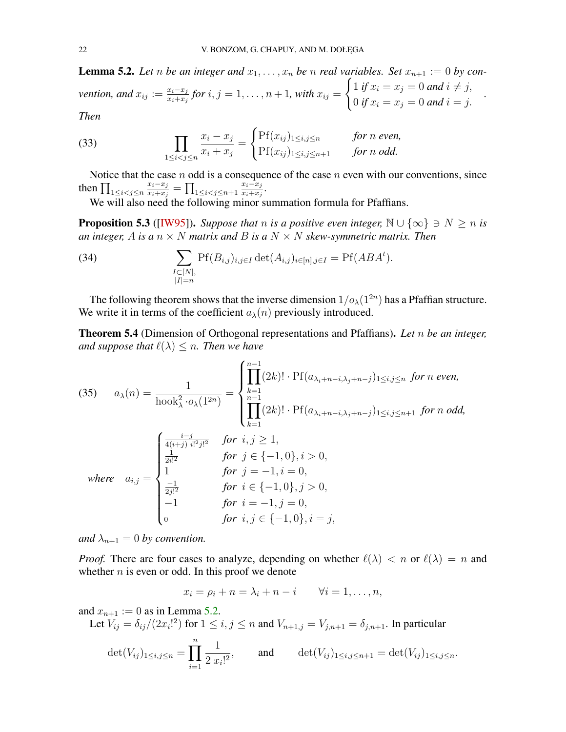**Lemma 5.2.** *Let $n$ be an integer and $x_1, \dots, x_n$ be $n$ real variables. Set $x_{n+1} := 0$ by convention, and $x_{ij} := \frac{x_i - x_j}{x_i + x_j}$ for $i, j = 1, \dots, n+1$, with $x_{ij} = \begin{cases} 1 \text{ if } x_i = x_j = 0 \text{ and } i \neq j, \\ 0 \text{ if } x_i = x_j = 0 \text{ and } i = j. \end{cases}$ Then*

$$\prod_{1 \le i < j \le n} \frac{x_i - x_j}{x_i + x_j} = \begin{cases} \mathrm{Pf}(x_{ij})_{1 \le i,j \le n} & \text{for } n \text{ even,} \\ \mathrm{Pf}(x_{ij})_{1 \le i,j \le n+1} & \text{for } n \text{ odd.} \end{cases} \tag{33}$$

Notice that the case $n$ odd is a consequence of the case $n$ even with our conventions, since then $\prod_{1 \le i < j \le n} \frac{x_i - x_j}{x_i + x_j} = \prod_{1 \le i < j \le n+1} \frac{x_i - x_j}{x_i + x_j}$.

We will also need the following minor summation formula for Pfaffians.

**Proposition 5.3** ([IW95]). *Suppose that $n$ is a positive even integer, $\mathbb{N} \cup \{\infty\} \ni N \ge n$ is an integer, $A$ is a $n \times N$ matrix and $B$ is a $N \times N$ skew-symmetric matrix. Then*

$$\sum_{\substack{I \subset [N], \\ |I| = n}} \mathrm{Pf}(B_{i,j})_{i,j \in I} \det(A_{i,j})_{i \in [n], j \in I} = \mathrm{Pf}(ABA^t). \tag{34}$$

The following theorem shows that the inverse dimension $1/o_\lambda(1^{2n})$ has a Pfaffian structure. We write it in terms of the coefficient $a_\lambda(n)$ previously introduced.

**Theorem 5.4** (Dimension of Orthogonal representations and Pfaffians). *Let $n$ be an integer, and suppose that $\ell(\lambda) \le n$. Then we have*

$$a_\lambda(n) = \frac{1}{\mathrm{hook}_\lambda^2 \cdot o_\lambda(1^{2n})} = \begin{cases} \prod_{k=1}^{n-1} (2k)! \cdot \mathrm{Pf}(a_{\lambda_i + n - i, \lambda_j + n - j})_{1 \le i,j \le n} & \text{for } n \text{ even,} \\ \prod_{k=1}^{n-1} (2k)! \cdot \mathrm{Pf}(a_{\lambda_i + n - i, \lambda_j + n - j})_{1 \le i,j \le n+1} & \text{for } n \text{ odd,} \end{cases} \tag{35}$$

*where* $$a_{i,j} = \begin{cases} \frac{i-j}{4(i+j)\, i!^2 j!^2} & \text{for } i, j \ge 1, \\ \frac{1}{2i!^2} & \text{for } j \in \{-1, 0\}, i > 0, \\ 1 & \text{for } j = -1, i = 0, \\ \frac{-1}{2j!^2} & \text{for } i \in \{-1, 0\}, j > 0, \\ -1 & \text{for } i = -1, j = 0, \\ 0 & \text{for } i, j \in \{-1, 0\}, i = j, \end{cases}$$

*and $\lambda_{n+1} = 0$ by convention.*

*Proof.* There are four cases to analyze, depending on whether $\ell(\lambda) < n$ or $\ell(\lambda) = n$ and whether $n$ is even or odd. In this proof we denote

$$x_i = \rho_i + n = \lambda_i + n - i \qquad \forall i = 1, \dots, n,$$

and $x_{n+1} := 0$ as in Lemma 5.2.

Let $V_{ij} = \delta_{ij}/(2x_i!^2)$ for $1 \le i, j \le n$ and $V_{n+1,j} = V_{j,n+1} = \delta_{j,n+1}$. In particular

$$\det(V_{ij})_{1 \le i,j \le n} = \prod_{i=1}^{n} \frac{1}{2\, x_i!^2}, \qquad \text{and} \qquad \det(V_{ij})_{1 \le i,j \le n+1} = \det(V_{ij})_{1 \le i,j \le n}.$$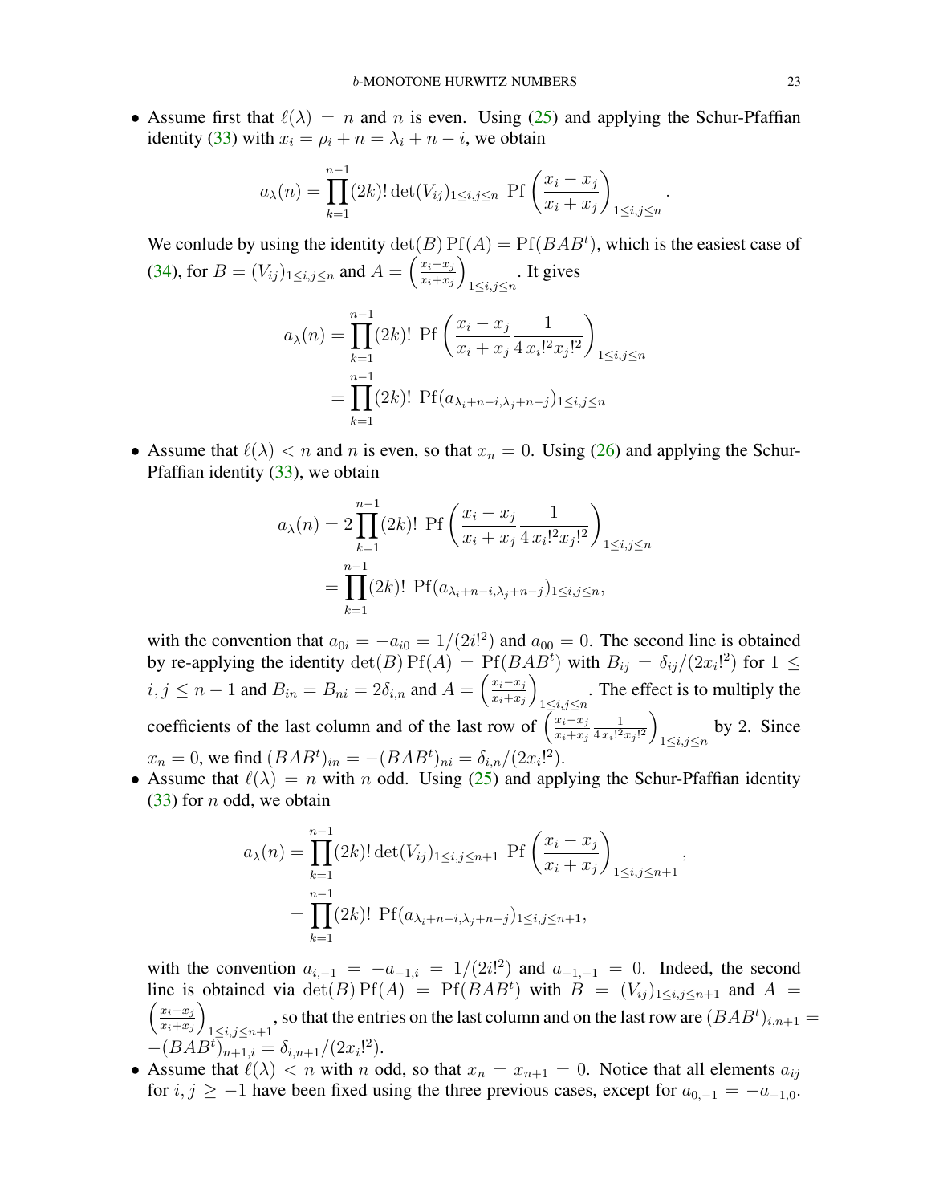- Assume first that $\ell(\lambda) = n$ and $n$ is even. Using (25) and applying the Schur-Pfaffian identity (33) with $x_i = \rho_i + n = \lambda_i + n - i$, we obtain

$$a_\lambda(n) = \prod_{k=1}^{n-1}(2k)! \det(V_{ij})_{1\le i,j\le n} \ \operatorname{Pf}\left(\frac{x_i - x_j}{x_i + x_j}\right)_{1\le i,j\le n}.$$

  We conlude by using the identity $\det(B)\operatorname{Pf}(A) = \operatorname{Pf}(BAB^t)$, which is the easiest case of (34), for $B = (V_{ij})_{1\le i,j\le n}$ and $A = \left(\frac{x_i - x_j}{x_i + x_j}\right)_{1\le i,j\le n}$. It gives

$$\begin{aligned} a_\lambda(n) &= \prod_{k=1}^{n-1}(2k)! \ \operatorname{Pf}\left(\frac{x_i - x_j}{x_i + x_j}\frac{1}{4\, x_i!^2 x_j!^2}\right)_{1\le i,j\le n} \\ &= \prod_{k=1}^{n-1}(2k)! \ \operatorname{Pf}(a_{\lambda_i+n-i,\lambda_j+n-j})_{1\le i,j\le n} \end{aligned}$$

- Assume that $\ell(\lambda) < n$ and $n$ is even, so that $x_n = 0$. Using (26) and applying the Schur-Pfaffian identity (33), we obtain

$$\begin{aligned} a_\lambda(n) &= 2\prod_{k=1}^{n-1}(2k)! \ \operatorname{Pf}\left(\frac{x_i - x_j}{x_i + x_j}\frac{1}{4\, x_i!^2 x_j!^2}\right)_{1\le i,j\le n} \\ &= \prod_{k=1}^{n-1}(2k)! \ \operatorname{Pf}(a_{\lambda_i+n-i,\lambda_j+n-j})_{1\le i,j\le n}, \end{aligned}$$

  with the convention that $a_{0i} = -a_{i0} = 1/(2i!^2)$ and $a_{00} = 0$. The second line is obtained by re-applying the identity $\det(B)\operatorname{Pf}(A) = \operatorname{Pf}(BAB^t)$ with $B_{ij} = \delta_{ij}/(2x_i!^2)$ for $1 \le i,j \le n-1$ and $B_{in} = B_{ni} = 2\delta_{i,n}$ and $A = \left(\frac{x_i - x_j}{x_i + x_j}\right)_{1\le i,j\le n}$. The effect is to multiply the coefficients of the last column and of the last row of $\left(\frac{x_i - x_j}{x_i + x_j}\frac{1}{4\, x_i!^2 x_j!^2}\right)_{1\le i,j\le n}$ by 2. Since $x_n = 0$, we find $(BAB^t)_{in} = -(BAB^t)_{ni} = \delta_{i,n}/(2x_i!^2)$.
- Assume that $\ell(\lambda) = n$ with $n$ odd. Using (25) and applying the Schur-Pfaffian identity (33) for $n$ odd, we obtain

$$\begin{aligned} a_\lambda(n) &= \prod_{k=1}^{n-1}(2k)! \det(V_{ij})_{1\le i,j\le n+1} \ \operatorname{Pf}\left(\frac{x_i - x_j}{x_i + x_j}\right)_{1\le i,j\le n+1}, \\ &= \prod_{k=1}^{n-1}(2k)! \ \operatorname{Pf}(a_{\lambda_i+n-i,\lambda_j+n-j})_{1\le i,j\le n+1}, \end{aligned}$$

  with the convention $a_{i,-1} = -a_{-1,i} = 1/(2i!^2)$ and $a_{-1,-1} = 0$. Indeed, the second line is obtained via $\det(B)\operatorname{Pf}(A) = \operatorname{Pf}(BAB^t)$ with $B = (V_{ij})_{1\le i,j\le n+1}$ and $A = \left(\frac{x_i - x_j}{x_i + x_j}\right)_{1\le i,j\le n+1}$, so that the entries on the last column and on the last row are $(BAB^t)_{i,n+1} = -(BAB^t)_{n+1,i} = \delta_{i,n+1}/(2x_i!^2)$.
- Assume that $\ell(\lambda) < n$ with $n$ odd, so that $x_n = x_{n+1} = 0$. Notice that all elements $a_{ij}$ for $i,j \ge -1$ have been fixed using the three previous cases, except for $a_{0,-1} = -a_{-1,0}$.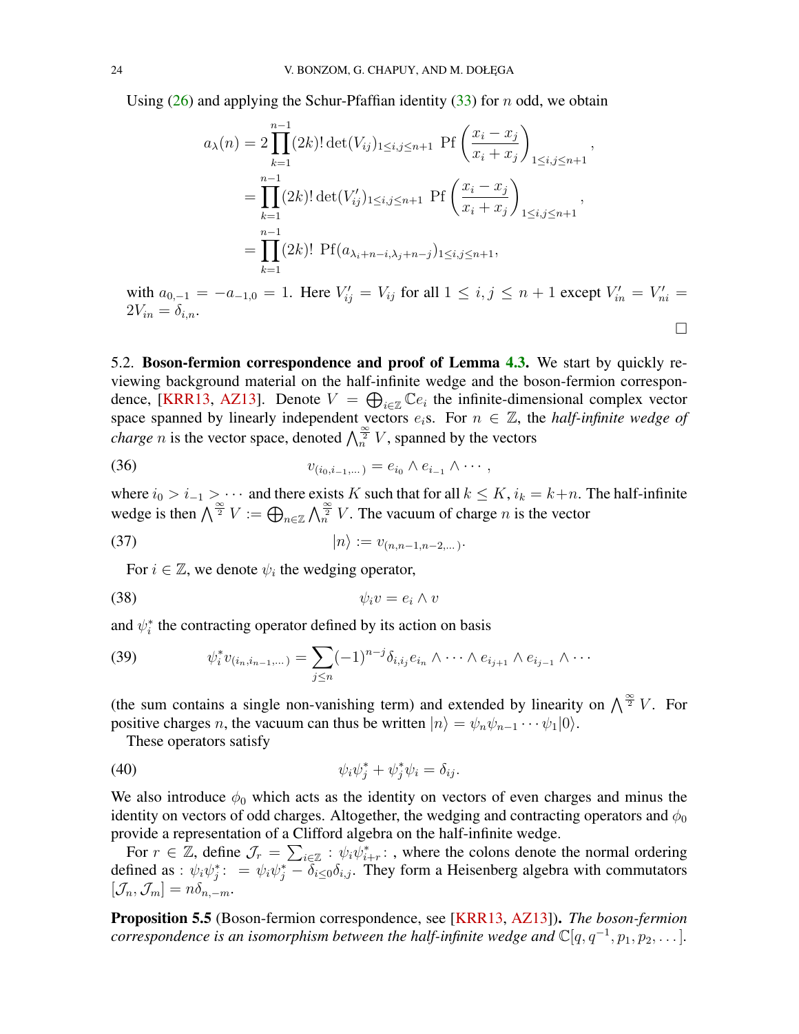Using (26) and applying the Schur-Pfaffian identity (33) for $n$ odd, we obtain

$$
\begin{aligned}
a_\lambda(n) &= 2\prod_{k=1}^{n-1}(2k)!\det(V_{ij})_{1\le i,j\le n+1}\ \operatorname{Pf}\left(\frac{x_i-x_j}{x_i+x_j}\right)_{1\le i,j\le n+1}, \\
&= \prod_{k=1}^{n-1}(2k)!\det(V'_{ij})_{1\le i,j\le n+1}\ \operatorname{Pf}\left(\frac{x_i-x_j}{x_i+x_j}\right)_{1\le i,j\le n+1}, \\
&= \prod_{k=1}^{n-1}(2k)!\ \operatorname{Pf}(a_{\lambda_i+n-i,\lambda_j+n-j})_{1\le i,j\le n+1},
\end{aligned}
$$

with $a_{0,-1} = -a_{-1,0} = 1$. Here $V'_{ij} = V_{ij}$ for all $1 \le i, j \le n+1$ except $V'_{in} = V'_{ni} = 2V_{in} = \delta_{i,n}$.

□

5.2. **Boson-fermion correspondence and proof of Lemma 4.3.** We start by quickly reviewing background material on the half-infinite wedge and the boson-fermion correspondence, [KRR13, AZ13]. Denote $V = \bigoplus_{i\in\mathbb{Z}}\mathbb{C}e_i$ the infinite-dimensional complex vector space spanned by linearly independent vectors $e_i$s. For $n \in \mathbb{Z}$, the *half-infinite wedge of charge* $n$ is the vector space, denoted $\bigwedge_n^{\frac{\infty}{2}} V$, spanned by the vectors

$$v_{(i_0,i_{-1},\dots)} = e_{i_0}\wedge e_{i_{-1}}\wedge\cdots, \tag{36}$$

where $i_0 > i_{-1} > \cdots$ and there exists $K$ such that for all $k \le K$, $i_k = k+n$. The half-infinite wedge is then $\bigwedge^{\frac{\infty}{2}} V := \bigoplus_{n\in\mathbb{Z}}\bigwedge_n^{\frac{\infty}{2}} V$. The vacuum of charge $n$ is the vector

$$|n\rangle := v_{(n,n-1,n-2,\dots)}. \tag{37}$$

For $i \in \mathbb{Z}$, we denote $\psi_i$ the wedging operator,

$$\psi_i v = e_i \wedge v \tag{38}$$

and $\psi_i^*$ the contracting operator defined by its action on basis

$$\psi_i^* v_{(i_n,i_{n-1},\dots)} = \sum_{j\le n}(-1)^{n-j}\delta_{i,i_j} e_{i_n}\wedge\cdots\wedge e_{i_{j+1}}\wedge e_{i_{j-1}}\wedge\cdots \tag{39}$$

(the sum contains a single non-vanishing term) and extended by linearity on $\bigwedge^{\frac{\infty}{2}} V$. For positive charges $n$, the vacuum can thus be written $|n\rangle = \psi_n\psi_{n-1}\cdots\psi_1|0\rangle$.

These operators satisfy

$$\psi_i\psi_j^* + \psi_j^*\psi_i = \delta_{ij}. \tag{40}$$

We also introduce $\phi_0$ which acts as the identity on vectors of even charges and minus the identity on vectors of odd charges. Altogether, the wedging and contracting operators and $\phi_0$ provide a representation of a Clifford algebra on the half-infinite wedge.

For $r \in \mathbb{Z}$, define $\mathcal{J}_r = \sum_{i\in\mathbb{Z}} :\psi_i\psi_{i+r}^*:$, where the colons denote the normal ordering defined as $:\psi_i\psi_j^*: \ = \psi_i\psi_j^* - \delta_{i\le 0}\delta_{i,j}$. They form a Heisenberg algebra with commutators $[\mathcal{J}_n, \mathcal{J}_m] = n\delta_{n,-m}$.

**Proposition 5.5** (Boson-fermion correspondence, see [KRR13, AZ13])**.** *The boson-fermion correspondence is an isomorphism between the half-infinite wedge and* $\mathbb{C}[q, q^{-1}, p_1, p_2, \dots]$.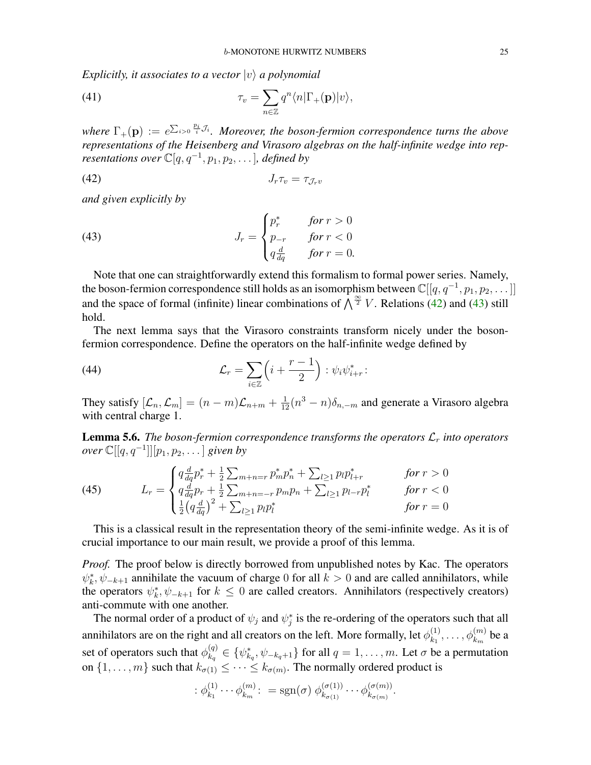*Explicitly, it associates to a vector $|v\rangle$ a polynomial*

$$\tau_v = \sum_{n\in\mathbb{Z}} q^n \langle n|\Gamma_+(\mathbf{p})|v\rangle, \tag{41}$$

*where $\Gamma_+(\mathbf{p}) := e^{\sum_{i>0}\frac{p_i}{i}\mathcal{J}_i}$. Moreover, the boson-fermion correspondence turns the above representations of the Heisenberg and Virasoro algebras on the half-infinite wedge into representations over $\mathbb{C}[q, q^{-1}, p_1, p_2, \dots]$, defined by*

$$J_r \tau_v = \tau_{\mathcal{J}_r v} \tag{42}$$

*and given explicitly by*

$$J_r = \begin{cases} p_r^* & \textit{for } r > 0 \\ p_{-r} & \textit{for } r < 0 \\ q\frac{d}{dq} & \textit{for } r = 0. \end{cases} \tag{43}$$

Note that one can straightforwardly extend this formalism to formal power series. Namely, the boson-fermion correspondence still holds as an isomorphism between $\mathbb{C}[[q, q^{-1}, p_1, p_2, \dots]]$ and the space of formal (infinite) linear combinations of $\bigwedge^{\frac{\infty}{2}} V$. Relations (42) and (43) still hold.

The next lemma says that the Virasoro constraints transform nicely under the boson-fermion correspondence. Define the operators on the half-infinite wedge defined by

$$\mathcal{L}_r = \sum_{i\in\mathbb{Z}} \Big(i + \frac{r-1}{2}\Big) :\psi_i \psi_{i+r}^*: \tag{44}$$

They satisfy $[\mathcal{L}_n, \mathcal{L}_m] = (n-m)\mathcal{L}_{n+m} + \frac{1}{12}(n^3 - n)\delta_{n,-m}$ and generate a Virasoro algebra with central charge 1.

**Lemma 5.6.** *The boson-fermion correspondence transforms the operators $\mathcal{L}_r$ into operators over $\mathbb{C}[[q, q^{-1}]][p_1, p_2, \dots]$ given by*

$$L_r = \begin{cases} q\frac{d}{dq}p_r^* + \frac{1}{2}\sum_{m+n=r} p_m^* p_n^* + \sum_{l\geq 1} p_l p_{l+r}^* & \textit{for } r > 0 \\ q\frac{d}{dq}p_r + \frac{1}{2}\sum_{m+n=-r} p_m p_n + \sum_{l\geq 1} p_{l-r} p_l^* & \textit{for } r < 0 \\ \frac{1}{2}\big(q\frac{d}{dq}\big)^2 + \sum_{l\geq 1} p_l p_l^* & \textit{for } r = 0 \end{cases} \tag{45}$$

This is a classical result in the representation theory of the semi-infinite wedge. As it is of crucial importance to our main result, we provide a proof of this lemma.

*Proof.* The proof below is directly borrowed from unpublished notes by Kac. The operators $\psi_k^*, \psi_{-k+1}$ annihilate the vacuum of charge $0$ for all $k > 0$ and are called annihilators, while the operators $\psi_k^*, \psi_{-k+1}$ for $k \leq 0$ are called creators. Annihilators (respectively creators) anti-commute with one another.

The normal order of a product of $\psi_j$ and $\psi_j^*$ is the re-ordering of the operators such that all annihilators are on the right and all creators on the left. More formally, let $\phi_{k_1}^{(1)}, \dots, \phi_{k_m}^{(m)}$ be a set of operators such that $\phi_{k_q}^{(q)} \in \{\psi_{k_q}^*, \psi_{-k_q+1}\}$ for all $q = 1, \dots, m$. Let $\sigma$ be a permutation on $\{1, \dots, m\}$ such that $k_{\sigma(1)} \leq \dots \leq k_{\sigma(m)}$. The normally ordered product is

$$:\phi_{k_1}^{(1)} \cdots \phi_{k_m}^{(m)}: \; = \operatorname{sgn}(\sigma)\, \phi_{k_{\sigma(1)}}^{(\sigma(1))} \cdots \phi_{k_{\sigma(m)}}^{(\sigma(m))}.$$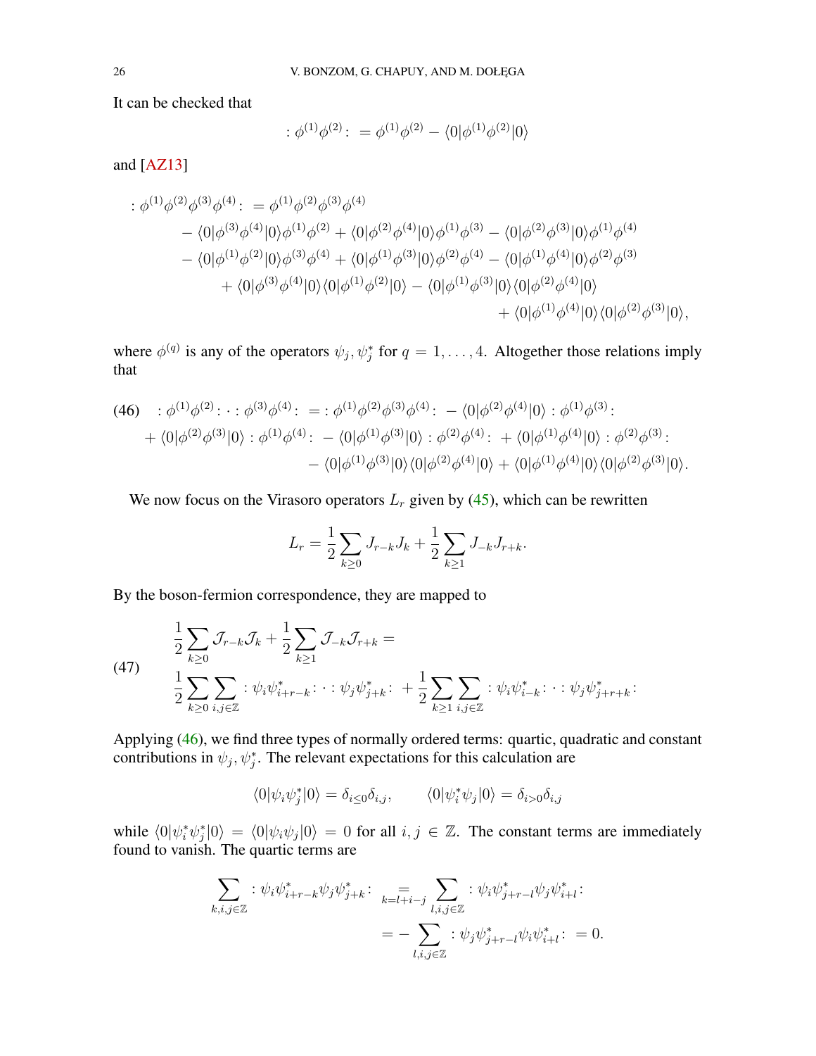It can be checked that

$$:\phi^{(1)}\phi^{(2)}: \;=\phi^{(1)}\phi^{(2)}-\langle 0|\phi^{(1)}\phi^{(2)}|0\rangle$$

and [AZ13]

$$\begin{aligned}
:\phi^{(1)}\phi^{(2)}\phi^{(3)}\phi^{(4)}: \;=\;& \phi^{(1)}\phi^{(2)}\phi^{(3)}\phi^{(4)}\\
&-\langle 0|\phi^{(3)}\phi^{(4)}|0\rangle\phi^{(1)}\phi^{(2)}+\langle 0|\phi^{(2)}\phi^{(4)}|0\rangle\phi^{(1)}\phi^{(3)}-\langle 0|\phi^{(2)}\phi^{(3)}|0\rangle\phi^{(1)}\phi^{(4)}\\
&-\langle 0|\phi^{(1)}\phi^{(2)}|0\rangle\phi^{(3)}\phi^{(4)}+\langle 0|\phi^{(1)}\phi^{(3)}|0\rangle\phi^{(2)}\phi^{(4)}-\langle 0|\phi^{(1)}\phi^{(4)}|0\rangle\phi^{(2)}\phi^{(3)}\\
&\quad+\langle 0|\phi^{(3)}\phi^{(4)}|0\rangle\langle 0|\phi^{(1)}\phi^{(2)}|0\rangle-\langle 0|\phi^{(1)}\phi^{(3)}|0\rangle\langle 0|\phi^{(2)}\phi^{(4)}|0\rangle\\
&\qquad\qquad+\langle 0|\phi^{(1)}\phi^{(4)}|0\rangle\langle 0|\phi^{(2)}\phi^{(3)}|0\rangle,
\end{aligned}$$

where $\phi^{(q)}$ is any of the operators $\psi_j, \psi_j^*$ for $q=1,\dots,4$. Altogether those relations imply that

$$\begin{aligned}
(46)\quad :\phi^{(1)}\phi^{(2)}:\cdot:\phi^{(3)}\phi^{(4)}: \;=\;& :\phi^{(1)}\phi^{(2)}\phi^{(3)}\phi^{(4)}: -\langle 0|\phi^{(2)}\phi^{(4)}|0\rangle :\phi^{(1)}\phi^{(3)}:\\
&+\langle 0|\phi^{(2)}\phi^{(3)}|0\rangle :\phi^{(1)}\phi^{(4)}: -\langle 0|\phi^{(1)}\phi^{(3)}|0\rangle :\phi^{(2)}\phi^{(4)}: +\langle 0|\phi^{(1)}\phi^{(4)}|0\rangle :\phi^{(2)}\phi^{(3)}:\\
&-\langle 0|\phi^{(1)}\phi^{(3)}|0\rangle\langle 0|\phi^{(2)}\phi^{(4)}|0\rangle+\langle 0|\phi^{(1)}\phi^{(4)}|0\rangle\langle 0|\phi^{(2)}\phi^{(3)}|0\rangle.
\end{aligned}$$

We now focus on the Virasoro operators $L_r$ given by (45), which can be rewritten

$$L_r=\frac{1}{2}\sum_{k\geq 0}J_{r-k}J_k+\frac{1}{2}\sum_{k\geq 1}J_{-k}J_{r+k}.$$

By the boson-fermion correspondence, they are mapped to

$$\begin{aligned}
(47)\quad & \frac{1}{2}\sum_{k\geq 0}\mathcal{J}_{r-k}\mathcal{J}_k+\frac{1}{2}\sum_{k\geq 1}\mathcal{J}_{-k}\mathcal{J}_{r+k}=\\
&\frac{1}{2}\sum_{k\geq 0}\sum_{i,j\in\mathbb{Z}} :\psi_i\psi_{i+r-k}^*:\cdot:\psi_j\psi_{j+k}^*: +\frac{1}{2}\sum_{k\geq 1}\sum_{i,j\in\mathbb{Z}} :\psi_i\psi_{i-k}^*:\cdot:\psi_j\psi_{j+r+k}^*:
\end{aligned}$$

Applying (46), we find three types of normally ordered terms: quartic, quadratic and constant contributions in $\psi_j, \psi_j^*$. The relevant expectations for this calculation are

$$\langle 0|\psi_i\psi_j^*|0\rangle=\delta_{i\leq 0}\delta_{i,j},\qquad \langle 0|\psi_i^*\psi_j|0\rangle=\delta_{i>0}\delta_{i,j}$$

while $\langle 0|\psi_i^*\psi_j^*|0\rangle=\langle 0|\psi_i\psi_j|0\rangle=0$ for all $i,j\in\mathbb{Z}$. The constant terms are immediately found to vanish. The quartic terms are

$$\begin{aligned}
\sum_{k,i,j\in\mathbb{Z}} :\psi_i\psi_{i+r-k}^*\psi_j\psi_{j+k}^*: \;&\underset{k=l+i-j}{=}\sum_{l,i,j\in\mathbb{Z}} :\psi_i\psi_{j+r-l}^*\psi_j\psi_{i+l}^*:\\
&=-\sum_{l,i,j\in\mathbb{Z}} :\psi_j\psi_{j+r-l}^*\psi_i\psi_{i+l}^*: \;=0.
\end{aligned}$$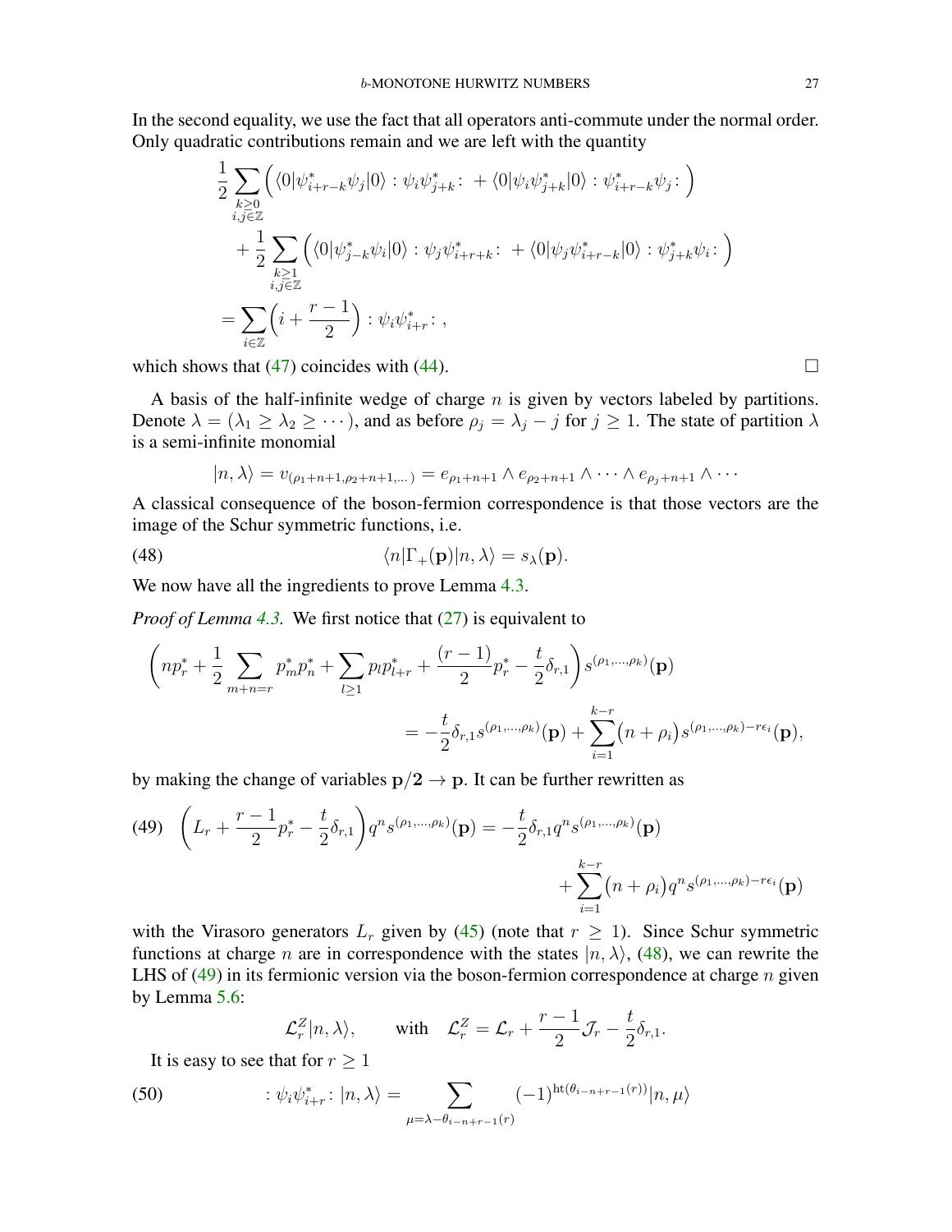In the second equality, we use the fact that all operators anti-commute under the normal order. Only quadratic contributions remain and we are left with the quantity

$$
\begin{aligned}
\frac{1}{2}\sum_{\substack{k\geq 0\\ i,j\in\mathbb{Z}}}&\Big(\langle 0|\psi^*_{i+r-k}\psi_j|0\rangle :\psi_i\psi^*_{j+k}: \,+\langle 0|\psi_i\psi^*_{j+k}|0\rangle :\psi^*_{i+r-k}\psi_j:\Big)\\
&+\frac{1}{2}\sum_{\substack{k\geq 1\\ i,j\in\mathbb{Z}}}\Big(\langle 0|\psi^*_{j-k}\psi_i|0\rangle :\psi_j\psi^*_{i+r+k}: \,+\langle 0|\psi_j\psi^*_{i+r-k}|0\rangle :\psi^*_{j+k}\psi_i:\Big)\\
&=\sum_{i\in\mathbb{Z}}\Big(i+\frac{r-1}{2}\Big):\psi_i\psi^*_{i+r}: ,
\end{aligned}
$$

which shows that (47) coincides with (44). $\square$

A basis of the half-infinite wedge of charge $n$ is given by vectors labeled by partitions. Denote $\lambda=(\lambda_1\geq\lambda_2\geq\cdots)$, and as before $\rho_j=\lambda_j-j$ for $j\geq 1$. The state of partition $\lambda$ is a semi-infinite monomial

$$
|n,\lambda\rangle = v_{(\rho_1+n+1,\rho_2+n+1,\dots)} = e_{\rho_1+n+1}\wedge e_{\rho_2+n+1}\wedge\cdots\wedge e_{\rho_j+n+1}\wedge\cdots
$$

A classical consequence of the boson-fermion correspondence is that those vectors are the image of the Schur symmetric functions, i.e.

$$
\langle n|\Gamma_+(\mathbf{p})|n,\lambda\rangle = s_\lambda(\mathbf{p}). \tag{48}
$$

We now have all the ingredients to prove Lemma 4.3.

*Proof of Lemma 4.3.* We first notice that (27) is equivalent to

$$
\begin{aligned}
\bigg(np^*_r+\frac{1}{2}\sum_{m+n=r}p^*_mp^*_n+\sum_{l\geq 1}p_lp^*_{l+r}+\frac{(r-1)}{2}p^*_r-\frac{t}{2}\delta_{r,1}\bigg)&s^{(\rho_1,\dots,\rho_k)}(\mathbf{p})\\
&=-\frac{t}{2}\delta_{r,1}s^{(\rho_1,\dots,\rho_k)}(\mathbf{p})+\sum_{i=1}^{k-r}\big(n+\rho_i\big)s^{(\rho_1,\dots,\rho_k)-r\epsilon_i}(\mathbf{p}),
\end{aligned}
$$

by making the change of variables $\mathbf{p}/\mathbf{2}\to\mathbf{p}$. It can be further rewritten as

$$
\begin{aligned}
\Big(L_r+\frac{r-1}{2}p^*_r-\frac{t}{2}\delta_{r,1}\Big)q^ns^{(\rho_1,\dots,\rho_k)}(\mathbf{p})&=-\frac{t}{2}\delta_{r,1}q^ns^{(\rho_1,\dots,\rho_k)}(\mathbf{p})\\
&\quad+\sum_{i=1}^{k-r}\big(n+\rho_i\big)q^ns^{(\rho_1,\dots,\rho_k)-r\epsilon_i}(\mathbf{p})
\end{aligned}
\tag{49}
$$

with the Virasoro generators $L_r$ given by (45) (note that $r\geq 1$). Since Schur symmetric functions at charge $n$ are in correspondence with the states $|n,\lambda\rangle$, (48), we can rewrite the LHS of (49) in its fermionic version via the boson-fermion correspondence at charge $n$ given by Lemma 5.6:

$$
\mathcal{L}^Z_r|n,\lambda\rangle,\qquad\text{with}\quad \mathcal{L}^Z_r=\mathcal{L}_r+\frac{r-1}{2}\mathcal{J}_r-\frac{t}{2}\delta_{r,1}.
$$

It is easy to see that for $r\geq 1$

$$
:\psi_i\psi^*_{i+r}:|n,\lambda\rangle = \sum_{\mu=\lambda-\theta_{i-n+r-1}(r)}(-1)^{\mathrm{ht}(\theta_{i-n+r-1}(r))}|n,\mu\rangle \tag{50}
$$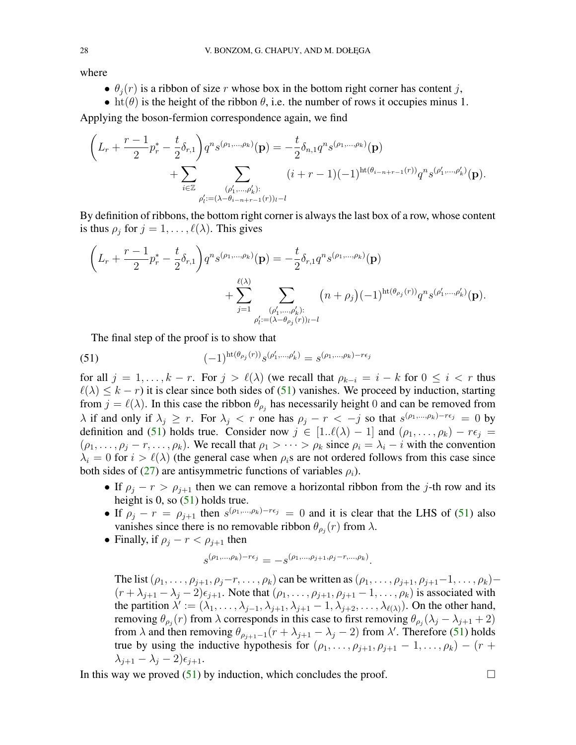where

- $\theta_j(r)$ is a ribbon of size $r$ whose box in the bottom right corner has content $j$,
- $\mathrm{ht}(\theta)$ is the height of the ribbon $\theta$, i.e. the number of rows it occupies minus 1.

Applying the boson-fermion correspondence again, we find

$$\left(L_r + \frac{r-1}{2}p_r^* - \frac{t}{2}\delta_{r,1}\right)q^n s^{(\rho_1,\dots,\rho_k)}(\mathbf{p}) = -\frac{t}{2}\delta_{n,1}q^n s^{(\rho_1,\dots,\rho_k)}(\mathbf{p}) + \sum_{i\in\mathbb{Z}} \sum_{\substack{(\rho'_1,\dots,\rho'_k):\\ \rho'_l := (\lambda - \theta_{i-n+r-1}(r))_l - l}} (i+r-1)(-1)^{\mathrm{ht}(\theta_{i-n+r-1}(r))} q^n s^{(\rho'_1,\dots,\rho'_k)}(\mathbf{p}).$$

By definition of ribbons, the bottom right corner is always the last box of a row, whose content is thus $\rho_j$ for $j = 1,\dots,\ell(\lambda)$. This gives

$$\left(L_r + \frac{r-1}{2}p_r^* - \frac{t}{2}\delta_{r,1}\right)q^n s^{(\rho_1,\dots,\rho_k)}(\mathbf{p}) = -\frac{t}{2}\delta_{r,1}q^n s^{(\rho_1,\dots,\rho_k)}(\mathbf{p}) + \sum_{j=1}^{\ell(\lambda)} \sum_{\substack{(\rho'_1,\dots,\rho'_k):\\ \rho'_l := (\lambda - \theta_{\rho_j}(r))_l - l}} \big(n+\rho_j\big)(-1)^{\mathrm{ht}(\theta_{\rho_j}(r))} q^n s^{(\rho'_1,\dots,\rho'_k)}(\mathbf{p}).$$

The final step of the proof is to show that

$$(-1)^{\mathrm{ht}(\theta_{\rho_j}(r))} s^{(\rho'_1,\dots,\rho'_k)} = s^{(\rho_1,\dots,\rho_k)-r\epsilon_j} \tag{51}$$

for all $j = 1,\dots,k-r$. For $j > \ell(\lambda)$ (we recall that $\rho_{k-i} = i-k$ for $0 \le i < r$ thus $\ell(\lambda) \le k-r$) it is clear since both sides of (51) vanishes. We proceed by induction, starting from $j = \ell(\lambda)$. In this case the ribbon $\theta_{\rho_j}$ has necessarily height 0 and can be removed from $\lambda$ if and only if $\lambda_j \ge r$. For $\lambda_j < r$ one has $\rho_j - r < -j$ so that $s^{(\rho_1,\dots,\rho_k)-r\epsilon_j} = 0$ by definition and (51) holds true. Consider now $j \in [1..\ell(\lambda)-1]$ and $(\rho_1,\dots,\rho_k) - r\epsilon_j = (\rho_1,\dots,\rho_j - r,\dots,\rho_k)$. We recall that $\rho_1 > \cdots > \rho_k$ since $\rho_i = \lambda_i - i$ with the convention $\lambda_i = 0$ for $i > \ell(\lambda)$ (the general case when $\rho_i$s are not ordered follows from this case since both sides of (27) are antisymmetric functions of variables $\rho_i$).

- If $\rho_j - r > \rho_{j+1}$ then we can remove a horizontal ribbon from the $j$-th row and its height is 0, so (51) holds true.
- If $\rho_j - r = \rho_{j+1}$ then $s^{(\rho_1,\dots,\rho_k)-r\epsilon_j} = 0$ and it is clear that the LHS of (51) also vanishes since there is no removable ribbon $\theta_{\rho_j}(r)$ from $\lambda$.
- Finally, if $\rho_j - r < \rho_{j+1}$ then
$$s^{(\rho_1,\dots,\rho_k)-r\epsilon_j} = -s^{(\rho_1,\dots,\rho_{j+1},\rho_j-r,\dots,\rho_k)}.$$
The list $(\rho_1,\dots,\rho_{j+1},\rho_j-r,\dots,\rho_k)$ can be written as $(\rho_1,\dots,\rho_{j+1},\rho_{j+1}-1,\dots,\rho_k) - (r+\lambda_{j+1}-\lambda_j-2)\epsilon_{j+1}$. Note that $(\rho_1,\dots,\rho_{j+1},\rho_{j+1}-1,\dots,\rho_k)$ is associated with the partition $\lambda' := (\lambda_1,\dots,\lambda_{j-1},\lambda_{j+1},\lambda_{j+1}-1,\lambda_{j+2},\dots,\lambda_{\ell(\lambda)})$. On the other hand, removing $\theta_{\rho_j}(r)$ from $\lambda$ corresponds in this case to first removing $\theta_{\rho_j}(\lambda_j - \lambda_{j+1}+2)$ from $\lambda$ and then removing $\theta_{\rho_{j+1}-1}(r+\lambda_{j+1}-\lambda_j-2)$ from $\lambda'$. Therefore (51) holds true by using the inductive hypothesis for $(\rho_1,\dots,\rho_{j+1},\rho_{j+1}-1,\dots,\rho_k) - (r+\lambda_{j+1}-\lambda_j-2)\epsilon_{j+1}$.

In this way we proved (51) by induction, which concludes the proof. $\square$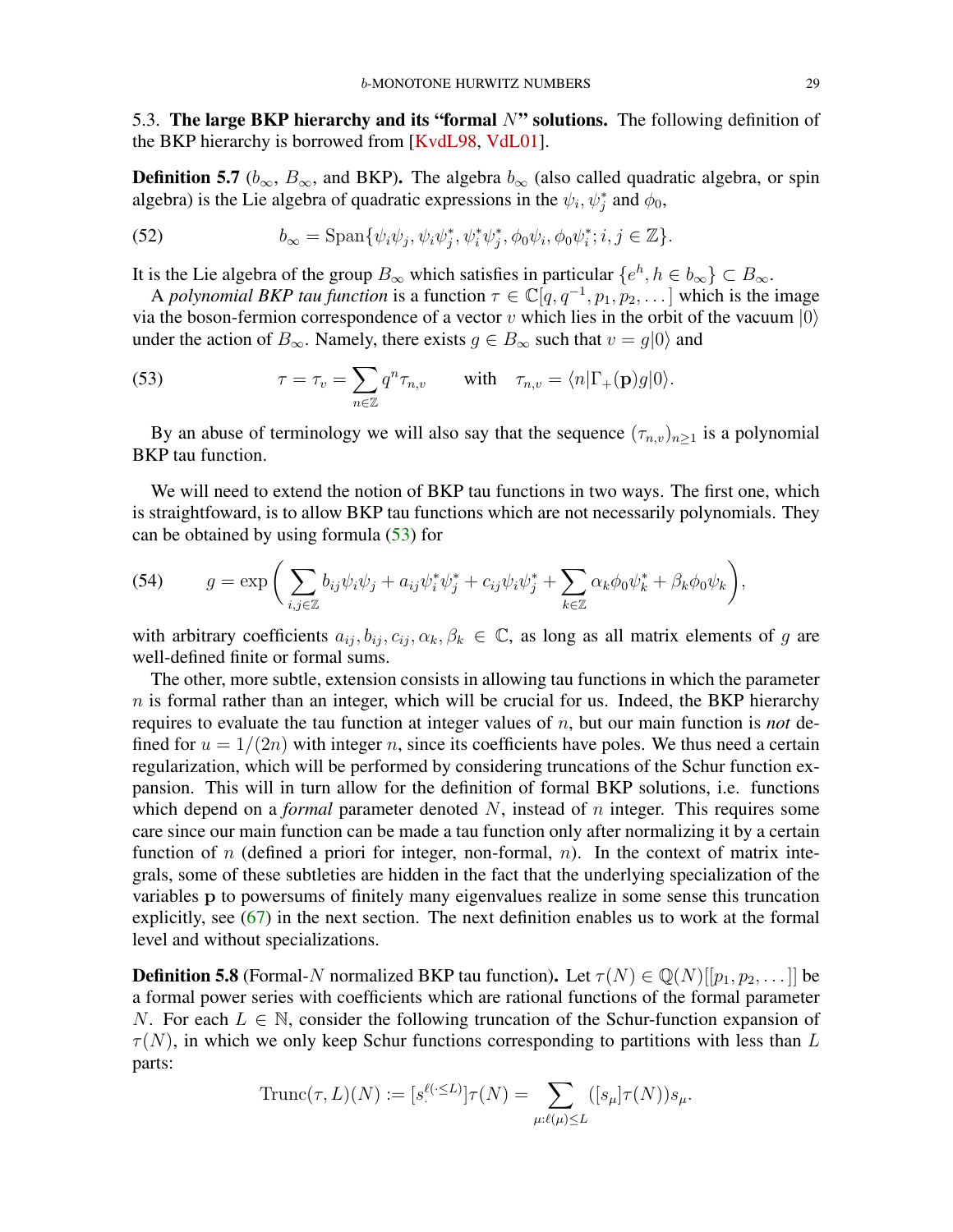### 5.3. The large BKP hierarchy and its "formal $N$" solutions.

The following definition of the BKP hierarchy is borrowed from [KvdL98, VdL01].

**Definition 5.7** ($b_\infty$, $B_\infty$, and BKP)**.** The algebra $b_\infty$ (also called quadratic algebra, or spin algebra) is the Lie algebra of quadratic expressions in the $\psi_i, \psi_j^*$ and $\phi_0$,

$$b_\infty = \mathrm{Span}\{\psi_i\psi_j, \psi_i\psi_j^*, \psi_i^*\psi_j^*, \phi_0\psi_i, \phi_0\psi_i^*; i,j \in \mathbb{Z}\}. \tag{52}$$

It is the Lie algebra of the group $B_\infty$ which satisfies in particular $\{e^h, h \in b_\infty\} \subset B_\infty$.

A *polynomial BKP tau function* is a function $\tau \in \mathbb{C}[q, q^{-1}, p_1, p_2, \dots]$ which is the image via the boson-fermion correspondence of a vector $v$ which lies in the orbit of the vacuum $|0\rangle$ under the action of $B_\infty$. Namely, there exists $g \in B_\infty$ such that $v = g|0\rangle$ and

$$\tau = \tau_v = \sum_{n\in\mathbb{Z}} q^n \tau_{n,v} \qquad \text{with} \quad \tau_{n,v} = \langle n|\Gamma_+(\mathbf{p})g|0\rangle. \tag{53}$$

By an abuse of terminology we will also say that the sequence $(\tau_{n,v})_{n\geq 1}$ is a polynomial BKP tau function.

We will need to extend the notion of BKP tau functions in two ways. The first one, which is straightfoward, is to allow BKP tau functions which are not necessarily polynomials. They can be obtained by using formula (53) for

$$g = \exp\left(\sum_{i,j\in\mathbb{Z}} b_{ij}\psi_i\psi_j + a_{ij}\psi_i^*\psi_j^* + c_{ij}\psi_i\psi_j^* + \sum_{k\in\mathbb{Z}} \alpha_k\phi_0\psi_k^* + \beta_k\phi_0\psi_k\right), \tag{54}$$

with arbitrary coefficients $a_{ij}, b_{ij}, c_{ij}, \alpha_k, \beta_k \in \mathbb{C}$, as long as all matrix elements of $g$ are well-defined finite or formal sums.

The other, more subtle, extension consists in allowing tau functions in which the parameter $n$ is formal rather than an integer, which will be crucial for us. Indeed, the BKP hierarchy requires to evaluate the tau function at integer values of $n$, but our main function is *not* defined for $u = 1/(2n)$ with integer $n$, since its coefficients have poles. We thus need a certain regularization, which will be performed by considering truncations of the Schur function expansion. This will in turn allow for the definition of formal BKP solutions, i.e. functions which depend on a *formal* parameter denoted $N$, instead of $n$ integer. This requires some care since our main function can be made a tau function only after normalizing it by a certain function of $n$ (defined a priori for integer, non-formal, $n$). In the context of matrix integrals, some of these subtleties are hidden in the fact that the underlying specialization of the variables $\mathbf{p}$ to powersums of finitely many eigenvalues realize in some sense this truncation explicitly, see (67) in the next section. The next definition enables us to work at the formal level and without specializations.

**Definition 5.8** (Formal-$N$ normalized BKP tau function)**.** Let $\tau(N) \in \mathbb{Q}(N)[[p_1, p_2, \dots]]$ be a formal power series with coefficients which are rational functions of the formal parameter $N$. For each $L \in \mathbb{N}$, consider the following truncation of the Schur-function expansion of $\tau(N)$, in which we only keep Schur functions corresponding to partitions with less than $L$ parts:

$$\mathrm{Trunc}(\tau, L)(N) := [s_\cdot^{\ell(\cdot\leq L)}]\tau(N) = \sum_{\mu:\ell(\mu)\leq L} ([s_\mu]\tau(N))s_\mu.$$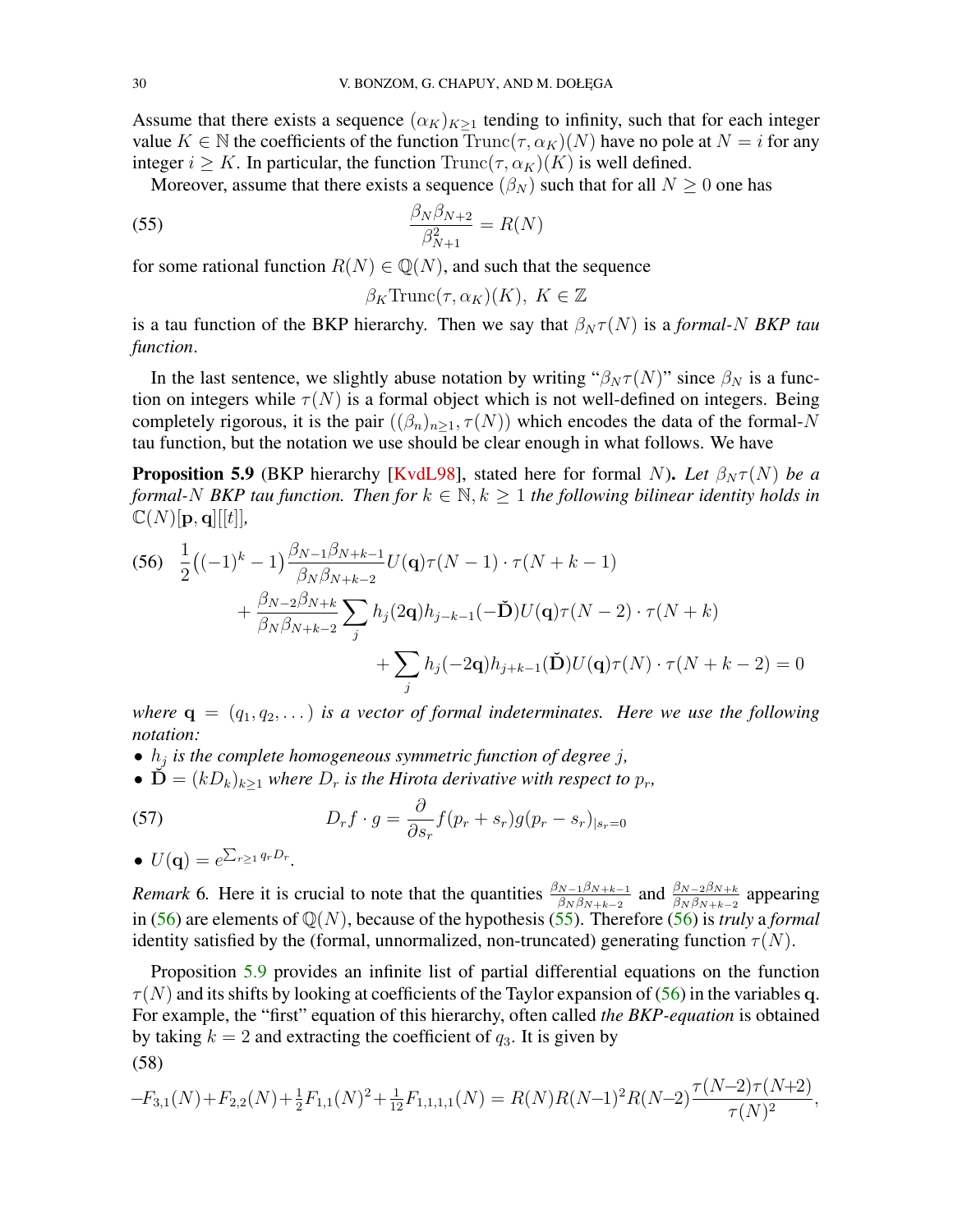Assume that there exists a sequence $(\alpha_K)_{K\geq 1}$ tending to infinity, such that for each integer value $K \in \mathbb{N}$ the coefficients of the function $\mathrm{Trunc}(\tau, \alpha_K)(N)$ have no pole at $N = i$ for any integer $i \geq K$. In particular, the function $\mathrm{Trunc}(\tau, \alpha_K)(K)$ is well defined.

Moreover, assume that there exists a sequence $(\beta_N)$ such that for all $N \geq 0$ one has

$$\frac{\beta_N \beta_{N+2}}{\beta_{N+1}^2} = R(N) \tag{55}$$

for some rational function $R(N) \in \mathbb{Q}(N)$, and such that the sequence

$$\beta_K \mathrm{Trunc}(\tau, \alpha_K)(K),\ K \in \mathbb{Z}$$

is a tau function of the BKP hierarchy. Then we say that $\beta_N \tau(N)$ is a *formal-$N$ BKP tau function*.

In the last sentence, we slightly abuse notation by writing "$\beta_N\tau(N)$" since $\beta_N$ is a function on integers while $\tau(N)$ is a formal object which is not well-defined on integers. Being completely rigorous, it is the pair $((\beta_n)_{n\geq 1}, \tau(N))$ which encodes the data of the formal-$N$ tau function, but the notation we use should be clear enough in what follows. We have

**Proposition 5.9** (BKP hierarchy [KvdL98], stated here for formal $N$)**.** *Let $\beta_N\tau(N)$ be a formal-$N$ BKP tau function. Then for $k \in \mathbb{N}, k \geq 1$ the following bilinear identity holds in $\mathbb{C}(N)[\mathbf{p}, \mathbf{q}][[t]]$,*

$$\begin{aligned}\frac{1}{2}\big((-1)^k - 1\big)\frac{\beta_{N-1}\beta_{N+k-1}}{\beta_N\beta_{N+k-2}} U(\mathbf{q})\tau(N-1)\cdot\tau(N+k-1) \\ + \frac{\beta_{N-2}\beta_{N+k}}{\beta_N\beta_{N+k-2}}\sum_j h_j(2\mathbf{q})h_{j-k-1}(-\check{\mathbf{D}})U(\mathbf{q})\tau(N-2)\cdot\tau(N+k) \\ + \sum_j h_j(-2\mathbf{q})h_{j+k-1}(\check{\mathbf{D}})U(\mathbf{q})\tau(N)\cdot\tau(N+k-2) = 0\end{aligned} \tag{56}$$

*where $\mathbf{q} = (q_1, q_2, \dots)$ is a vector of formal indeterminates. Here we use the following notation:*

- *$h_j$ is the complete homogeneous symmetric function of degree $j$,*
- *$\check{\mathbf{D}} = (kD_k)_{k\geq 1}$ where $D_r$ is the Hirota derivative with respect to $p_r$,*

$$D_r f\cdot g = \frac{\partial}{\partial s_r} f(p_r + s_r)g(p_r - s_r)_{|s_r=0} \tag{57}$$

- *$U(\mathbf{q}) = e^{\sum_{r\geq 1} q_r D_r}$.*

*Remark* 6. Here it is crucial to note that the quantities $\frac{\beta_{N-1}\beta_{N+k-1}}{\beta_N\beta_{N+k-2}}$ and $\frac{\beta_{N-2}\beta_{N+k}}{\beta_N\beta_{N+k-2}}$ appearing in (56) are elements of $\mathbb{Q}(N)$, because of the hypothesis (55). Therefore (56) is *truly* a *formal* identity satisfied by the (formal, unnormalized, non-truncated) generating function $\tau(N)$.

Proposition 5.9 provides an infinite list of partial differential equations on the function $\tau(N)$ and its shifts by looking at coefficients of the Taylor expansion of (56) in the variables $\mathbf{q}$. For example, the "first" equation of this hierarchy, often called *the BKP-equation* is obtained by taking $k = 2$ and extracting the coefficient of $q_3$. It is given by

$$-F_{3,1}(N)+F_{2,2}(N)+\tfrac{1}{2}F_{1,1}(N)^2+\tfrac{1}{12}F_{1,1,1,1}(N) = R(N)R(N-1)^2R(N-2)\frac{\tau(N-2)\tau(N+2)}{\tau(N)^2}, \tag{58}$$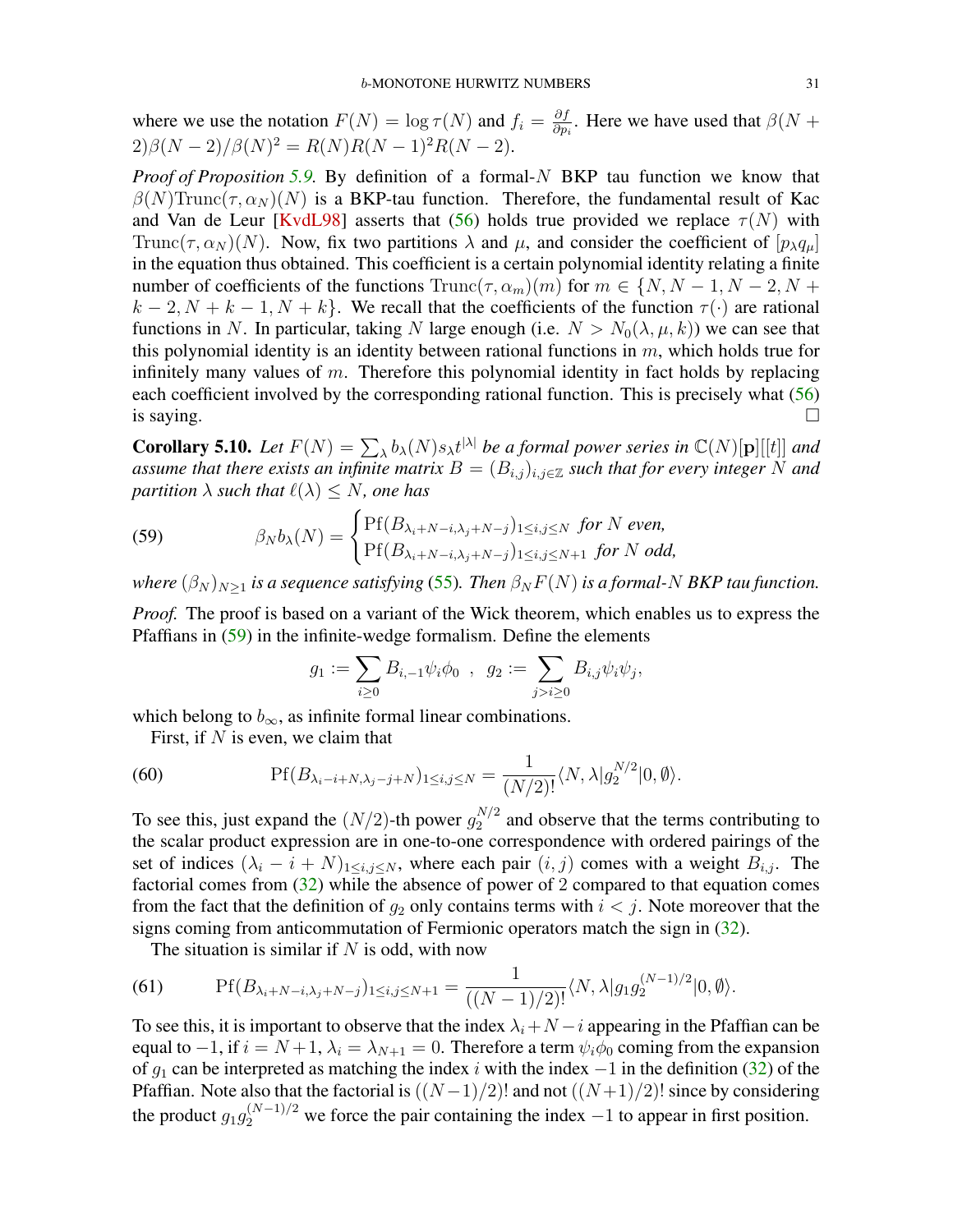where we use the notation $F(N) = \log \tau(N)$ and $f_i = \frac{\partial f}{\partial p_i}$. Here we have used that $\beta(N+2)\beta(N-2)/\beta(N)^2 = R(N)R(N-1)^2R(N-2)$.

*Proof of Proposition 5.9.* By definition of a formal-$N$ BKP tau function we know that $\beta(N)\mathrm{Trunc}(\tau, \alpha_N)(N)$ is a BKP-tau function. Therefore, the fundamental result of Kac and Van de Leur [KvdL98] asserts that (56) holds true provided we replace $\tau(N)$ with $\mathrm{Trunc}(\tau, \alpha_N)(N)$. Now, fix two partitions $\lambda$ and $\mu$, and consider the coefficient of $[p_\lambda q_\mu]$ in the equation thus obtained. This coefficient is a certain polynomial identity relating a finite number of coefficients of the functions $\mathrm{Trunc}(\tau, \alpha_m)(m)$ for $m \in \{N, N-1, N-2, N+k-2, N+k-1, N+k\}$. We recall that the coefficients of the function $\tau(\cdot)$ are rational functions in $N$. In particular, taking $N$ large enough (i.e. $N > N_0(\lambda, \mu, k)$) we can see that this polynomial identity is an identity between rational functions in $m$, which holds true for infinitely many values of $m$. Therefore this polynomial identity in fact holds by replacing each coefficient involved by the corresponding rational function. This is precisely what (56) is saying. ◻

**Corollary 5.10.** *Let $F(N) = \sum_\lambda b_\lambda(N) s_\lambda t^{|\lambda|}$ be a formal power series in $\mathbb{C}(N)[\mathbf{p}][[t]]$ and assume that there exists an infinite matrix $B = (B_{i,j})_{i,j\in\mathbb{Z}}$ such that for every integer $N$ and partition $\lambda$ such that $\ell(\lambda) \leq N$, one has*

$$\beta_N b_\lambda(N) = \begin{cases} \mathrm{Pf}(B_{\lambda_i+N-i,\lambda_j+N-j})_{1\leq i,j\leq N} & \text{for } N \text{ even,} \\ \mathrm{Pf}(B_{\lambda_i+N-i,\lambda_j+N-j})_{1\leq i,j\leq N+1} & \text{for } N \text{ odd,} \end{cases} \tag{59}$$

*where $(\beta_N)_{N\geq 1}$ is a sequence satisfying (55). Then $\beta_N F(N)$ is a formal-$N$ BKP tau function.*

*Proof.* The proof is based on a variant of the Wick theorem, which enables us to express the Pfaffians in (59) in the infinite-wedge formalism. Define the elements

$$g_1 := \sum_{i\geq 0} B_{i,-1}\psi_i\phi_0 \;\;,\;\; g_2 := \sum_{j>i\geq 0} B_{i,j}\psi_i\psi_j,$$

which belong to $b_\infty$, as infinite formal linear combinations.

First, if $N$ is even, we claim that

$$\mathrm{Pf}(B_{\lambda_i-i+N,\lambda_j-j+N})_{1\leq i,j\leq N} = \frac{1}{(N/2)!}\langle N, \lambda| g_2^{N/2}|0, \emptyset\rangle. \tag{60}$$

To see this, just expand the $(N/2)$-th power $g_2^{N/2}$ and observe that the terms contributing to the scalar product expression are in one-to-one correspondence with ordered pairings of the set of indices $(\lambda_i - i + N)_{1\leq i,j\leq N}$, where each pair $(i, j)$ comes with a weight $B_{i,j}$. The factorial comes from (32) while the absence of power of 2 compared to that equation comes from the fact that the definition of $g_2$ only contains terms with $i < j$. Note moreover that the signs coming from anticommutation of Fermionic operators match the sign in (32).

The situation is similar if $N$ is odd, with now

$$\mathrm{Pf}(B_{\lambda_i+N-i,\lambda_j+N-j})_{1\leq i,j\leq N+1} = \frac{1}{((N-1)/2)!}\langle N, \lambda| g_1 g_2^{(N-1)/2}|0, \emptyset\rangle. \tag{61}$$

To see this, it is important to observe that the index $\lambda_i + N - i$ appearing in the Pfaffian can be equal to $-1$, if $i = N+1$, $\lambda_i = \lambda_{N+1} = 0$. Therefore a term $\psi_i\phi_0$ coming from the expansion of $g_1$ can be interpreted as matching the index $i$ with the index $-1$ in the definition (32) of the Pfaffian. Note also that the factorial is $((N-1)/2)!$ and not $((N+1)/2)!$ since by considering the product $g_1 g_2^{(N-1)/2}$ we force the pair containing the index $-1$ to appear in first position.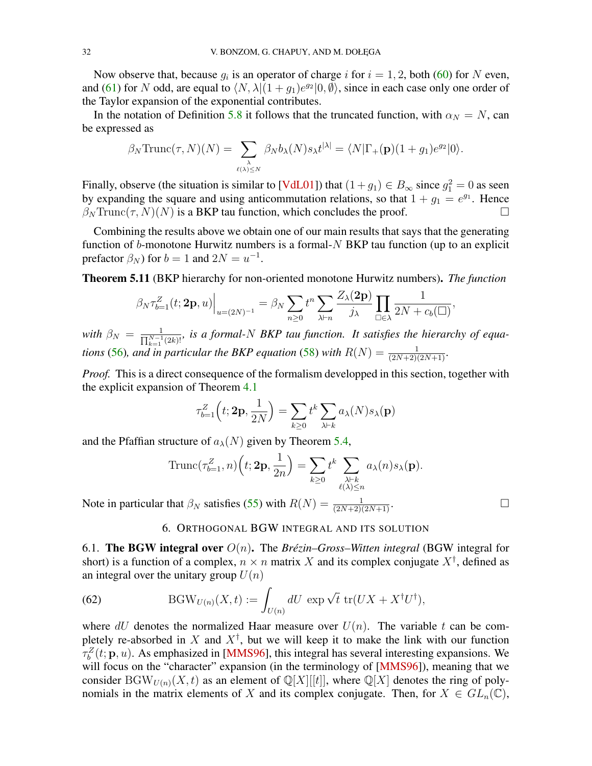Now observe that, because $g_i$ is an operator of charge $i$ for $i = 1, 2$, both (60) for $N$ even, and (61) for $N$ odd, are equal to $\langle N, \lambda | (1 + g_1) e^{g_2} | 0, \emptyset \rangle$, since in each case only one order of the Taylor expansion of the exponential contributes.

In the notation of Definition 5.8 it follows that the truncated function, with $\alpha_N = N$, can be expressed as

$$\beta_N \mathrm{Trunc}(\tau, N)(N) = \sum_{\substack{\lambda \\ \ell(\lambda) \leq N}} \beta_N b_\lambda(N) s_\lambda t^{|\lambda|} = \langle N | \Gamma_+(\mathbf{p})(1 + g_1) e^{g_2} | 0 \rangle.$$

Finally, observe (the situation is similar to [VdL01]) that $(1 + g_1) \in B_\infty$ since $g_1^2 = 0$ as seen by expanding the square and using anticommutation relations, so that $1 + g_1 = e^{g_1}$. Hence $\beta_N \mathrm{Trunc}(\tau, N)(N)$ is a BKP tau function, which concludes the proof. $\square$

Combining the results above we obtain one of our main results that says that the generating function of $b$-monotone Hurwitz numbers is a formal-$N$ BKP tau function (up to an explicit prefactor $\beta_N$) for $b = 1$ and $2N = u^{-1}$.

**Theorem 5.11** (BKP hierarchy for non-oriented monotone Hurwitz numbers)**.** *The function*

$$\beta_N \tau_{b=1}^Z(t; \mathbf{2p}, u)\Big|_{u=(2N)^{-1}} = \beta_N \sum_{n \geq 0} t^n \sum_{\lambda \vdash n} \frac{Z_\lambda(\mathbf{2p})}{j_\lambda} \prod_{\square \in \lambda} \frac{1}{2N + c_b(\square)},$$

*with* $\beta_N = \frac{1}{\prod_{k=1}^{N-1} (2k)!}$, *is a formal-$N$ BKP tau function. It satisfies the hierarchy of equations* (56)*, and in particular the BKP equation* (58) *with* $R(N) = \frac{1}{(2N+2)(2N+1)}$.

*Proof.* This is a direct consequence of the formalism developped in this section, together with the explicit expansion of Theorem 4.1

$$\tau_{b=1}^Z\Big(t; \mathbf{2p}, \frac{1}{2N}\Big) = \sum_{k \geq 0} t^k \sum_{\lambda \vdash k} a_\lambda(N) s_\lambda(\mathbf{p})$$

and the Pfaffian structure of $a_\lambda(N)$ given by Theorem 5.4,

$$\mathrm{Trunc}(\tau_{b=1}^Z, n)\Big(t; \mathbf{2p}, \frac{1}{2n}\Big) = \sum_{k \geq 0} t^k \sum_{\substack{\lambda \vdash k \\ \ell(\lambda) \leq n}} a_\lambda(n) s_\lambda(\mathbf{p}).$$

Note in particular that $\beta_N$ satisfies (55) with $R(N) = \frac{1}{(2N+2)(2N+1)}$. $\square$

## 6. Orthogonal BGW integral and its solution

### 6.1. The BGW integral over $O(n)$.

The *Brézin–Gross–Witten integral* (BGW integral for short) is a function of a complex, $n \times n$ matrix $X$ and its complex conjugate $X^\dagger$, defined as an integral over the unitary group $U(n)$

$$\mathrm{BGW}_{U(n)}(X, t) := \int_{U(n)} dU \ \exp \sqrt{t} \ \mathrm{tr}(UX + X^\dagger U^\dagger), \tag{62}$$

where $dU$ denotes the normalized Haar measure over $U(n)$. The variable $t$ can be completely re-absorbed in $X$ and $X^\dagger$, but we will keep it to make the link with our function $\tau_b^Z(t; \mathbf{p}, u)$. As emphasized in [MMS96], this integral has several interesting expansions. We will focus on the "character" expansion (in the terminology of [MMS96]), meaning that we consider $\mathrm{BGW}_{U(n)}(X, t)$ as an element of $\mathbb{Q}[X][[t]]$, where $\mathbb{Q}[X]$ denotes the ring of polynomials in the matrix elements of $X$ and its complex conjugate. Then, for $X \in GL_n(\mathbb{C})$,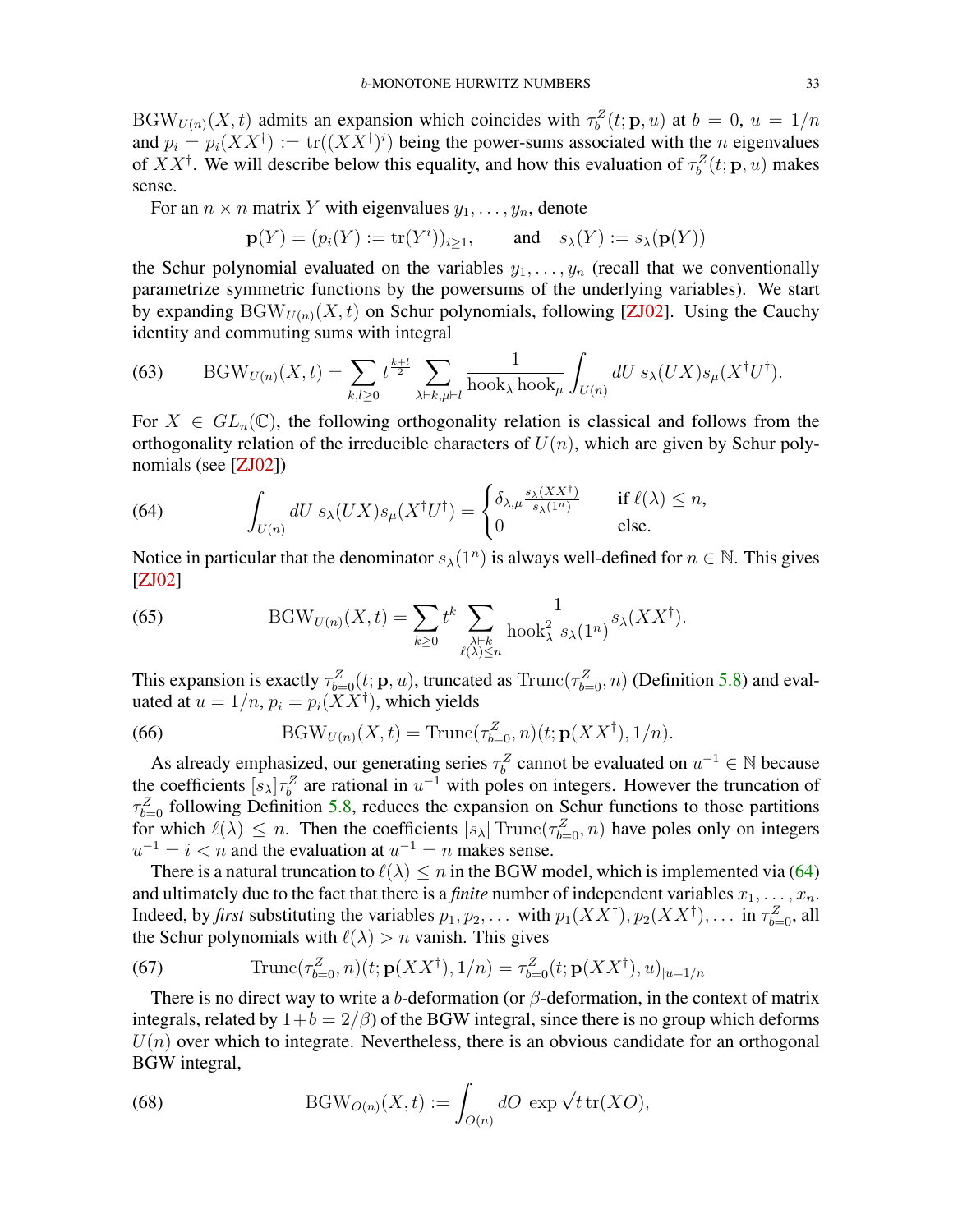$\mathrm{BGW}_{U(n)}(X,t)$ admits an expansion which coincides with $\tau_b^Z(t;\mathbf{p},u)$ at $b=0$, $u=1/n$ and $p_i = p_i(XX^\dagger) := \mathrm{tr}((XX^\dagger)^i)$ being the power-sums associated with the $n$ eigenvalues of $XX^\dagger$. We will describe below this equality, and how this evaluation of $\tau_b^Z(t;\mathbf{p},u)$ makes sense.

For an $n\times n$ matrix $Y$ with eigenvalues $y_1,\dots,y_n$, denote

$$\mathbf{p}(Y) = (p_i(Y) := \mathrm{tr}(Y^i))_{i\geq 1}, \qquad \text{and} \quad s_\lambda(Y) := s_\lambda(\mathbf{p}(Y))$$

the Schur polynomial evaluated on the variables $y_1,\dots,y_n$ (recall that we conventionally parametrize symmetric functions by the powersums of the underlying variables). We start by expanding $\mathrm{BGW}_{U(n)}(X,t)$ on Schur polynomials, following [ZJ02]. Using the Cauchy identity and commuting sums with integral

$$\mathrm{BGW}_{U(n)}(X,t) = \sum_{k,l\geq 0} t^{\frac{k+l}{2}} \sum_{\lambda\vdash k,\mu\vdash l} \frac{1}{\mathrm{hook}_\lambda\,\mathrm{hook}_\mu} \int_{U(n)} dU\; s_\lambda(UX) s_\mu(X^\dagger U^\dagger). \tag{63}$$

For $X \in GL_n(\mathbb{C})$, the following orthogonality relation is classical and follows from the orthogonality relation of the irreducible characters of $U(n)$, which are given by Schur polynomials (see [ZJ02])

$$\int_{U(n)} dU\; s_\lambda(UX)s_\mu(X^\dagger U^\dagger) = \begin{cases} \delta_{\lambda,\mu}\frac{s_\lambda(XX^\dagger)}{s_\lambda(1^n)} & \text{if } \ell(\lambda)\leq n, \\ 0 & \text{else.}\end{cases} \tag{64}$$

Notice in particular that the denominator $s_\lambda(1^n)$ is always well-defined for $n\in\mathbb{N}$. This gives [ZJ02]

$$\mathrm{BGW}_{U(n)}(X,t) = \sum_{k\geq 0} t^k \sum_{\substack{\lambda\vdash k\\ \ell(\lambda)\leq n}} \frac{1}{\mathrm{hook}_\lambda^2\; s_\lambda(1^n)} s_\lambda(XX^\dagger). \tag{65}$$

This expansion is exactly $\tau_{b=0}^Z(t;\mathbf{p},u)$, truncated as $\mathrm{Trunc}(\tau_{b=0}^Z,n)$ (Definition 5.8) and evaluated at $u=1/n$, $p_i = p_i(XX^\dagger)$, which yields

$$\mathrm{BGW}_{U(n)}(X,t) = \mathrm{Trunc}(\tau_{b=0}^Z,n)(t;\mathbf{p}(XX^\dagger),1/n). \tag{66}$$

As already emphasized, our generating series $\tau_b^Z$ cannot be evaluated on $u^{-1}\in\mathbb{N}$ because the coefficients $[s_\lambda]\tau_b^Z$ are rational in $u^{-1}$ with poles on integers. However the truncation of $\tau_{b=0}^Z$ following Definition 5.8, reduces the expansion on Schur functions to those partitions for which $\ell(\lambda)\leq n$. Then the coefficients $[s_\lambda]\,\mathrm{Trunc}(\tau_{b=0}^Z,n)$ have poles only on integers $u^{-1}=i<n$ and the evaluation at $u^{-1}=n$ makes sense.

There is a natural truncation to $\ell(\lambda)\leq n$ in the BGW model, which is implemented via (64) and ultimately due to the fact that there is a *finite* number of independent variables $x_1,\dots,x_n$. Indeed, by *first* substituting the variables $p_1,p_2,\dots$ with $p_1(XX^\dagger),p_2(XX^\dagger),\dots$ in $\tau_{b=0}^Z$, all the Schur polynomials with $\ell(\lambda)>n$ vanish. This gives

$$\mathrm{Trunc}(\tau_{b=0}^Z,n)(t;\mathbf{p}(XX^\dagger),1/n) = \tau_{b=0}^Z(t;\mathbf{p}(XX^\dagger),u)_{|u=1/n} \tag{67}$$

There is no direct way to write a $b$-deformation (or $\beta$-deformation, in the context of matrix integrals, related by $1+b=2/\beta$) of the BGW integral, since there is no group which deforms $U(n)$ over which to integrate. Nevertheless, there is an obvious candidate for an orthogonal BGW integral,

$$\mathrm{BGW}_{O(n)}(X,t) := \int_{O(n)} dO\; \exp\sqrt{t}\,\mathrm{tr}(XO), \tag{68}$$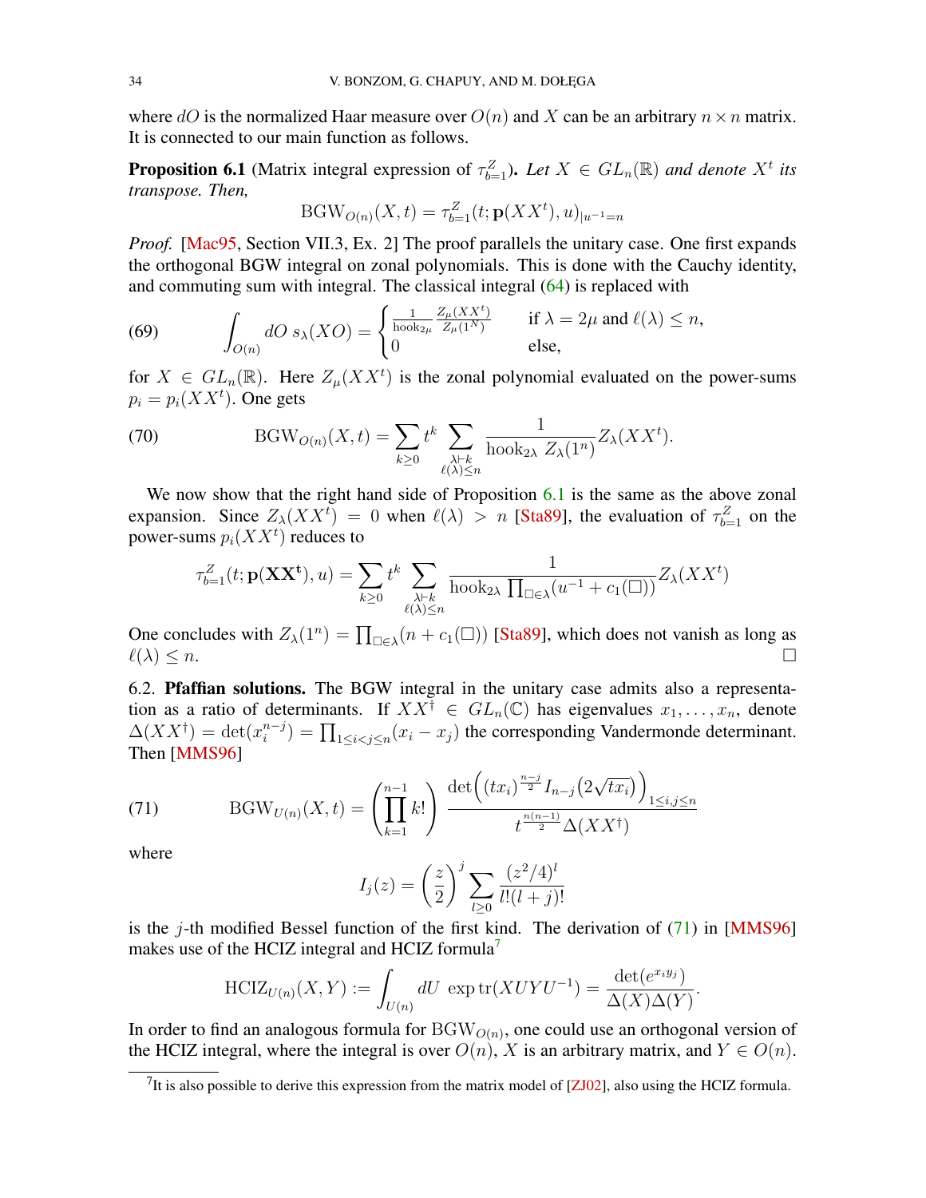where $dO$ is the normalized Haar measure over $O(n)$ and $X$ can be an arbitrary $n \times n$ matrix. It is connected to our main function as follows.

**Proposition 6.1** (Matrix integral expression of $\tau^Z_{b=1}$)**.** *Let $X \in GL_n(\mathbb{R})$ and denote $X^t$ its transpose. Then,*

$$\mathrm{BGW}_{O(n)}(X,t) = \tau^Z_{b=1}(t; \mathbf{p}(XX^t), u)_{|u^{-1}=n}$$

*Proof.* [Mac95, Section VII.3, Ex. 2] The proof parallels the unitary case. One first expands the orthogonal BGW integral on zonal polynomials. This is done with the Cauchy identity, and commuting sum with integral. The classical integral (64) is replaced with

$$\int_{O(n)} dO\, s_\lambda(XO) = \begin{cases} \frac{1}{\mathrm{hook}_{2\mu}} \frac{Z_\mu(XX^t)}{Z_\mu(1^N)} & \text{if } \lambda = 2\mu \text{ and } \ell(\lambda) \leq n, \\ 0 & \text{else,} \end{cases} \tag{69}$$

for $X \in GL_n(\mathbb{R})$. Here $Z_\mu(XX^t)$ is the zonal polynomial evaluated on the power-sums $p_i = p_i(XX^t)$. One gets

$$\mathrm{BGW}_{O(n)}(X,t) = \sum_{k\geq 0} t^k \sum_{\substack{\lambda \vdash k \\ \ell(\lambda)\leq n}} \frac{1}{\mathrm{hook}_{2\lambda}\; Z_\lambda(1^n)} Z_\lambda(XX^t). \tag{70}$$

We now show that the right hand side of Proposition 6.1 is the same as the above zonal expansion. Since $Z_\lambda(XX^t) = 0$ when $\ell(\lambda) > n$ [Sta89], the evaluation of $\tau^Z_{b=1}$ on the power-sums $p_i(XX^t)$ reduces to

$$\tau^Z_{b=1}(t; \mathbf{p}(\mathbf{XX^t}), u) = \sum_{k\geq 0} t^k \sum_{\substack{\lambda \vdash k \\ \ell(\lambda)\leq n}} \frac{1}{\mathrm{hook}_{2\lambda} \prod_{\square\in\lambda}(u^{-1} + c_1(\square))} Z_\lambda(XX^t)$$

One concludes with $Z_\lambda(1^n) = \prod_{\square\in\lambda}(n + c_1(\square))$ [Sta89], which does not vanish as long as $\ell(\lambda) \leq n$. $\square$

6.2. **Pfaffian solutions.** The BGW integral in the unitary case admits also a representation as a ratio of determinants. If $XX^\dagger \in GL_n(\mathbb{C})$ has eigenvalues $x_1, \dots, x_n$, denote $\Delta(XX^\dagger) = \det(x_i^{n-j}) = \prod_{1\leq i<j\leq n}(x_i - x_j)$ the corresponding Vandermonde determinant. Then [MMS96]

$$\mathrm{BGW}_{U(n)}(X,t) = \left(\prod_{k=1}^{n-1} k!\right) \frac{\det\Big((tx_i)^{\frac{n-j}{2}} I_{n-j}\big(2\sqrt{tx_i}\big)\Big)_{1\leq i,j\leq n}}{t^{\frac{n(n-1)}{2}}\Delta(XX^\dagger)} \tag{71}$$

where

$$I_j(z) = \left(\frac{z}{2}\right)^j \sum_{l\geq 0} \frac{(z^2/4)^l}{l!(l+j)!}$$

is the $j$-th modified Bessel function of the first kind. The derivation of (71) in [MMS96] makes use of the HCIZ integral and HCIZ formula[7]

$$\mathrm{HCIZ}_{U(n)}(X,Y) := \int_{U(n)} dU\; \exp\mathrm{tr}(XUYU^{-1}) = \frac{\det(e^{x_i y_j})}{\Delta(X)\Delta(Y)}.$$

In order to find an analogous formula for $\mathrm{BGW}_{O(n)}$, one could use an orthogonal version of the HCIZ integral, where the integral is over $O(n)$, $X$ is an arbitrary matrix, and $Y \in O(n)$.

[7] It is also possible to derive this expression from the matrix model of [ZJ02], also using the HCIZ formula.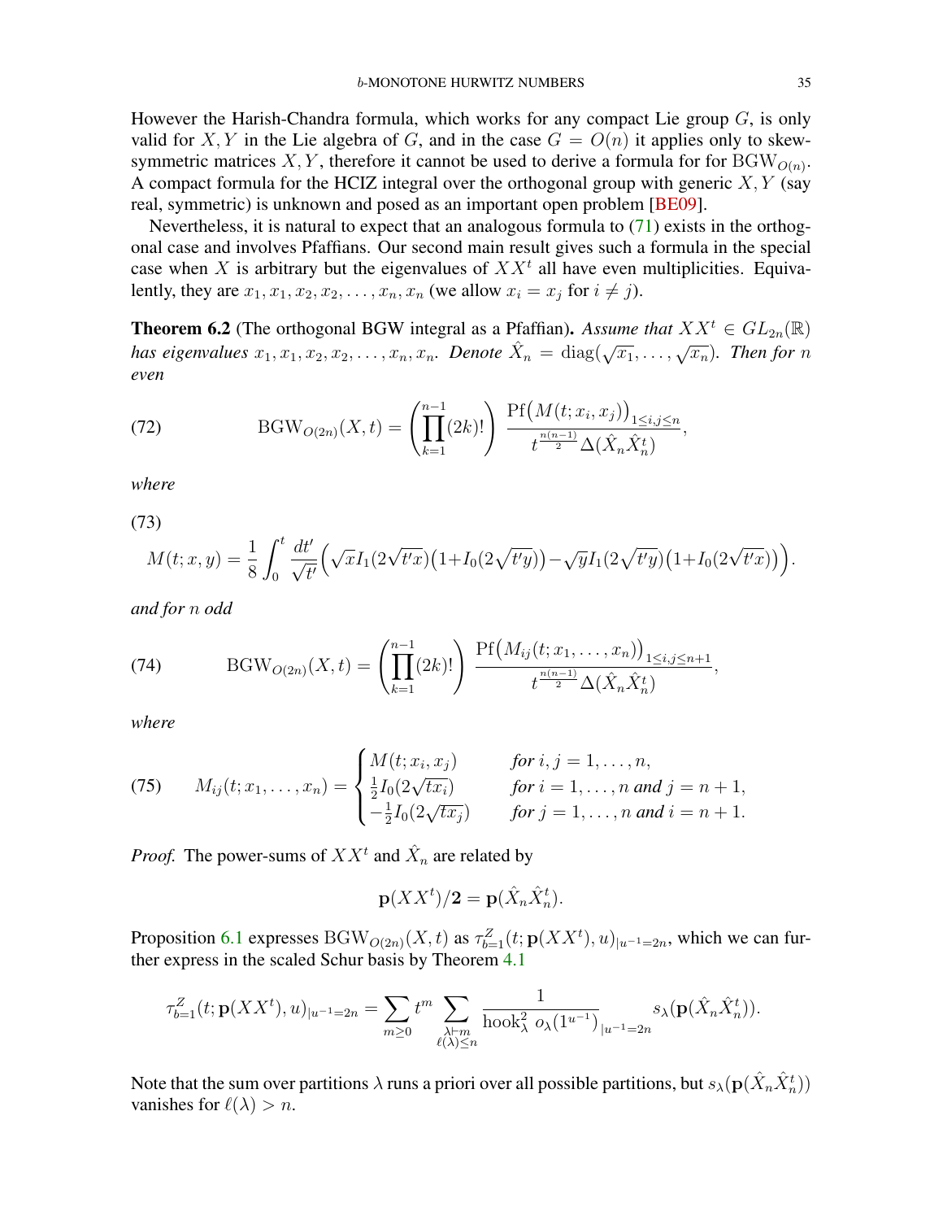However the Harish-Chandra formula, which works for any compact Lie group $G$, is only valid for $X, Y$ in the Lie algebra of $G$, and in the case $G = O(n)$ it applies only to skew-symmetric matrices $X, Y$, therefore it cannot be used to derive a formula for for $\mathrm{BGW}_{O(n)}$. A compact formula for the HCIZ integral over the orthogonal group with generic $X, Y$ (say real, symmetric) is unknown and posed as an important open problem [BE09].

Nevertheless, it is natural to expect that an analogous formula to (71) exists in the orthogonal case and involves Pfaffians. Our second main result gives such a formula in the special case when $X$ is arbitrary but the eigenvalues of $XX^t$ all have even multiplicities. Equivalently, they are $x_1, x_1, x_2, x_2, \ldots, x_n, x_n$ (we allow $x_i = x_j$ for $i \neq j$).

**Theorem 6.2** (The orthogonal BGW integral as a Pfaffian). *Assume that $XX^t \in GL_{2n}(\mathbb{R})$ has eigenvalues $x_1, x_1, x_2, x_2, \ldots, x_n, x_n$. Denote $\hat{X}_n = \mathrm{diag}(\sqrt{x_1}, \ldots, \sqrt{x_n})$. Then for $n$ even*

$$\mathrm{BGW}_{O(2n)}(X, t) = \left(\prod_{k=1}^{n-1}(2k)!\right) \frac{\mathrm{Pf}\big(M(t; x_i, x_j)\big)_{1\leq i,j\leq n}}{t^{\frac{n(n-1)}{2}} \Delta(\hat{X}_n \hat{X}_n^t)}, \tag{72}$$

*where*

$$M(t; x, y) = \frac{1}{8}\int_0^t \frac{dt'}{\sqrt{t'}}\Big(\sqrt{x} I_1(2\sqrt{t'x})\big(1+I_0(2\sqrt{t'y})\big) - \sqrt{y} I_1(2\sqrt{t'y})\big(1+I_0(2\sqrt{t'x})\big)\Big). \tag{73}$$

*and for $n$ odd*

$$\mathrm{BGW}_{O(2n)}(X, t) = \left(\prod_{k=1}^{n-1}(2k)!\right) \frac{\mathrm{Pf}\big(M_{ij}(t; x_1, \ldots, x_n)\big)_{1\leq i,j\leq n+1}}{t^{\frac{n(n-1)}{2}} \Delta(\hat{X}_n \hat{X}_n^t)}, \tag{74}$$

*where*

$$M_{ij}(t; x_1, \ldots, x_n) = \begin{cases} M(t; x_i, x_j) & \text{for } i, j = 1, \ldots, n, \\ \frac{1}{2} I_0(2\sqrt{tx_i}) & \text{for } i = 1, \ldots, n \text{ and } j = n+1, \\ -\frac{1}{2} I_0(2\sqrt{tx_j}) & \text{for } j = 1, \ldots, n \text{ and } i = n+1. \end{cases} \tag{75}$$

*Proof.* The power-sums of $XX^t$ and $\hat{X}_n$ are related by

$$\mathbf{p}(XX^t)/\mathbf{2} = \mathbf{p}(\hat{X}_n \hat{X}_n^t).$$

Proposition 6.1 expresses $\mathrm{BGW}_{O(2n)}(X, t)$ as $\tau^Z_{b=1}(t; \mathbf{p}(XX^t), u)_{|u^{-1}=2n}$, which we can further express in the scaled Schur basis by Theorem 4.1

$$\tau^Z_{b=1}(t; \mathbf{p}(XX^t), u)_{|u^{-1}=2n} = \sum_{m\geq 0} t^m \sum_{\substack{\lambda\vdash m \\ \ell(\lambda)\leq n}} \frac{1}{\mathrm{hook}^2_\lambda \; o_\lambda(1^{u^{-1}})}_{|u^{-1}=2n} s_\lambda(\mathbf{p}(\hat{X}_n \hat{X}_n^t)).$$

Note that the sum over partitions $\lambda$ runs a priori over all possible partitions, but $s_\lambda(\mathbf{p}(\hat{X}_n \hat{X}_n^t))$ vanishes for $\ell(\lambda) > n$.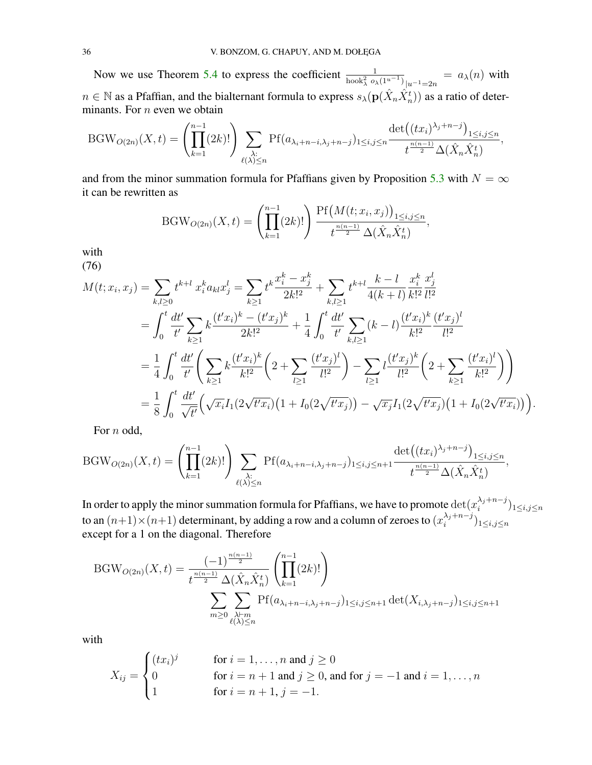Now we use Theorem 5.4 to express the coefficient $\frac{1}{\mathrm{hook}_\lambda^2\, o_\lambda(1^{u^{-1}})}\Big|_{u^{-1}=2n} = a_\lambda(n)$ with $n \in \mathbb{N}$ as a Pfaffian, and the bialternant formula to express $s_\lambda(\mathbf{p}(\hat{X}_n \hat{X}_n^t))$ as a ratio of determinants. For $n$ even we obtain

$$\mathrm{BGW}_{O(2n)}(X,t) = \left(\prod_{k=1}^{n-1}(2k)!\right) \sum_{\substack{\lambda:\\ \ell(\lambda)\le n}} \mathrm{Pf}(a_{\lambda_i+n-i,\lambda_j+n-j})_{1\le i,j\le n} \frac{\det\big((tx_i)^{\lambda_j+n-j}\big)_{1\le i,j\le n}}{t^{\frac{n(n-1)}{2}}\Delta(\hat{X}_n\hat{X}_n^t)},$$

and from the minor summation formula for Pfaffians given by Proposition 5.3 with $N=\infty$ it can be rewritten as

$$\mathrm{BGW}_{O(2n)}(X,t) = \left(\prod_{k=1}^{n-1}(2k)!\right) \frac{\mathrm{Pf}\big(M(t;x_i,x_j)\big)_{1\le i,j\le n}}{t^{\frac{n(n-1)}{2}}\Delta(\hat{X}_n\hat{X}_n^t)},$$

with
(76)

$$\begin{aligned}
M(t;x_i,x_j) &= \sum_{k,l\ge 0} t^{k+l}\, x_i^k a_{kl} x_j^l = \sum_{k\ge 1} t^k \frac{x_i^k - x_j^k}{2k!^2} + \sum_{k,l\ge 1} t^{k+l}\frac{k-l}{4(k+l)}\frac{x_i^k}{k!^2}\frac{x_j^l}{l!^2}\\
&= \int_0^t \frac{dt'}{t'}\sum_{k\ge 1} k\frac{(t'x_i)^k-(t'x_j)^k}{2k!^2} + \frac{1}{4}\int_0^t \frac{dt'}{t'}\sum_{k,l\ge 1}(k-l)\frac{(t'x_i)^k}{k!^2}\frac{(t'x_j)^l}{l!^2}\\
&= \frac{1}{4}\int_0^t \frac{dt'}{t'}\left(\sum_{k\ge 1} k\frac{(t'x_i)^k}{k!^2}\left(2+\sum_{l\ge 1}\frac{(t'x_j)^l}{l!^2}\right) - \sum_{l\ge 1} l\frac{(t'x_j)^k}{l!^2}\left(2+\sum_{k\ge 1}\frac{(t'x_i)^l}{k!^2}\right)\right)\\
&= \frac{1}{8}\int_0^t \frac{dt'}{\sqrt{t'}}\Big(\sqrt{x_i}I_1(2\sqrt{t'x_i})\big(1+I_0(2\sqrt{t'x_j})\big) - \sqrt{x_j}I_1(2\sqrt{t'x_j})\big(1+I_0(2\sqrt{t'x_i})\big)\Big).
\end{aligned}$$

For $n$ odd,

$$\mathrm{BGW}_{O(2n)}(X,t) = \left(\prod_{k=1}^{n-1}(2k)!\right) \sum_{\substack{\lambda:\\ \ell(\lambda)\le n}} \mathrm{Pf}(a_{\lambda_i+n-i,\lambda_j+n-j})_{1\le i,j\le n+1} \frac{\det\big((tx_i)^{\lambda_j+n-j}\big)_{1\le i,j\le n}}{t^{\frac{n(n-1)}{2}}\Delta(\hat{X}_n\hat{X}_n^t)},$$

In order to apply the minor summation formula for Pfaffians, we have to promote $\det(x_i^{\lambda_j+n-j})_{1\le i,j\le n}$ to an $(n+1)\times(n+1)$ determinant, by adding a row and a column of zeroes to $(x_i^{\lambda_j+n-j})_{1\le i,j\le n}$ except for a 1 on the diagonal. Therefore

$$\mathrm{BGW}_{O(2n)}(X,t) = \frac{(-1)^{\frac{n(n-1)}{2}}}{t^{\frac{n(n-1)}{2}}\Delta(\hat{X}_n\hat{X}_n^t)}\left(\prod_{k=1}^{n-1}(2k)!\right) \sum_{m\ge 0}\sum_{\substack{\lambda\vdash m\\ \ell(\lambda)\le n}} \mathrm{Pf}(a_{\lambda_i+n-i,\lambda_j+n-j})_{1\le i,j\le n+1}\det(X_{i,\lambda_j+n-j})_{1\le i,j\le n+1}$$

with

$$X_{ij} = \begin{cases} (tx_i)^j & \text{for } i=1,\dots,n \text{ and } j\ge 0\\ 0 & \text{for } i=n+1 \text{ and } j\ge 0, \text{ and for } j=-1 \text{ and } i=1,\dots,n\\ 1 & \text{for } i=n+1,\ j=-1.\end{cases}$$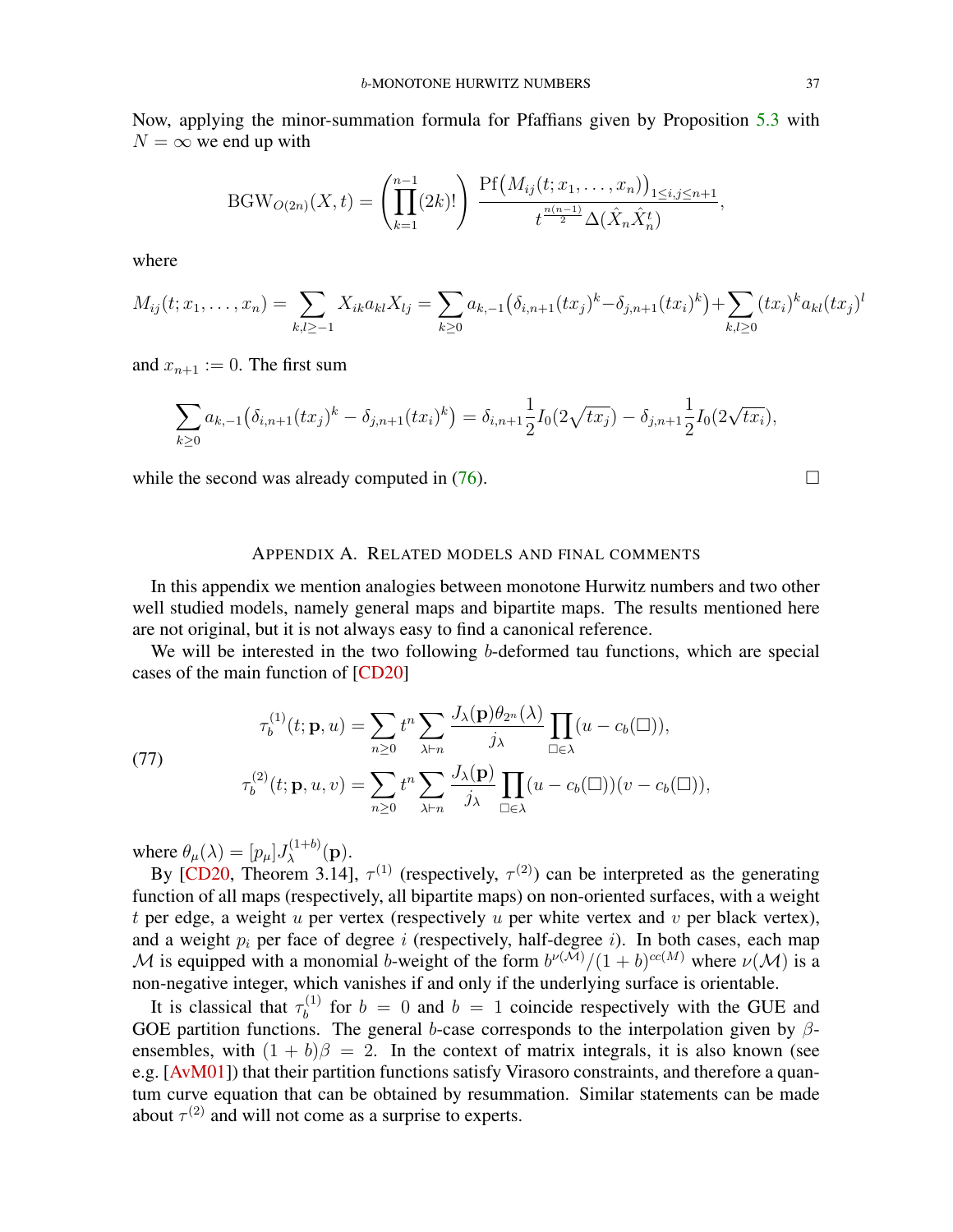Now, applying the minor-summation formula for Pfaffians given by Proposition 5.3 with $N = \infty$ we end up with

$$\mathrm{BGW}_{O(2n)}(X,t) = \left(\prod_{k=1}^{n-1}(2k)!\right) \frac{\mathrm{Pf}\big(M_{ij}(t;x_1,\dots,x_n)\big)_{1\le i,j\le n+1}}{t^{\frac{n(n-1)}{2}}\Delta(\hat{X}_n\hat{X}_n^t)},$$

where

$$M_{ij}(t;x_1,\dots,x_n) = \sum_{k,l\ge -1} X_{ik}a_{kl}X_{lj} = \sum_{k\ge 0} a_{k,-1}\big(\delta_{i,n+1}(tx_j)^k - \delta_{j,n+1}(tx_i)^k\big) + \sum_{k,l\ge 0}(tx_i)^k a_{kl}(tx_j)^l$$

and $x_{n+1} := 0$. The first sum

$$\sum_{k\ge 0} a_{k,-1}\big(\delta_{i,n+1}(tx_j)^k - \delta_{j,n+1}(tx_i)^k\big) = \delta_{i,n+1}\frac{1}{2}I_0(2\sqrt{tx_j}) - \delta_{j,n+1}\frac{1}{2}I_0(2\sqrt{tx_i}),$$

while the second was already computed in (76). $\square$

## Appendix A. Related models and final comments

In this appendix we mention analogies between monotone Hurwitz numbers and two other well studied models, namely general maps and bipartite maps. The results mentioned here are not original, but it is not always easy to find a canonical reference.

We will be interested in the two following $b$-deformed tau functions, which are special cases of the main function of [CD20]

$$\tau_b^{(1)}(t;\mathbf{p},u) = \sum_{n\ge 0} t^n \sum_{\lambda\vdash n} \frac{J_\lambda(\mathbf{p})\theta_{2^n}(\lambda)}{j_\lambda}\prod_{\square\in\lambda}(u - c_b(\square)),$$

$$\tau_b^{(2)}(t;\mathbf{p},u,v) = \sum_{n\ge 0} t^n \sum_{\lambda\vdash n} \frac{J_\lambda(\mathbf{p})}{j_\lambda}\prod_{\square\in\lambda}(u - c_b(\square))(v - c_b(\square)), \tag{77}$$

where $\theta_\mu(\lambda) = [p_\mu]J_\lambda^{(1+b)}(\mathbf{p})$.

By [CD20, Theorem 3.14], $\tau^{(1)}$ (respectively, $\tau^{(2)}$) can be interpreted as the generating function of all maps (respectively, all bipartite maps) on non-oriented surfaces, with a weight $t$ per edge, a weight $u$ per vertex (respectively $u$ per white vertex and $v$ per black vertex), and a weight $p_i$ per face of degree $i$ (respectively, half-degree $i$). In both cases, each map $\mathcal{M}$ is equipped with a monomial $b$-weight of the form $b^{\nu(\mathcal{M})}/(1+b)^{cc(M)}$ where $\nu(\mathcal{M})$ is a non-negative integer, which vanishes if and only if the underlying surface is orientable.

It is classical that $\tau_b^{(1)}$ for $b = 0$ and $b = 1$ coincide respectively with the GUE and GOE partition functions. The general $b$-case corresponds to the interpolation given by $\beta$-ensembles, with $(1+b)\beta = 2$. In the context of matrix integrals, it is also known (see e.g. [AvM01]) that their partition functions satisfy Virasoro constraints, and therefore a quantum curve equation that can be obtained by resummation. Similar statements can be made about $\tau^{(2)}$ and will not come as a surprise to experts.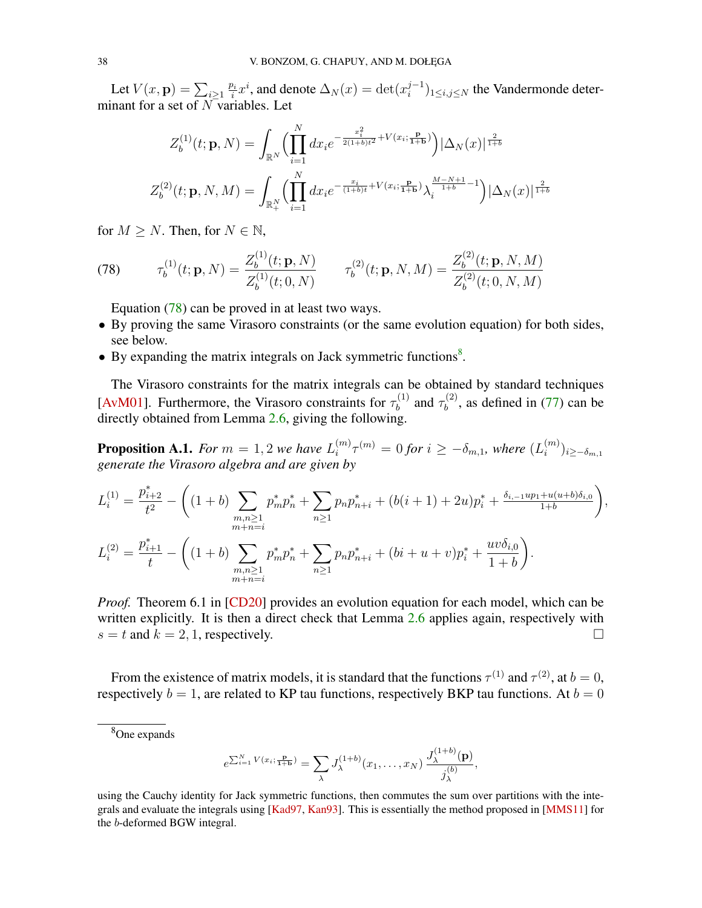Let $V(x, \mathbf{p}) = \sum_{i\geq 1} \frac{p_i}{i} x^i$, and denote $\Delta_N(x) = \det(x_i^{j-1})_{1\leq i,j\leq N}$ the Vandermonde determinant for a set of $N$ variables. Let

$$Z_b^{(1)}(t; \mathbf{p}, N) = \int_{\mathbb{R}^N} \Big( \prod_{i=1}^{N} dx_i e^{-\frac{x_i^2}{2(1+b)t^2} + V(x_i; \frac{\mathbf{p}}{1+\mathbf{b}})} \Big) |\Delta_N(x)|^{\frac{2}{1+b}}$$

$$Z_b^{(2)}(t; \mathbf{p}, N, M) = \int_{\mathbb{R}_+^N} \Big( \prod_{i=1}^{N} dx_i e^{-\frac{x_i}{(1+b)t} + V(x_i; \frac{\mathbf{p}}{1+\mathbf{b}})} \lambda_i^{\frac{M-N+1}{1+b} - 1} \Big) |\Delta_N(x)|^{\frac{2}{1+b}}$$

for $M \geq N$. Then, for $N \in \mathbb{N}$,

$$\tau_b^{(1)}(t; \mathbf{p}, N) = \frac{Z_b^{(1)}(t; \mathbf{p}, N)}{Z_b^{(1)}(t; 0, N)} \qquad \tau_b^{(2)}(t; \mathbf{p}, N, M) = \frac{Z_b^{(2)}(t; \mathbf{p}, N, M)}{Z_b^{(2)}(t; 0, N, M)} \tag{78}$$

Equation (78) can be proved in at least two ways.

- By proving the same Virasoro constraints (or the same evolution equation) for both sides, see below.
- By expanding the matrix integrals on Jack symmetric functions[8].

The Virasoro constraints for the matrix integrals can be obtained by standard techniques [AvM01]. Furthermore, the Virasoro constraints for $\tau_b^{(1)}$ and $\tau_b^{(2)}$, as defined in (77) can be directly obtained from Lemma 2.6, giving the following.

**Proposition A.1.** *For $m = 1, 2$ we have $L_i^{(m)} \tau^{(m)} = 0$ for $i \geq -\delta_{m,1}$, where $(L_i^{(m)})_{i\geq -\delta_{m,1}}$ generate the Virasoro algebra and are given by*

$$L_i^{(1)} = \frac{p_{i+2}^*}{t^2} - \Bigg( (1+b) \sum_{\substack{m,n\geq 1\\ m+n=i}} p_m^* p_n^* + \sum_{n\geq 1} p_n p_{n+i}^* + (b(i+1) + 2u) p_i^* + \frac{\delta_{i,-1} u p_1 + u(u+b)\delta_{i,0}}{1+b} \Bigg),$$

$$L_i^{(2)} = \frac{p_{i+1}^*}{t} - \Bigg( (1+b) \sum_{\substack{m,n\geq 1\\ m+n=i}} p_m^* p_n^* + \sum_{n\geq 1} p_n p_{n+i}^* + (bi + u + v) p_i^* + \frac{uv\delta_{i,0}}{1+b} \Bigg).$$

*Proof.* Theorem 6.1 in [CD20] provides an evolution equation for each model, which can be written explicitly. It is then a direct check that Lemma 2.6 applies again, respectively with $s = t$ and $k = 2, 1$, respectively. $\square$

From the existence of matrix models, it is standard that the functions $\tau^{(1)}$ and $\tau^{(2)}$, at $b = 0$, respectively $b = 1$, are related to KP tau functions, respectively BKP tau functions. At $b = 0$

---

[8] One expands

$$e^{\sum_{i=1}^{N} V(x_i; \frac{\mathbf{p}}{1+\mathbf{b}})} = \sum_{\lambda} J_\lambda^{(1+b)}(x_1, \dots, x_N) \frac{J_\lambda^{(1+b)}(\mathbf{p})}{j_\lambda^{(b)}},$$

using the Cauchy identity for Jack symmetric functions, then commutes the sum over partitions with the integrals and evaluate the integrals using [Kad97, Kan93]. This is essentially the method proposed in [MMS11] for the $b$-deformed BGW integral.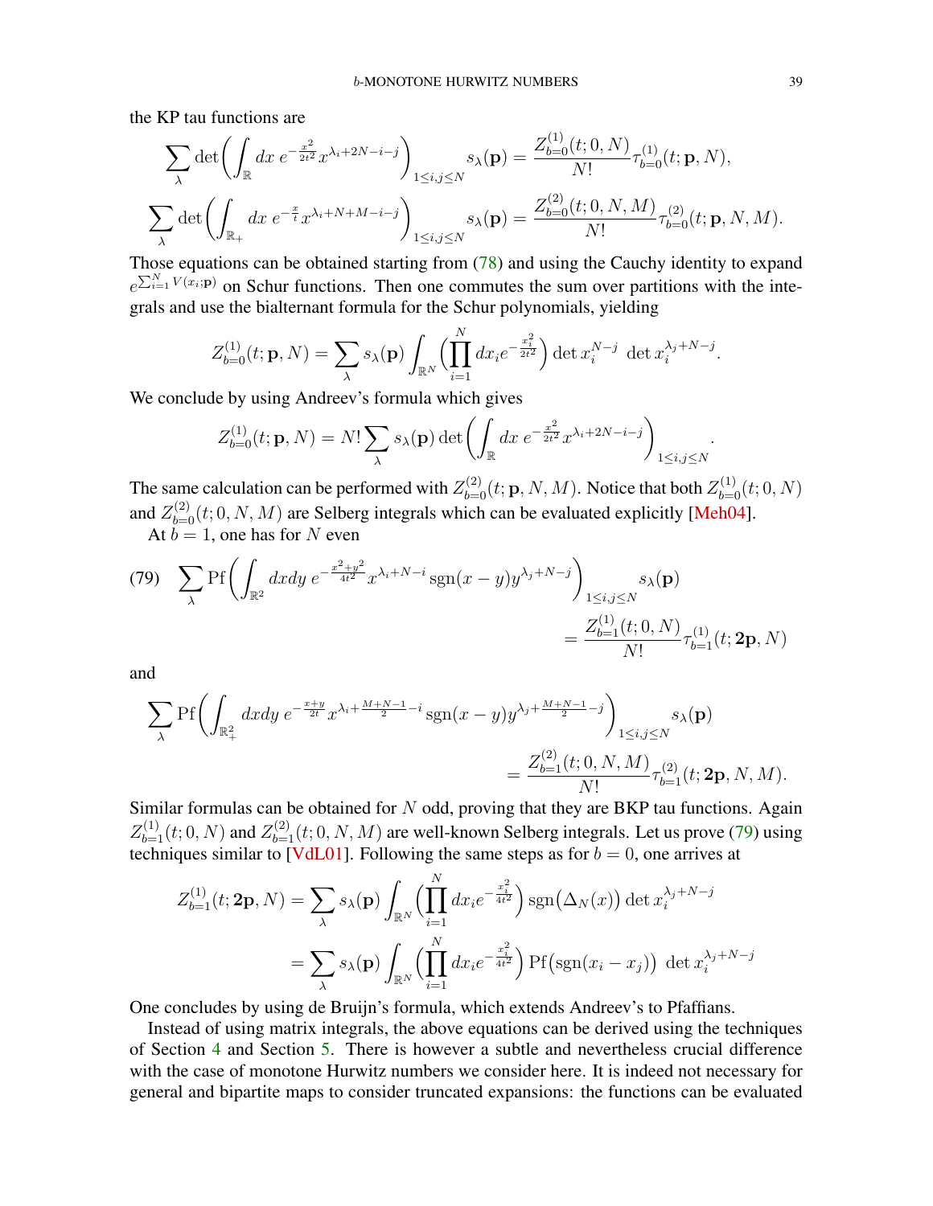the KP tau functions are

$$\sum_\lambda \det\biggl(\int_{\mathbb{R}} dx\, e^{-\frac{x^2}{2t^2}} x^{\lambda_i+2N-i-j}\biggr)_{1\le i,j\le N} s_\lambda(\mathbf{p}) = \frac{Z^{(1)}_{b=0}(t;0,N)}{N!}\tau^{(1)}_{b=0}(t;\mathbf{p},N),$$

$$\sum_\lambda \det\biggl(\int_{\mathbb{R}_+} dx\, e^{-\frac{x}{t}} x^{\lambda_i+N+M-i-j}\biggr)_{1\le i,j\le N} s_\lambda(\mathbf{p}) = \frac{Z^{(2)}_{b=0}(t;0,N,M)}{N!}\tau^{(2)}_{b=0}(t;\mathbf{p},N,M).$$

Those equations can be obtained starting from (78) and using the Cauchy identity to expand $e^{\sum_{i=1}^N V(x_i;\mathbf{p})}$ on Schur functions. Then one commutes the sum over partitions with the integrals and use the bialternant formula for the Schur polynomials, yielding

$$Z^{(1)}_{b=0}(t;\mathbf{p},N) = \sum_\lambda s_\lambda(\mathbf{p}) \int_{\mathbb{R}^N} \Bigl(\prod_{i=1}^N dx_i e^{-\frac{x_i^2}{2t^2}}\Bigr) \det x_i^{N-j}\ \det x_i^{\lambda_j+N-j}.$$

We conclude by using Andreev's formula which gives

$$Z^{(1)}_{b=0}(t;\mathbf{p},N) = N!\sum_\lambda s_\lambda(\mathbf{p}) \det\biggl(\int_{\mathbb{R}} dx\, e^{-\frac{x^2}{2t^2}} x^{\lambda_i+2N-i-j}\biggr)_{1\le i,j\le N}.$$

The same calculation can be performed with $Z^{(2)}_{b=0}(t;\mathbf{p},N,M)$. Notice that both $Z^{(1)}_{b=0}(t;0,N)$ and $Z^{(2)}_{b=0}(t;0,N,M)$ are Selberg integrals which can be evaluated explicitly [Meh04].

At $b=1$, one has for $N$ even

$$(79)\quad \sum_\lambda \mathrm{Pf}\biggl(\int_{\mathbb{R}^2} dxdy\, e^{-\frac{x^2+y^2}{4t^2}} x^{\lambda_i+N-i}\,\mathrm{sgn}(x-y) y^{\lambda_j+N-j}\biggr)_{1\le i,j\le N} s_\lambda(\mathbf{p}) = \frac{Z^{(1)}_{b=1}(t;0,N)}{N!}\tau^{(1)}_{b=1}(t;\mathbf{2p},N)$$

and

$$\sum_\lambda \mathrm{Pf}\biggl(\int_{\mathbb{R}_+^2} dxdy\, e^{-\frac{x+y}{2t}} x^{\lambda_i+\frac{M+N-1}{2}-i}\,\mathrm{sgn}(x-y) y^{\lambda_j+\frac{M+N-1}{2}-j}\biggr)_{1\le i,j\le N} s_\lambda(\mathbf{p}) = \frac{Z^{(2)}_{b=1}(t;0,N,M)}{N!}\tau^{(2)}_{b=1}(t;\mathbf{2p},N,M).$$

Similar formulas can be obtained for $N$ odd, proving that they are BKP tau functions. Again $Z^{(1)}_{b=1}(t;0,N)$ and $Z^{(2)}_{b=1}(t;0,N,M)$ are well-known Selberg integrals. Let us prove (79) using techniques similar to [VdL01]. Following the same steps as for $b=0$, one arrives at

$$\begin{aligned} Z^{(1)}_{b=1}(t;\mathbf{2p},N) &= \sum_\lambda s_\lambda(\mathbf{p}) \int_{\mathbb{R}^N} \Bigl(\prod_{i=1}^N dx_i e^{-\frac{x_i^2}{4t^2}}\Bigr) \mathrm{sgn}\bigl(\Delta_N(x)\bigr) \det x_i^{\lambda_j+N-j} \\ &= \sum_\lambda s_\lambda(\mathbf{p}) \int_{\mathbb{R}^N} \Bigl(\prod_{i=1}^N dx_i e^{-\frac{x_i^2}{4t^2}}\Bigr) \mathrm{Pf}\bigl(\mathrm{sgn}(x_i-x_j)\bigr)\ \det x_i^{\lambda_j+N-j} \end{aligned}$$

One concludes by using de Bruijn's formula, which extends Andreev's to Pfaffians.

Instead of using matrix integrals, the above equations can be derived using the techniques of Section 4 and Section 5. There is however a subtle and nevertheless crucial difference with the case of monotone Hurwitz numbers we consider here. It is indeed not necessary for general and bipartite maps to consider truncated expansions: the functions can be evaluated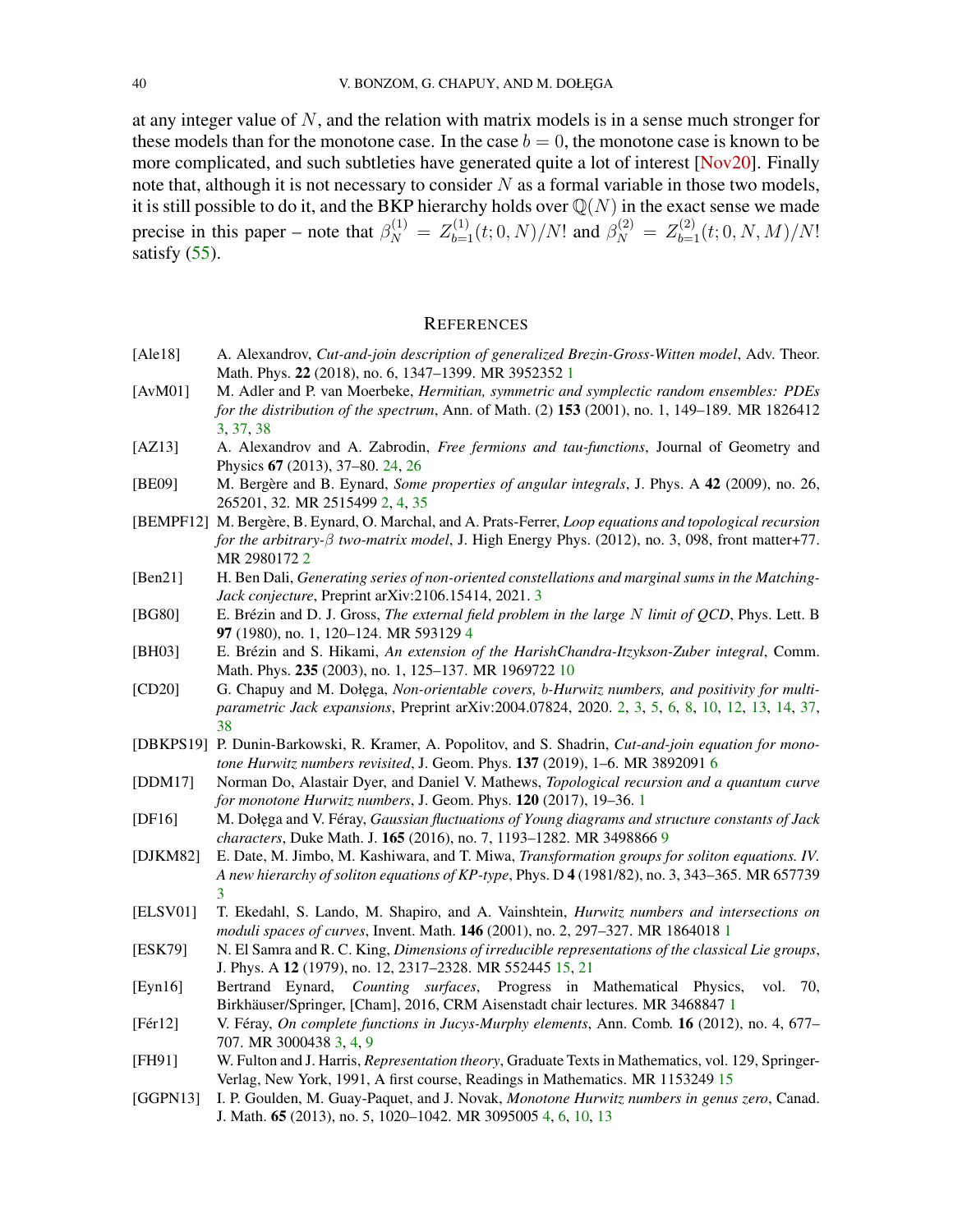at any integer value of $N$, and the relation with matrix models is in a sense much stronger for these models than for the monotone case. In the case $b = 0$, the monotone case is known to be more complicated, and such subtleties have generated quite a lot of interest [Nov20]. Finally note that, although it is not necessary to consider $N$ as a formal variable in those two models, it is still possible to do it, and the BKP hierarchy holds over $\mathbb{Q}(N)$ in the exact sense we made precise in this paper – note that $\beta_N^{(1)} = Z_{b=1}^{(1)}(t; 0, N)/N!$ and $\beta_N^{(2)} = Z_{b=1}^{(2)}(t; 0, N, M)/N!$ satisfy (55).

## References

- [Ale18] A. Alexandrov, *Cut-and-join description of generalized Brezin-Gross-Witten model*, Adv. Theor. Math. Phys. **22** (2018), no. 6, 1347–1399. MR 3952352 1
- [AvM01] M. Adler and P. van Moerbeke, *Hermitian, symmetric and symplectic random ensembles: PDEs for the distribution of the spectrum*, Ann. of Math. (2) **153** (2001), no. 1, 149–189. MR 1826412 3, 37, 38
- [AZ13] A. Alexandrov and A. Zabrodin, *Free fermions and tau-functions*, Journal of Geometry and Physics **67** (2013), 37–80. 24, 26
- [BE09] M. Bergère and B. Eynard, *Some properties of angular integrals*, J. Phys. A **42** (2009), no. 26, 265201, 32. MR 2515499 2, 4, 35
- [BEMPF12] M. Bergère, B. Eynard, O. Marchal, and A. Prats-Ferrer, *Loop equations and topological recursion for the arbitrary-β two-matrix model*, J. High Energy Phys. (2012), no. 3, 098, front matter+77. MR 2980172 2
- [Ben21] H. Ben Dali, *Generating series of non-oriented constellations and marginal sums in the Matching-Jack conjecture*, Preprint arXiv:2106.15414, 2021. 3
- [BG80] E. Brézin and D. J. Gross, *The external field problem in the large $N$ limit of QCD*, Phys. Lett. B **97** (1980), no. 1, 120–124. MR 593129 4
- [BH03] E. Brézin and S. Hikami, *An extension of the HarishChandra-Itzykson-Zuber integral*, Comm. Math. Phys. **235** (2003), no. 1, 125–137. MR 1969722 10
- [CD20] G. Chapuy and M. Dołęga, *Non-orientable covers, b-Hurwitz numbers, and positivity for multiparametric Jack expansions*, Preprint arXiv:2004.07824, 2020. 2, 3, 5, 6, 8, 10, 12, 13, 14, 37, 38
- [DBKPS19] P. Dunin-Barkowski, R. Kramer, A. Popolitov, and S. Shadrin, *Cut-and-join equation for monotone Hurwitz numbers revisited*, J. Geom. Phys. **137** (2019), 1–6. MR 3892091 6
- [DDM17] Norman Do, Alastair Dyer, and Daniel V. Mathews, *Topological recursion and a quantum curve for monotone Hurwitz numbers*, J. Geom. Phys. **120** (2017), 19–36. 1
- [DF16] M. Dołęga and V. Féray, *Gaussian fluctuations of Young diagrams and structure constants of Jack characters*, Duke Math. J. **165** (2016), no. 7, 1193–1282. MR 3498866 9
- [DJKM82] E. Date, M. Jimbo, M. Kashiwara, and T. Miwa, *Transformation groups for soliton equations. IV. A new hierarchy of soliton equations of KP-type*, Phys. D **4** (1981/82), no. 3, 343–365. MR 657739 3
- [ELSV01] T. Ekedahl, S. Lando, M. Shapiro, and A. Vainshtein, *Hurwitz numbers and intersections on moduli spaces of curves*, Invent. Math. **146** (2001), no. 2, 297–327. MR 1864018 1
- [ESK79] N. El Samra and R. C. King, *Dimensions of irreducible representations of the classical Lie groups*, J. Phys. A **12** (1979), no. 12, 2317–2328. MR 552445 15, 21
- [Eyn16] Bertrand Eynard, *Counting surfaces*, Progress in Mathematical Physics, vol. 70, Birkhäuser/Springer, [Cham], 2016, CRM Aisenstadt chair lectures. MR 3468847 1
- [Fér12] V. Féray, *On complete functions in Jucys-Murphy elements*, Ann. Comb. **16** (2012), no. 4, 677–707. MR 3000438 3, 4, 9
- [FH91] W. Fulton and J. Harris, *Representation theory*, Graduate Texts in Mathematics, vol. 129, Springer-Verlag, New York, 1991, A first course, Readings in Mathematics. MR 1153249 15
- [GGPN13] I. P. Goulden, M. Guay-Paquet, and J. Novak, *Monotone Hurwitz numbers in genus zero*, Canad. J. Math. **65** (2013), no. 5, 1020–1042. MR 3095005 4, 6, 10, 13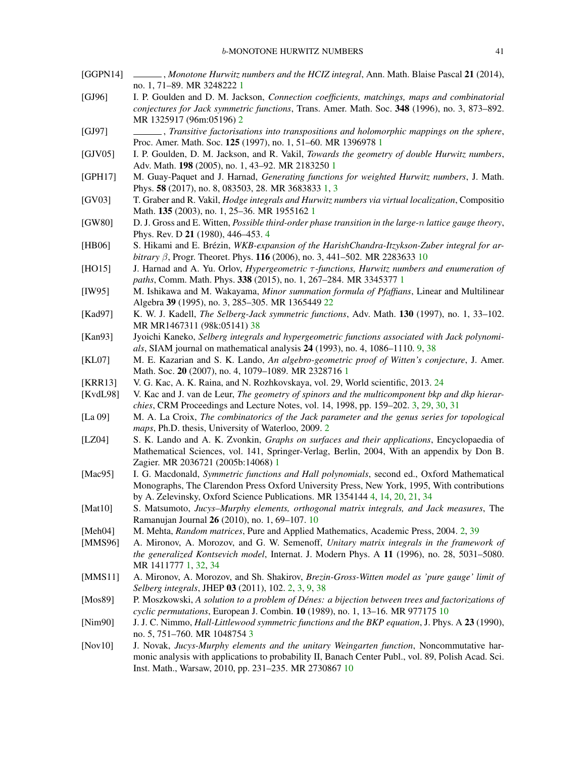[GGPN14] ———, *Monotone Hurwitz numbers and the HCIZ integral*, Ann. Math. Blaise Pascal **21** (2014), no. 1, 71–89. MR 3248222 1

[GJ96] I. P. Goulden and D. M. Jackson, *Connection coefficients, matchings, maps and combinatorial conjectures for Jack symmetric functions*, Trans. Amer. Math. Soc. **348** (1996), no. 3, 873–892. MR 1325917 (96m:05196) 2

[GJ97] ———, *Transitive factorisations into transpositions and holomorphic mappings on the sphere*, Proc. Amer. Math. Soc. **125** (1997), no. 1, 51–60. MR 1396978 1

[GJV05] I. P. Goulden, D. M. Jackson, and R. Vakil, *Towards the geometry of double Hurwitz numbers*, Adv. Math. **198** (2005), no. 1, 43–92. MR 2183250 1

[GPH17] M. Guay-Paquet and J. Harnad, *Generating functions for weighted Hurwitz numbers*, J. Math. Phys. **58** (2017), no. 8, 083503, 28. MR 3683833 1, 3

[GV03] T. Graber and R. Vakil, *Hodge integrals and Hurwitz numbers via virtual localization*, Compositio Math. **135** (2003), no. 1, 25–36. MR 1955162 1

[GW80] D. J. Gross and E. Witten, *Possible third-order phase transition in the large-$n$ lattice gauge theory*, Phys. Rev. D **21** (1980), 446–453. 4

[HB06] S. Hikami and E. Brézin, *WKB-expansion of the HarishChandra-Itzykson-Zuber integral for arbitrary $\beta$*, Progr. Theoret. Phys. **116** (2006), no. 3, 441–502. MR 2283633 10

[HO15] J. Harnad and A. Yu. Orlov, *Hypergeometric $\tau$-functions, Hurwitz numbers and enumeration of paths*, Comm. Math. Phys. **338** (2015), no. 1, 267–284. MR 3345377 1

[IW95] M. Ishikawa and M. Wakayama, *Minor summation formula of Pfaffians*, Linear and Multilinear Algebra **39** (1995), no. 3, 285–305. MR 1365449 22

[Kad97] K. W. J. Kadell, *The Selberg-Jack symmetric functions*, Adv. Math. **130** (1997), no. 1, 33–102. MR MR1467311 (98k:05141) 38

[Kan93] Jyoichi Kaneko, *Selberg integrals and hypergeometric functions associated with Jack polynomials*, SIAM journal on mathematical analysis **24** (1993), no. 4, 1086–1110. 9, 38

[KL07] M. E. Kazarian and S. K. Lando, *An algebro-geometric proof of Witten's conjecture*, J. Amer. Math. Soc. **20** (2007), no. 4, 1079–1089. MR 2328716 1

[KRR13] V. G. Kac, A. K. Raina, and N. Rozhkovskaya, vol. 29, World scientific, 2013. 24

[KvdL98] V. Kac and J. van de Leur, *The geometry of spinors and the multicomponent bkp and dkp hierarchies*, CRM Proceedings and Lecture Notes, vol. 14, 1998, pp. 159–202. 3, 29, 30, 31

[La 09] M. A. La Croix, *The combinatorics of the Jack parameter and the genus series for topological maps*, Ph.D. thesis, University of Waterloo, 2009. 2

[LZ04] S. K. Lando and A. K. Zvonkin, *Graphs on surfaces and their applications*, Encyclopaedia of Mathematical Sciences, vol. 141, Springer-Verlag, Berlin, 2004, With an appendix by Don B. Zagier. MR 2036721 (2005b:14068) 1

[Mac95] I. G. Macdonald, *Symmetric functions and Hall polynomials*, second ed., Oxford Mathematical Monographs, The Clarendon Press Oxford University Press, New York, 1995, With contributions by A. Zelevinsky, Oxford Science Publications. MR 1354144 4, 14, 20, 21, 34

[Mat10] S. Matsumoto, *Jucys–Murphy elements, orthogonal matrix integrals, and Jack measures*, The Ramanujan Journal **26** (2010), no. 1, 69–107. 10

[Meh04] M. Mehta, *Random matrices*, Pure and Applied Mathematics, Academic Press, 2004. 2, 39

[MMS96] A. Mironov, A. Morozov, and G. W. Semenoff, *Unitary matrix integrals in the framework of the generalized Kontsevich model*, Internat. J. Modern Phys. A **11** (1996), no. 28, 5031–5080. MR 1411777 1, 32, 34

[MMS11] A. Mironov, A. Morozov, and Sh. Shakirov, *Brezin-Gross-Witten model as 'pure gauge' limit of Selberg integrals*, JHEP **03** (2011), 102. 2, 3, 9, 38

[Mos89] P. Moszkowski, *A solution to a problem of Dénes: a bijection between trees and factorizations of cyclic permutations*, European J. Combin. **10** (1989), no. 1, 13–16. MR 977175 10

[Nim90] J. J. C. Nimmo, *Hall-Littlewood symmetric functions and the BKP equation*, J. Phys. A **23** (1990), no. 5, 751–760. MR 1048754 3

[Nov10] J. Novak, *Jucys-Murphy elements and the unitary Weingarten function*, Noncommutative harmonic analysis with applications to probability II, Banach Center Publ., vol. 89, Polish Acad. Sci. Inst. Math., Warsaw, 2010, pp. 231–235. MR 2730867 10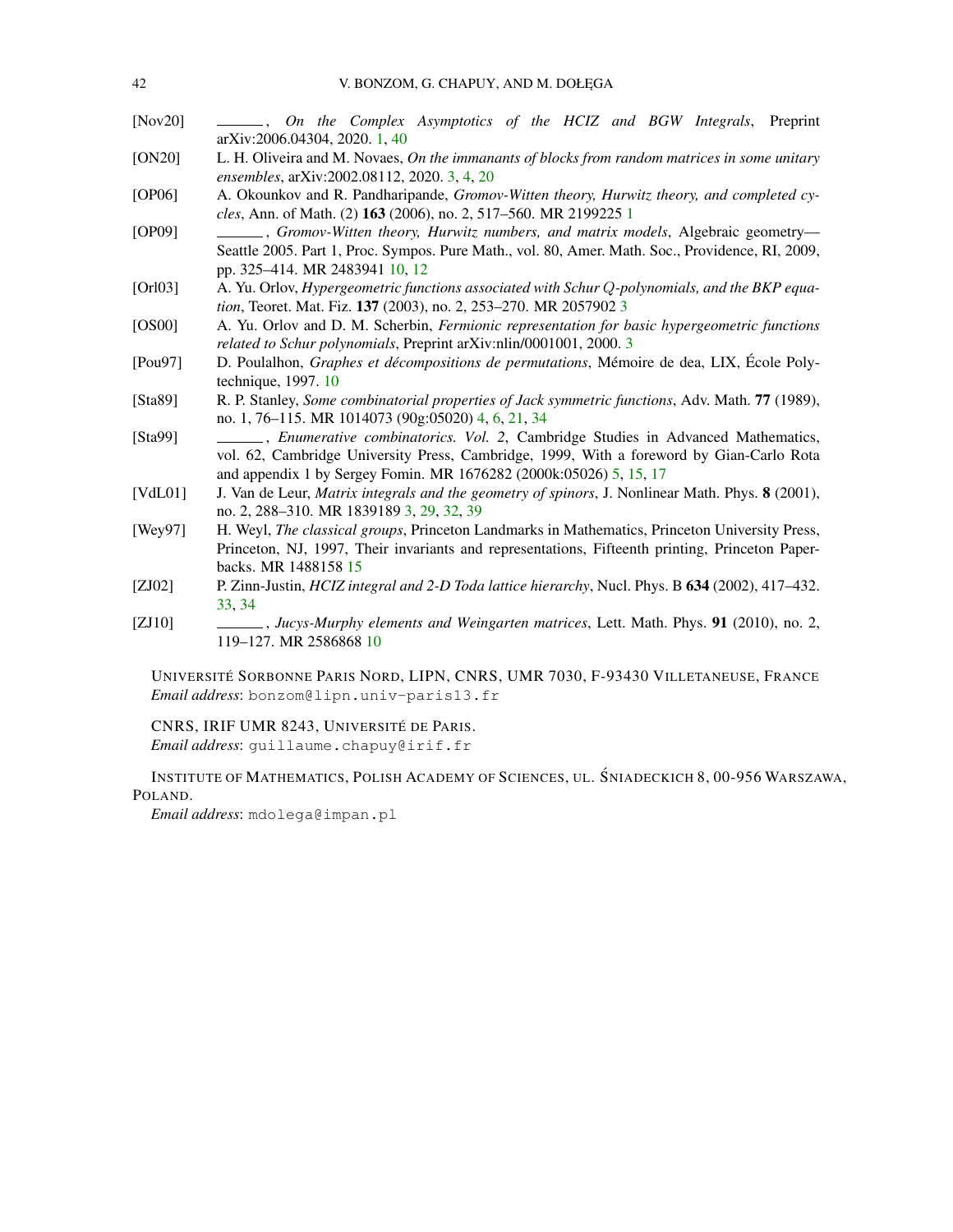[Nov20] ______, *On the Complex Asymptotics of the HCIZ and BGW Integrals*, Preprint arXiv:2006.04304, 2020. 1, 40

[ON20] L. H. Oliveira and M. Novaes, *On the immanants of blocks from random matrices in some unitary ensembles*, arXiv:2002.08112, 2020. 3, 4, 20

[OP06] A. Okounkov and R. Pandharipande, *Gromov-Witten theory, Hurwitz theory, and completed cycles*, Ann. of Math. (2) **163** (2006), no. 2, 517–560. MR 2199225 1

[OP09] ______, *Gromov-Witten theory, Hurwitz numbers, and matrix models*, Algebraic geometry—Seattle 2005. Part 1, Proc. Sympos. Pure Math., vol. 80, Amer. Math. Soc., Providence, RI, 2009, pp. 325–414. MR 2483941 10, 12

[Orl03] A. Yu. Orlov, *Hypergeometric functions associated with Schur Q-polynomials, and the BKP equation*, Teoret. Mat. Fiz. **137** (2003), no. 2, 253–270. MR 2057902 3

[OS00] A. Yu. Orlov and D. M. Scherbin, *Fermionic representation for basic hypergeometric functions related to Schur polynomials*, Preprint arXiv:nlin/0001001, 2000. 3

[Pou97] D. Poulalhon, *Graphes et décompositions de permutations*, Mémoire de dea, LIX, École Polytechnique, 1997. 10

[Sta89] R. P. Stanley, *Some combinatorial properties of Jack symmetric functions*, Adv. Math. **77** (1989), no. 1, 76–115. MR 1014073 (90g:05020) 4, 6, 21, 34

[Sta99] ______, *Enumerative combinatorics. Vol. 2*, Cambridge Studies in Advanced Mathematics, vol. 62, Cambridge University Press, Cambridge, 1999, With a foreword by Gian-Carlo Rota and appendix 1 by Sergey Fomin. MR 1676282 (2000k:05026) 5, 15, 17

[VdL01] J. Van de Leur, *Matrix integrals and the geometry of spinors*, J. Nonlinear Math. Phys. **8** (2001), no. 2, 288–310. MR 1839189 3, 29, 32, 39

[Wey97] H. Weyl, *The classical groups*, Princeton Landmarks in Mathematics, Princeton University Press, Princeton, NJ, 1997, Their invariants and representations, Fifteenth printing, Princeton Paperbacks. MR 1488158 15

[ZJ02] P. Zinn-Justin, *HCIZ integral and 2-D Toda lattice hierarchy*, Nucl. Phys. B **634** (2002), 417–432. 33, 34

[ZJ10] ______, *Jucys-Murphy elements and Weingarten matrices*, Lett. Math. Phys. **91** (2010), no. 2, 119–127. MR 2586868 10

Université Sorbonne Paris Nord, LIPN, CNRS, UMR 7030, F-93430 Villetaneuse, France
*Email address*: bonzom@lipn.univ-paris13.fr

CNRS, IRIF UMR 8243, Université de Paris.
*Email address*: guillaume.chapuy@irif.fr

Institute of Mathematics, Polish Academy of Sciences, ul. Śniadeckich 8, 00-956 Warszawa, Poland.
*Email address*: mdolega@impan.pl